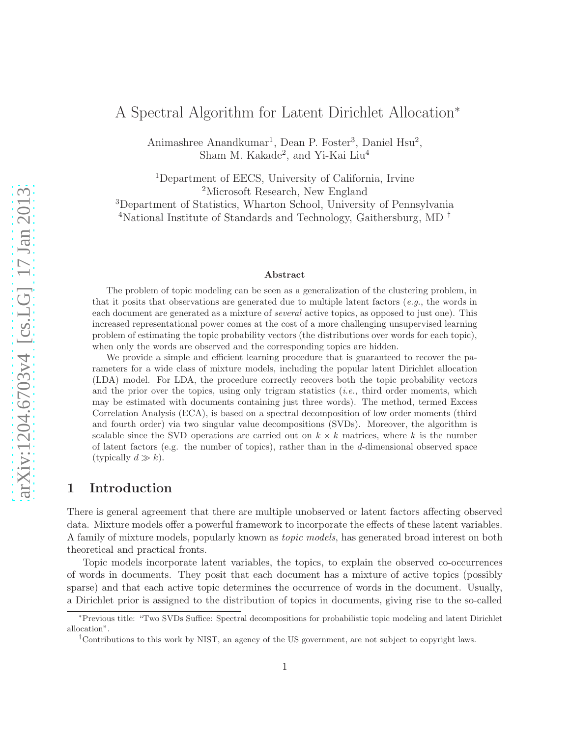# A Spectral Algorithm for Latent Dirichlet Allocation*

Animashree Anandkumar[1], Dean P. Foster[3], Daniel Hsu[2], Sham M. Kakade[2], and Yi-Kai Liu[4]

[1]Department of EECS, University of California, Irvine
[2]Microsoft Research, New England
[3]Department of Statistics, Wharton School, University of Pennsylvania
[4]National Institute of Standards and Technology, Gaithersburg, MD †

### Abstract

The problem of topic modeling can be seen as a generalization of the clustering problem, in that it posits that observations are generated due to multiple latent factors (*e.g.*, the words in each document are generated as a mixture of *several* active topics, as opposed to just one). This increased representational power comes at the cost of a more challenging unsupervised learning problem of estimating the topic probability vectors (the distributions over words for each topic), when only the words are observed and the corresponding topics are hidden.

We provide a simple and efficient learning procedure that is guaranteed to recover the parameters for a wide class of mixture models, including the popular latent Dirichlet allocation (LDA) model. For LDA, the procedure correctly recovers both the topic probability vectors and the prior over the topics, using only trigram statistics (*i.e.*, third order moments, which may be estimated with documents containing just three words). The method, termed Excess Correlation Analysis (ECA), is based on a spectral decomposition of low order moments (third and fourth order) via two singular value decompositions (SVDs). Moreover, the algorithm is scalable since the SVD operations are carried out on $k \times k$ matrices, where $k$ is the number of latent factors (e.g. the number of topics), rather than in the $d$-dimensional observed space (typically $d \gg k$).

## 1 Introduction

There is general agreement that there are multiple unobserved or latent factors affecting observed data. Mixture models offer a powerful framework to incorporate the effects of these latent variables. A family of mixture models, popularly known as *topic models*, has generated broad interest on both theoretical and practical fronts.

Topic models incorporate latent variables, the topics, to explain the observed co-occurrences of words in documents. They posit that each document has a mixture of active topics (possibly sparse) and that each active topic determines the occurrence of words in the document. Usually, a Dirichlet prior is assigned to the distribution of topics in documents, giving rise to the so-called

*Previous title: "Two SVDs Suffice: Spectral decompositions for probabilistic topic modeling and latent Dirichlet allocation".

†Contributions to this work by NIST, an agency of the US government, are not subject to copyright laws.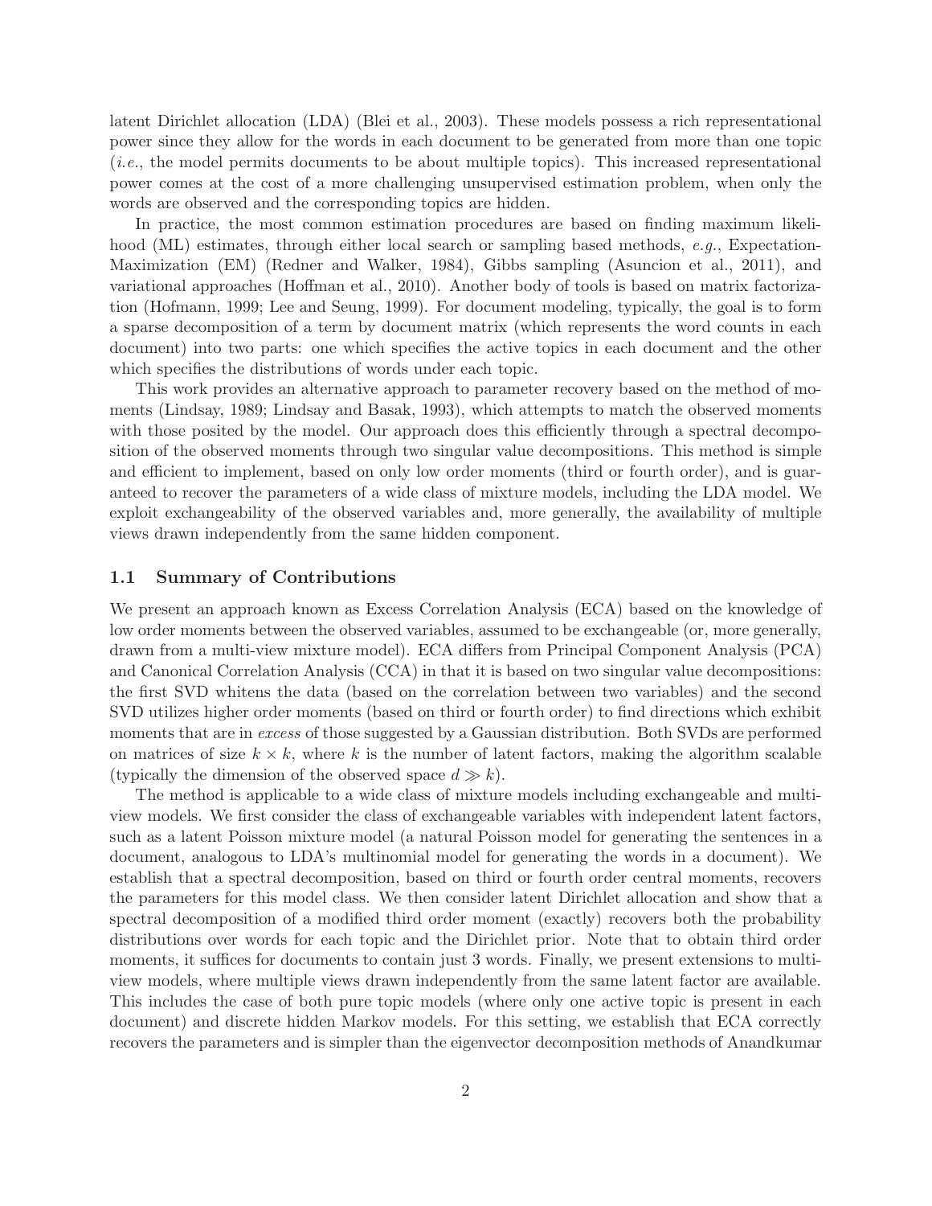latent Dirichlet allocation (LDA) (Blei et al., 2003). These models possess a rich representational power since they allow for the words in each document to be generated from more than one topic (*i.e.*, the model permits documents to be about multiple topics). This increased representational power comes at the cost of a more challenging unsupervised estimation problem, when only the words are observed and the corresponding topics are hidden.

In practice, the most common estimation procedures are based on finding maximum likelihood (ML) estimates, through either local search or sampling based methods, *e.g.*, Expectation-Maximization (EM) (Redner and Walker, 1984), Gibbs sampling (Asuncion et al., 2011), and variational approaches (Hoffman et al., 2010). Another body of tools is based on matrix factorization (Hofmann, 1999; Lee and Seung, 1999). For document modeling, typically, the goal is to form a sparse decomposition of a term by document matrix (which represents the word counts in each document) into two parts: one which specifies the active topics in each document and the other which specifies the distributions of words under each topic.

This work provides an alternative approach to parameter recovery based on the method of moments (Lindsay, 1989; Lindsay and Basak, 1993), which attempts to match the observed moments with those posited by the model. Our approach does this efficiently through a spectral decomposition of the observed moments through two singular value decompositions. This method is simple and efficient to implement, based on only low order moments (third or fourth order), and is guaranteed to recover the parameters of a wide class of mixture models, including the LDA model. We exploit exchangeability of the observed variables and, more generally, the availability of multiple views drawn independently from the same hidden component.

### 1.1 Summary of Contributions

We present an approach known as Excess Correlation Analysis (ECA) based on the knowledge of low order moments between the observed variables, assumed to be exchangeable (or, more generally, drawn from a multi-view mixture model). ECA differs from Principal Component Analysis (PCA) and Canonical Correlation Analysis (CCA) in that it is based on two singular value decompositions: the first SVD whitens the data (based on the correlation between two variables) and the second SVD utilizes higher order moments (based on third or fourth order) to find directions which exhibit moments that are in *excess* of those suggested by a Gaussian distribution. Both SVDs are performed on matrices of size $k \times k$, where $k$ is the number of latent factors, making the algorithm scalable (typically the dimension of the observed space $d \gg k$).

The method is applicable to a wide class of mixture models including exchangeable and multi-view models. We first consider the class of exchangeable variables with independent latent factors, such as a latent Poisson mixture model (a natural Poisson model for generating the sentences in a document, analogous to LDA's multinomial model for generating the words in a document). We establish that a spectral decomposition, based on third or fourth order central moments, recovers the parameters for this model class. We then consider latent Dirichlet allocation and show that a spectral decomposition of a modified third order moment (exactly) recovers both the probability distributions over words for each topic and the Dirichlet prior. Note that to obtain third order moments, it suffices for documents to contain just 3 words. Finally, we present extensions to multi-view models, where multiple views drawn independently from the same latent factor are available. This includes the case of both pure topic models (where only one active topic is present in each document) and discrete hidden Markov models. For this setting, we establish that ECA correctly recovers the parameters and is simpler than the eigenvector decomposition methods of Anandkumar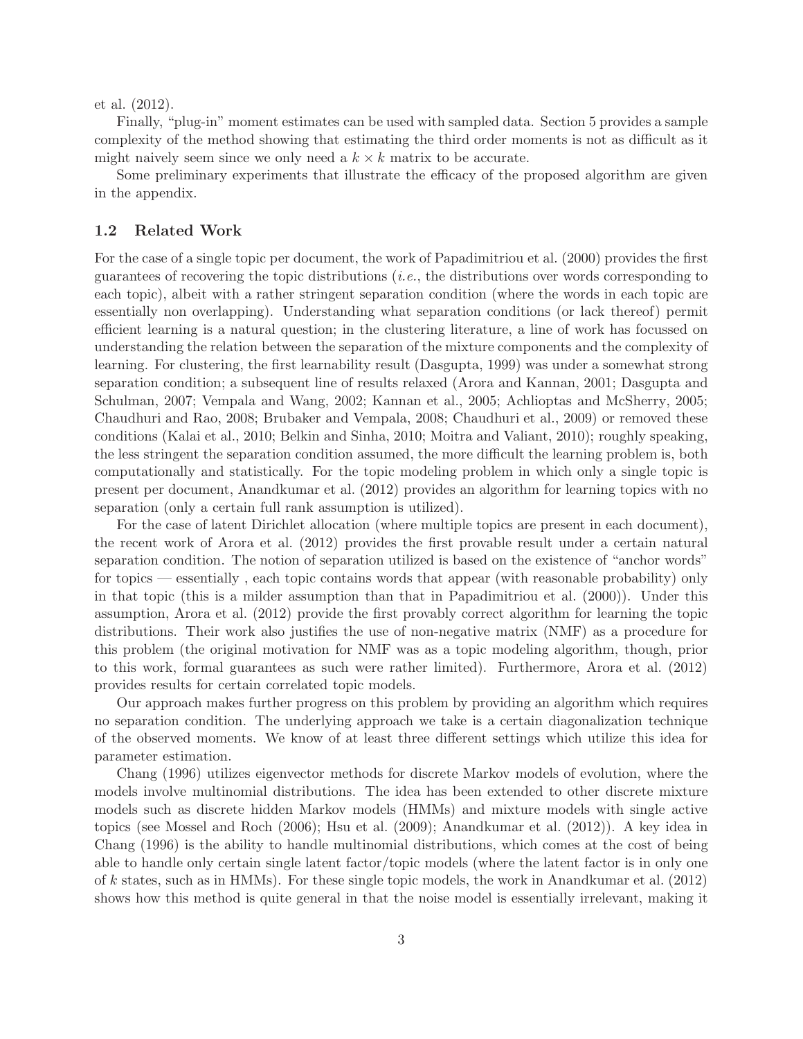et al. (2012).

Finally, "plug-in" moment estimates can be used with sampled data. Section 5 provides a sample complexity of the method showing that estimating the third order moments is not as difficult as it might naively seem since we only need a $k \times k$ matrix to be accurate.

Some preliminary experiments that illustrate the efficacy of the proposed algorithm are given in the appendix.

### 1.2 Related Work

For the case of a single topic per document, the work of Papadimitriou et al. (2000) provides the first guarantees of recovering the topic distributions (*i.e.*, the distributions over words corresponding to each topic), albeit with a rather stringent separation condition (where the words in each topic are essentially non overlapping). Understanding what separation conditions (or lack thereof) permit efficient learning is a natural question; in the clustering literature, a line of work has focussed on understanding the relation between the separation of the mixture components and the complexity of learning. For clustering, the first learnability result (Dasgupta, 1999) was under a somewhat strong separation condition; a subsequent line of results relaxed (Arora and Kannan, 2001; Dasgupta and Schulman, 2007; Vempala and Wang, 2002; Kannan et al., 2005; Achlioptas and McSherry, 2005; Chaudhuri and Rao, 2008; Brubaker and Vempala, 2008; Chaudhuri et al., 2009) or removed these conditions (Kalai et al., 2010; Belkin and Sinha, 2010; Moitra and Valiant, 2010); roughly speaking, the less stringent the separation condition assumed, the more difficult the learning problem is, both computationally and statistically. For the topic modeling problem in which only a single topic is present per document, Anandkumar et al. (2012) provides an algorithm for learning topics with no separation (only a certain full rank assumption is utilized).

For the case of latent Dirichlet allocation (where multiple topics are present in each document), the recent work of Arora et al. (2012) provides the first provable result under a certain natural separation condition. The notion of separation utilized is based on the existence of "anchor words" for topics — essentially , each topic contains words that appear (with reasonable probability) only in that topic (this is a milder assumption than that in Papadimitriou et al. (2000)). Under this assumption, Arora et al. (2012) provide the first provably correct algorithm for learning the topic distributions. Their work also justifies the use of non-negative matrix (NMF) as a procedure for this problem (the original motivation for NMF was as a topic modeling algorithm, though, prior to this work, formal guarantees as such were rather limited). Furthermore, Arora et al. (2012) provides results for certain correlated topic models.

Our approach makes further progress on this problem by providing an algorithm which requires no separation condition. The underlying approach we take is a certain diagonalization technique of the observed moments. We know of at least three different settings which utilize this idea for parameter estimation.

Chang (1996) utilizes eigenvector methods for discrete Markov models of evolution, where the models involve multinomial distributions. The idea has been extended to other discrete mixture models such as discrete hidden Markov models (HMMs) and mixture models with single active topics (see Mossel and Roch (2006); Hsu et al. (2009); Anandkumar et al. (2012)). A key idea in Chang (1996) is the ability to handle multinomial distributions, which comes at the cost of being able to handle only certain single latent factor/topic models (where the latent factor is in only one of $k$ states, such as in HMMs). For these single topic models, the work in Anandkumar et al. (2012) shows how this method is quite general in that the noise model is essentially irrelevant, making it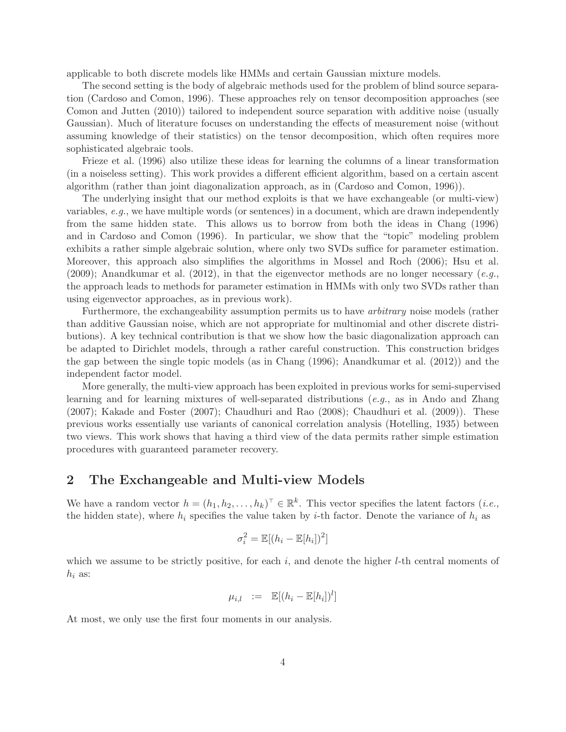applicable to both discrete models like HMMs and certain Gaussian mixture models.

The second setting is the body of algebraic methods used for the problem of blind source separation (Cardoso and Comon, 1996). These approaches rely on tensor decomposition approaches (see Comon and Jutten (2010)) tailored to independent source separation with additive noise (usually Gaussian). Much of literature focuses on understanding the effects of measurement noise (without assuming knowledge of their statistics) on the tensor decomposition, which often requires more sophisticated algebraic tools.

Frieze et al. (1996) also utilize these ideas for learning the columns of a linear transformation (in a noiseless setting). This work provides a different efficient algorithm, based on a certain ascent algorithm (rather than joint diagonalization approach, as in (Cardoso and Comon, 1996)).

The underlying insight that our method exploits is that we have exchangeable (or multi-view) variables, *e.g.*, we have multiple words (or sentences) in a document, which are drawn independently from the same hidden state. This allows us to borrow from both the ideas in Chang (1996) and in Cardoso and Comon (1996). In particular, we show that the "topic" modeling problem exhibits a rather simple algebraic solution, where only two SVDs suffice for parameter estimation. Moreover, this approach also simplifies the algorithms in Mossel and Roch (2006); Hsu et al. (2009); Anandkumar et al. (2012), in that the eigenvector methods are no longer necessary (*e.g.*, the approach leads to methods for parameter estimation in HMMs with only two SVDs rather than using eigenvector approaches, as in previous work).

Furthermore, the exchangeability assumption permits us to have *arbitrary* noise models (rather than additive Gaussian noise, which are not appropriate for multinomial and other discrete distributions). A key technical contribution is that we show how the basic diagonalization approach can be adapted to Dirichlet models, through a rather careful construction. This construction bridges the gap between the single topic models (as in Chang (1996); Anandkumar et al. (2012)) and the independent factor model.

More generally, the multi-view approach has been exploited in previous works for semi-supervised learning and for learning mixtures of well-separated distributions (*e.g.*, as in Ando and Zhang (2007); Kakade and Foster (2007); Chaudhuri and Rao (2008); Chaudhuri et al. (2009)). These previous works essentially use variants of canonical correlation analysis (Hotelling, 1935) between two views. This work shows that having a third view of the data permits rather simple estimation procedures with guaranteed parameter recovery.

## 2 The Exchangeable and Multi-view Models

We have a random vector $h = (h_1, h_2, \dots, h_k)^\top \in \mathbb{R}^k$. This vector specifies the latent factors (*i.e.*, the hidden state), where $h_i$ specifies the value taken by $i$-th factor. Denote the variance of $h_i$ as

$$\sigma_i^2 = \mathbb{E}[(h_i - \mathbb{E}[h_i])^2]$$

which we assume to be strictly positive, for each $i$, and denote the higher $l$-th central moments of $h_i$ as:

$$\mu_{i,l} \;:=\; \mathbb{E}[(h_i - \mathbb{E}[h_i])^l]$$

At most, we only use the first four moments in our analysis.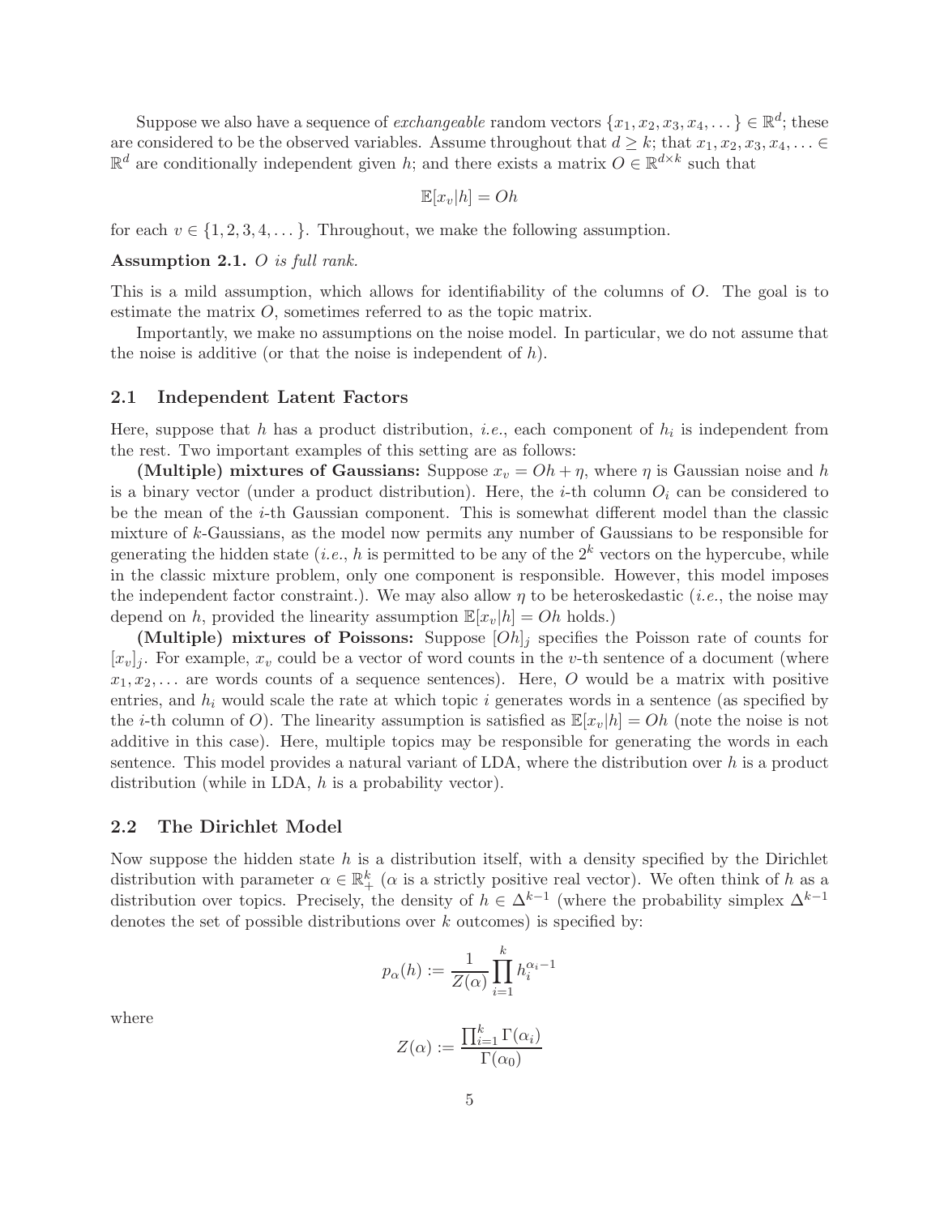Suppose we also have a sequence of *exchangeable* random vectors $\{x_1, x_2, x_3, x_4, \dots\} \in \mathbb{R}^d$; these are considered to be the observed variables. Assume throughout that $d \geq k$; that $x_1, x_2, x_3, x_4, \dots \in \mathbb{R}^d$ are conditionally independent given $h$; and there exists a matrix $O \in \mathbb{R}^{d \times k}$ such that

$$\mathbb{E}[x_v | h] = Oh$$

for each $v \in \{1, 2, 3, 4, \dots\}$. Throughout, we make the following assumption.

**Assumption 2.1.** *$O$ is full rank.*

This is a mild assumption, which allows for identifiability of the columns of $O$. The goal is to estimate the matrix $O$, sometimes referred to as the topic matrix.

Importantly, we make no assumptions on the noise model. In particular, we do not assume that the noise is additive (or that the noise is independent of $h$).

## 2.1 Independent Latent Factors

Here, suppose that $h$ has a product distribution, *i.e.*, each component of $h_i$ is independent from the rest. Two important examples of this setting are as follows:

**(Multiple) mixtures of Gaussians:** Suppose $x_v = Oh + \eta$, where $\eta$ is Gaussian noise and $h$ is a binary vector (under a product distribution). Here, the $i$-th column $O_i$ can be considered to be the mean of the $i$-th Gaussian component. This is somewhat different model than the classic mixture of $k$-Gaussians, as the model now permits any number of Gaussians to be responsible for generating the hidden state (*i.e.*, $h$ is permitted to be any of the $2^k$ vectors on the hypercube, while in the classic mixture problem, only one component is responsible. However, this model imposes the independent factor constraint.). We may also allow $\eta$ to be heteroskedastic (*i.e.*, the noise may depend on $h$, provided the linearity assumption $\mathbb{E}[x_v|h] = Oh$ holds.)

**(Multiple) mixtures of Poissons:** Suppose $[Oh]_j$ specifies the Poisson rate of counts for $[x_v]_j$. For example, $x_v$ could be a vector of word counts in the $v$-th sentence of a document (where $x_1, x_2, \dots$ are words counts of a sequence sentences). Here, $O$ would be a matrix with positive entries, and $h_i$ would scale the rate at which topic $i$ generates words in a sentence (as specified by the $i$-th column of $O$). The linearity assumption is satisfied as $\mathbb{E}[x_v|h] = Oh$ (note the noise is not additive in this case). Here, multiple topics may be responsible for generating the words in each sentence. This model provides a natural variant of LDA, where the distribution over $h$ is a product distribution (while in LDA, $h$ is a probability vector).

## 2.2 The Dirichlet Model

Now suppose the hidden state $h$ is a distribution itself, with a density specified by the Dirichlet distribution with parameter $\alpha \in \mathbb{R}^k_+$ ($\alpha$ is a strictly positive real vector). We often think of $h$ as a distribution over topics. Precisely, the density of $h \in \Delta^{k-1}$ (where the probability simplex $\Delta^{k-1}$ denotes the set of possible distributions over $k$ outcomes) is specified by:

$$p_\alpha(h) := \frac{1}{Z(\alpha)} \prod_{i=1}^{k} h_i^{\alpha_i - 1}$$

where

$$Z(\alpha) := \frac{\prod_{i=1}^{k} \Gamma(\alpha_i)}{\Gamma(\alpha_0)}$$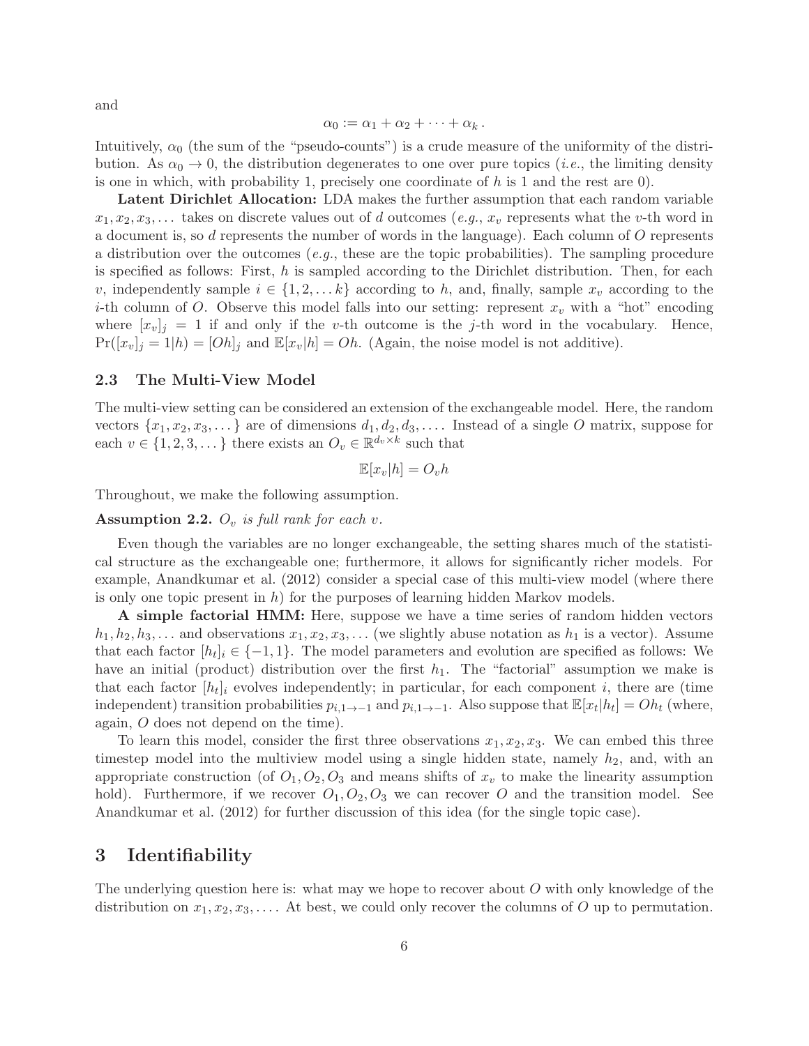and

$$\alpha_0 := \alpha_1 + \alpha_2 + \cdots + \alpha_k \,.$$

Intuitively, $\alpha_0$ (the sum of the "pseudo-counts") is a crude measure of the uniformity of the distribution. As $\alpha_0 \to 0$, the distribution degenerates to one over pure topics (*i.e.*, the limiting density is one in which, with probability 1, precisely one coordinate of $h$ is 1 and the rest are 0).

**Latent Dirichlet Allocation:** LDA makes the further assumption that each random variable $x_1, x_2, x_3, \dots$ takes on discrete values out of $d$ outcomes (*e.g.*, $x_v$ represents what the $v$-th word in a document is, so $d$ represents the number of words in the language). Each column of $O$ represents a distribution over the outcomes (*e.g.*, these are the topic probabilities). The sampling procedure is specified as follows: First, $h$ is sampled according to the Dirichlet distribution. Then, for each $v$, independently sample $i \in \{1, 2, \dots k\}$ according to $h$, and, finally, sample $x_v$ according to the $i$-th column of $O$. Observe this model falls into our setting: represent $x_v$ with a "hot" encoding where $[x_v]_j = 1$ if and only if the $v$-th outcome is the $j$-th word in the vocabulary. Hence, $\Pr([x_v]_j = 1|h) = [Oh]_j$ and $\mathbb{E}[x_v|h] = Oh$. (Again, the noise model is not additive).

### 2.3 The Multi-View Model

The multi-view setting can be considered an extension of the exchangeable model. Here, the random vectors $\{x_1, x_2, x_3, \dots\}$ are of dimensions $d_1, d_2, d_3, \dots$. Instead of a single $O$ matrix, suppose for each $v \in \{1, 2, 3, \dots\}$ there exists an $O_v \in \mathbb{R}^{d_v \times k}$ such that

$$\mathbb{E}[x_v|h] = O_v h$$

Throughout, we make the following assumption.

**Assumption 2.2.** *$O_v$ is full rank for each $v$.*

Even though the variables are no longer exchangeable, the setting shares much of the statistical structure as the exchangeable one; furthermore, it allows for significantly richer models. For example, Anandkumar et al. (2012) consider a special case of this multi-view model (where there is only one topic present in $h$) for the purposes of learning hidden Markov models.

**A simple factorial HMM:** Here, suppose we have a time series of random hidden vectors $h_1, h_2, h_3, \dots$ and observations $x_1, x_2, x_3, \dots$ (we slightly abuse notation as $h_1$ is a vector). Assume that each factor $[h_t]_i \in \{-1, 1\}$. The model parameters and evolution are specified as follows: We have an initial (product) distribution over the first $h_1$. The "factorial" assumption we make is that each factor $[h_t]_i$ evolves independently; in particular, for each component $i$, there are (time independent) transition probabilities $p_{i,1\to-1}$ and $p_{i,1\to-1}$. Also suppose that $\mathbb{E}[x_t|h_t] = Oh_t$ (where, again, $O$ does not depend on the time).

To learn this model, consider the first three observations $x_1, x_2, x_3$. We can embed this three timestep model into the multiview model using a single hidden state, namely $h_2$, and, with an appropriate construction (of $O_1, O_2, O_3$ and means shifts of $x_v$ to make the linearity assumption hold). Furthermore, if we recover $O_1, O_2, O_3$ we can recover $O$ and the transition model. See Anandkumar et al. (2012) for further discussion of this idea (for the single topic case).

## 3 Identifiability

The underlying question here is: what may we hope to recover about $O$ with only knowledge of the distribution on $x_1, x_2, x_3, \dots$. At best, we could only recover the columns of $O$ up to permutation.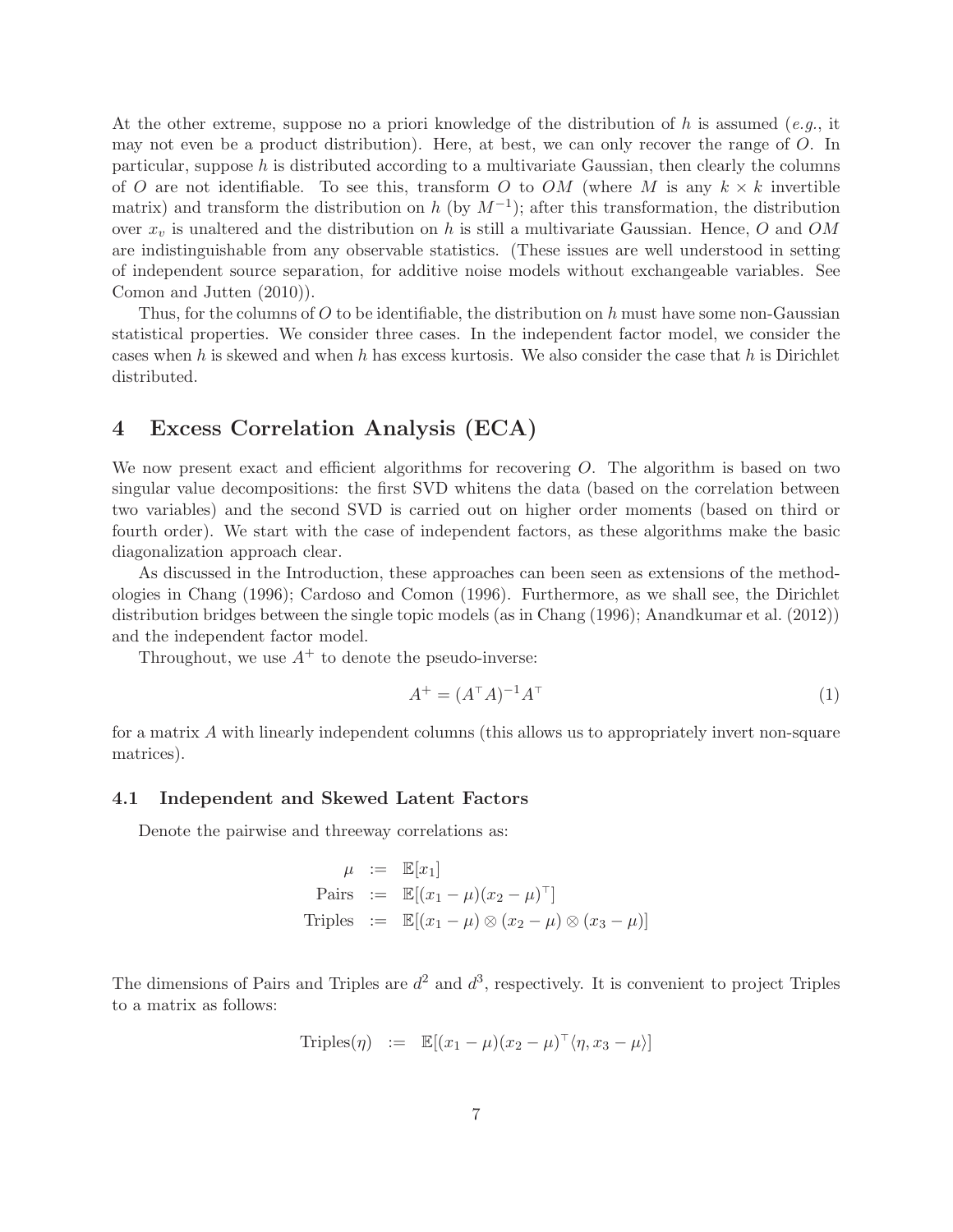At the other extreme, suppose no a priori knowledge of the distribution of $h$ is assumed (*e.g.*, it may not even be a product distribution). Here, at best, we can only recover the range of $O$. In particular, suppose $h$ is distributed according to a multivariate Gaussian, then clearly the columns of $O$ are not identifiable. To see this, transform $O$ to $OM$ (where $M$ is any $k \times k$ invertible matrix) and transform the distribution on $h$ (by $M^{-1}$); after this transformation, the distribution over $x_v$ is unaltered and the distribution on $h$ is still a multivariate Gaussian. Hence, $O$ and $OM$ are indistinguishable from any observable statistics. (These issues are well understood in setting of independent source separation, for additive noise models without exchangeable variables. See Comon and Jutten (2010)).

Thus, for the columns of $O$ to be identifiable, the distribution on $h$ must have some non-Gaussian statistical properties. We consider three cases. In the independent factor model, we consider the cases when $h$ is skewed and when $h$ has excess kurtosis. We also consider the case that $h$ is Dirichlet distributed.

# 4 Excess Correlation Analysis (ECA)

We now present exact and efficient algorithms for recovering $O$. The algorithm is based on two singular value decompositions: the first SVD whitens the data (based on the correlation between two variables) and the second SVD is carried out on higher order moments (based on third or fourth order). We start with the case of independent factors, as these algorithms make the basic diagonalization approach clear.

As discussed in the Introduction, these approaches can been seen as extensions of the methodologies in Chang (1996); Cardoso and Comon (1996). Furthermore, as we shall see, the Dirichlet distribution bridges between the single topic models (as in Chang (1996); Anandkumar et al. (2012)) and the independent factor model.

Throughout, we use $A^{+}$ to denote the pseudo-inverse:

$$A^{+} = (A^{\top} A)^{-1} A^{\top} \tag{1}$$

for a matrix $A$ with linearly independent columns (this allows us to appropriately invert non-square matrices).

## 4.1 Independent and Skewed Latent Factors

Denote the pairwise and threeway correlations as:

$$\begin{aligned}
\mu &:= \mathbb{E}[x_1] \\
\text{Pairs} &:= \mathbb{E}[(x_1 - \mu)(x_2 - \mu)^{\top}] \\
\text{Triples} &:= \mathbb{E}[(x_1 - \mu) \otimes (x_2 - \mu) \otimes (x_3 - \mu)]
\end{aligned}$$

The dimensions of Pairs and Triples are $d^2$ and $d^3$, respectively. It is convenient to project Triples to a matrix as follows:

$$\text{Triples}(\eta) \;:=\; \mathbb{E}[(x_1 - \mu)(x_2 - \mu)^{\top} \langle \eta, x_3 - \mu \rangle]$$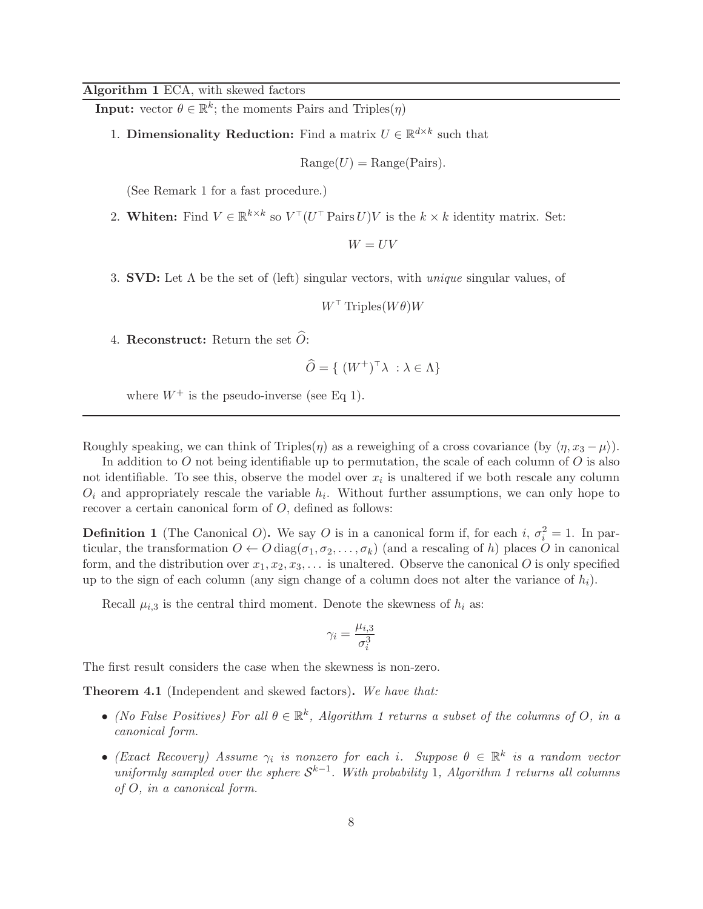**Algorithm 1** ECA, with skewed factors

**Input:** vector $\theta \in \mathbb{R}^k$; the moments Pairs and Triples$(\eta)$

1. **Dimensionality Reduction:** Find a matrix $U \in \mathbb{R}^{d \times k}$ such that

$$\text{Range}(U) = \text{Range}(\text{Pairs}).$$

(See Remark 1 for a fast procedure.)

2. **Whiten:** Find $V \in \mathbb{R}^{k \times k}$ so $V^\top (U^\top \text{Pairs}\, U) V$ is the $k \times k$ identity matrix. Set:

$$W = UV$$

3. **SVD:** Let $\Lambda$ be the set of (left) singular vectors, with *unique* singular values, of

$$W^\top \text{Triples}(W\theta) W$$

4. **Reconstruct:** Return the set $\widehat{O}$:

$$\widehat{O} = \{ \, (W^+)^\top \lambda \; : \lambda \in \Lambda \}$$

where $W^+$ is the pseudo-inverse (see Eq 1).

---

Roughly speaking, we can think of Triples$(\eta)$ as a reweighing of a cross covariance (by $\langle \eta, x_3 - \mu \rangle$).

In addition to $O$ not being identifiable up to permutation, the scale of each column of $O$ is also not identifiable. To see this, observe the model over $x_i$ is unaltered if we both rescale any column $O_i$ and appropriately rescale the variable $h_i$. Without further assumptions, we can only hope to recover a certain canonical form of $O$, defined as follows:

**Definition 1** (The Canonical $O$)**.** We say $O$ is in a canonical form if, for each $i$, $\sigma_i^2 = 1$. In particular, the transformation $O \leftarrow O \operatorname{diag}(\sigma_1, \sigma_2, \ldots, \sigma_k)$ (and a rescaling of $h$) places $O$ in canonical form, and the distribution over $x_1, x_2, x_3, \ldots$ is unaltered. Observe the canonical $O$ is only specified up to the sign of each column (any sign change of a column does not alter the variance of $h_i$).

Recall $\mu_{i,3}$ is the central third moment. Denote the skewness of $h_i$ as:

$$\gamma_i = \frac{\mu_{i,3}}{\sigma_i^3}$$

The first result considers the case when the skewness is non-zero.

**Theorem 4.1** (Independent and skewed factors)**.** *We have that:*

- *(No False Positives) For all $\theta \in \mathbb{R}^k$, Algorithm 1 returns a subset of the columns of $O$, in a canonical form.*
- *(Exact Recovery) Assume $\gamma_i$ is nonzero for each $i$. Suppose $\theta \in \mathbb{R}^k$ is a random vector uniformly sampled over the sphere $\mathcal{S}^{k-1}$. With probability 1, Algorithm 1 returns all columns of $O$, in a canonical form.*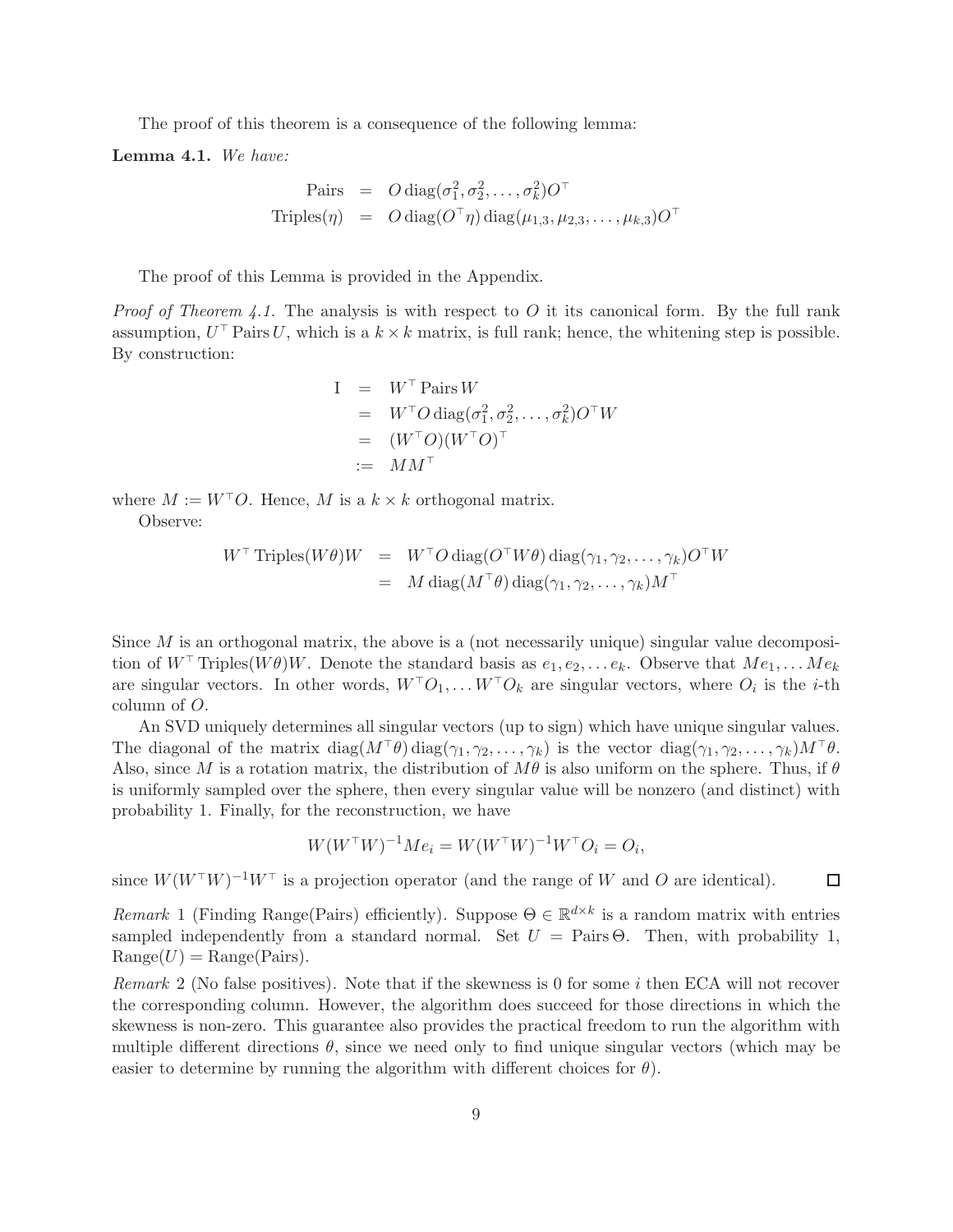The proof of this theorem is a consequence of the following lemma:

**Lemma 4.1.** *We have:*

$$
\begin{aligned}
\text{Pairs} &= O \operatorname{diag}(\sigma_1^2, \sigma_2^2, \ldots, \sigma_k^2) O^\top \\
\text{Triples}(\eta) &= O \operatorname{diag}(O^\top \eta) \operatorname{diag}(\mu_{1,3}, \mu_{2,3}, \ldots, \mu_{k,3}) O^\top
\end{aligned}
$$

The proof of this Lemma is provided in the Appendix.

*Proof of Theorem 4.1.* The analysis is with respect to $O$ it its canonical form. By the full rank assumption, $U^\top \text{Pairs}\, U$, which is a $k \times k$ matrix, is full rank; hence, the whitening step is possible. By construction:

$$
\begin{aligned}
\mathrm{I} &= W^\top \text{Pairs}\, W \\
&= W^\top O \operatorname{diag}(\sigma_1^2, \sigma_2^2, \ldots, \sigma_k^2) O^\top W \\
&= (W^\top O)(W^\top O)^\top \\
&:= M M^\top
\end{aligned}
$$

where $M := W^\top O$. Hence, $M$ is a $k \times k$ orthogonal matrix.

Observe:

$$
\begin{aligned}
W^\top \text{Triples}(W\theta) W &= W^\top O \operatorname{diag}(O^\top W \theta) \operatorname{diag}(\gamma_1, \gamma_2, \ldots, \gamma_k) O^\top W \\
&= M \operatorname{diag}(M^\top \theta) \operatorname{diag}(\gamma_1, \gamma_2, \ldots, \gamma_k) M^\top
\end{aligned}
$$

Since $M$ is an orthogonal matrix, the above is a (not necessarily unique) singular value decomposition of $W^\top \text{Triples}(W\theta) W$. Denote the standard basis as $e_1, e_2, \ldots e_k$. Observe that $Me_1, \ldots Me_k$ are singular vectors. In other words, $W^\top O_1, \ldots W^\top O_k$ are singular vectors, where $O_i$ is the $i$-th column of $O$.

An SVD uniquely determines all singular vectors (up to sign) which have unique singular values. The diagonal of the matrix $\operatorname{diag}(M^\top \theta) \operatorname{diag}(\gamma_1, \gamma_2, \ldots, \gamma_k)$ is the vector $\operatorname{diag}(\gamma_1, \gamma_2, \ldots, \gamma_k) M^\top \theta$. Also, since $M$ is a rotation matrix, the distribution of $M\theta$ is also uniform on the sphere. Thus, if $\theta$ is uniformly sampled over the sphere, then every singular value will be nonzero (and distinct) with probability 1. Finally, for the reconstruction, we have

$$
W(W^\top W)^{-1} M e_i = W(W^\top W)^{-1} W^\top O_i = O_i,
$$

since $W(W^\top W)^{-1} W^\top$ is a projection operator (and the range of $W$ and $O$ are identical). ∎

*Remark* 1 (Finding Range(Pairs) efficiently). Suppose $\Theta \in \mathbb{R}^{d \times k}$ is a random matrix with entries sampled independently from a standard normal. Set $U = \text{Pairs}\, \Theta$. Then, with probability 1, $\text{Range}(U) = \text{Range}(\text{Pairs})$.

*Remark* 2 (No false positives). Note that if the skewness is 0 for some $i$ then ECA will not recover the corresponding column. However, the algorithm does succeed for those directions in which the skewness is non-zero. This guarantee also provides the practical freedom to run the algorithm with multiple different directions $\theta$, since we need only to find unique singular vectors (which may be easier to determine by running the algorithm with different choices for $\theta$).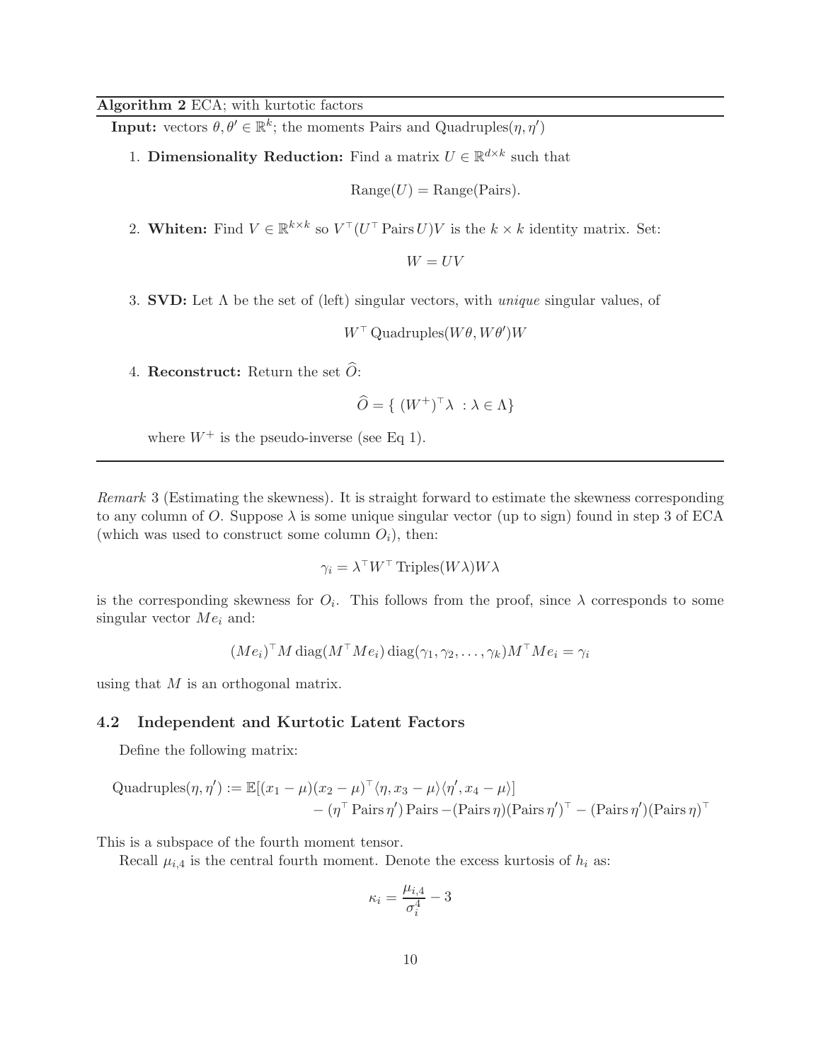**Algorithm 2** ECA; with kurtotic factors

**Input:** vectors $\theta, \theta' \in \mathbb{R}^k$; the moments Pairs and Quadruples$(\eta, \eta')$

1. **Dimensionality Reduction:** Find a matrix $U \in \mathbb{R}^{d \times k}$ such that

$$\text{Range}(U) = \text{Range}(\text{Pairs}).$$

2. **Whiten:** Find $V \in \mathbb{R}^{k \times k}$ so $V^\top (U^\top \text{Pairs}\, U) V$ is the $k \times k$ identity matrix. Set:

$$W = UV$$

3. **SVD:** Let $\Lambda$ be the set of (left) singular vectors, with *unique* singular values, of

$$W^\top \text{Quadruples}(W\theta, W\theta') W$$

4. **Reconstruct:** Return the set $\widehat{O}$:

$$\widehat{O} = \{\ (W^+)^\top \lambda \ : \lambda \in \Lambda\}$$

where $W^+$ is the pseudo-inverse (see Eq 1).

---

*Remark* 3 (Estimating the skewness). It is straight forward to estimate the skewness corresponding to any column of $O$. Suppose $\lambda$ is some unique singular vector (up to sign) found in step 3 of ECA (which was used to construct some column $O_i$), then:

$$\gamma_i = \lambda^\top W^\top \text{Triples}(W\lambda) W \lambda$$

is the corresponding skewness for $O_i$. This follows from the proof, since $\lambda$ corresponds to some singular vector $Me_i$ and:

$$(Me_i)^\top M \operatorname{diag}(M^\top Me_i) \operatorname{diag}(\gamma_1, \gamma_2, \ldots, \gamma_k) M^\top Me_i = \gamma_i$$

using that $M$ is an orthogonal matrix.

### 4.2 Independent and Kurtotic Latent Factors

Define the following matrix:

$$\begin{aligned}\text{Quadruples}(\eta, \eta') := &\ \mathbb{E}[(x_1 - \mu)(x_2 - \mu)^\top \langle \eta, x_3 - \mu \rangle \langle \eta', x_4 - \mu \rangle] \\ &- (\eta^\top \text{Pairs}\, \eta') \text{Pairs} - (\text{Pairs}\, \eta)(\text{Pairs}\, \eta')^\top - (\text{Pairs}\, \eta')(\text{Pairs}\, \eta)^\top\end{aligned}$$

This is a subspace of the fourth moment tensor.

Recall $\mu_{i,4}$ is the central fourth moment. Denote the excess kurtosis of $h_i$ as:

$$\kappa_i = \frac{\mu_{i,4}}{\sigma_i^4} - 3$$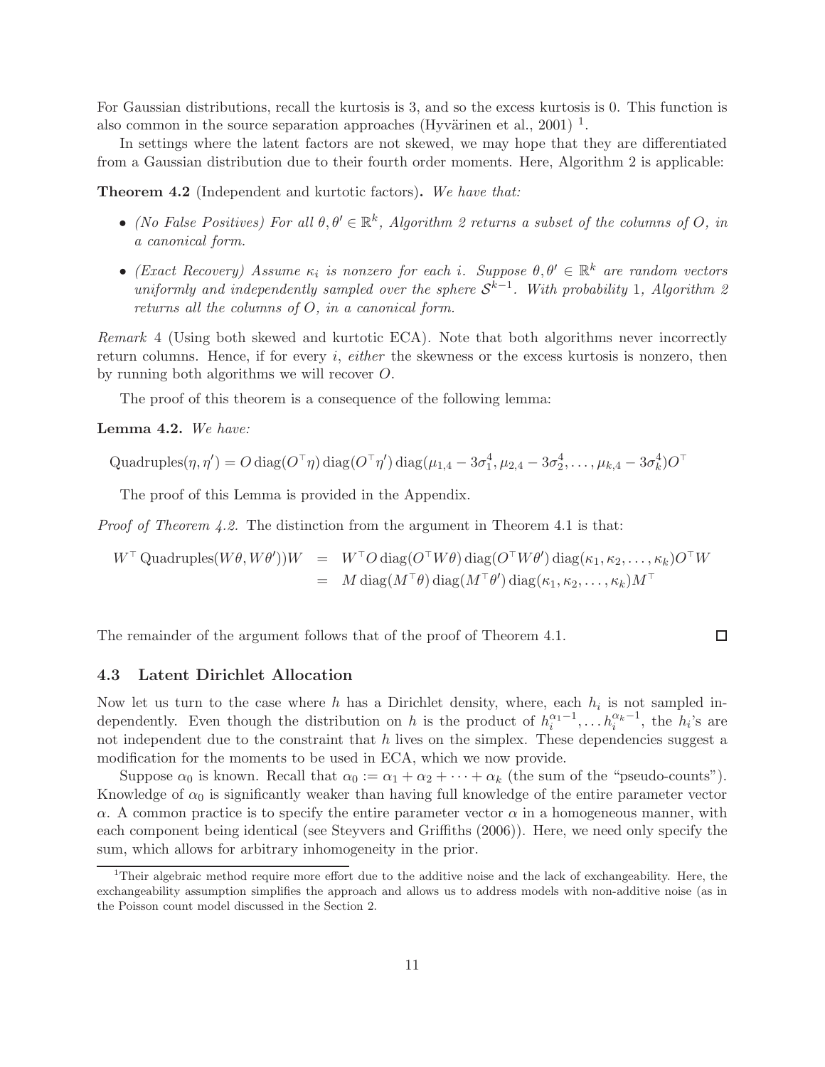For Gaussian distributions, recall the kurtosis is 3, and so the excess kurtosis is 0. This function is also common in the source separation approaches (Hyvärinen et al., 2001) [1].

In settings where the latent factors are not skewed, we may hope that they are differentiated from a Gaussian distribution due to their fourth order moments. Here, Algorithm 2 is applicable:

**Theorem 4.2** (Independent and kurtotic factors)**.** *We have that:*

- *(No False Positives) For all $\theta, \theta' \in \mathbb{R}^k$, Algorithm 2 returns a subset of the columns of $O$, in a canonical form.*
- *(Exact Recovery) Assume $\kappa_i$ is nonzero for each $i$. Suppose $\theta, \theta' \in \mathbb{R}^k$ are random vectors uniformly and independently sampled over the sphere $\mathcal{S}^{k-1}$. With probability 1, Algorithm 2 returns all the columns of $O$, in a canonical form.*

*Remark* 4 (Using both skewed and kurtotic ECA). Note that both algorithms never incorrectly return columns. Hence, if for every $i$, *either* the skewness or the excess kurtosis is nonzero, then by running both algorithms we will recover $O$.

The proof of this theorem is a consequence of the following lemma:

**Lemma 4.2.** *We have:*

$$\text{Quadruples}(\eta, \eta') = O \operatorname{diag}(O^\top \eta) \operatorname{diag}(O^\top \eta') \operatorname{diag}(\mu_{1,4} - 3\sigma_1^4, \mu_{2,4} - 3\sigma_2^4, \ldots, \mu_{k,4} - 3\sigma_k^4) O^\top$$

The proof of this Lemma is provided in the Appendix.

*Proof of Theorem 4.2.* The distinction from the argument in Theorem 4.1 is that:

$$\begin{aligned} W^\top \text{Quadruples}(W\theta, W\theta'))W &= W^\top O \operatorname{diag}(O^\top W\theta) \operatorname{diag}(O^\top W\theta') \operatorname{diag}(\kappa_1, \kappa_2, \ldots, \kappa_k) O^\top W \\ &= M \operatorname{diag}(M^\top \theta) \operatorname{diag}(M^\top \theta') \operatorname{diag}(\kappa_1, \kappa_2, \ldots, \kappa_k) M^\top \end{aligned}$$

The remainder of the argument follows that of the proof of Theorem 4.1. ∎

### 4.3 Latent Dirichlet Allocation

Now let us turn to the case where $h$ has a Dirichlet density, where, each $h_i$ is not sampled independently. Even though the distribution on $h$ is the product of $h_i^{\alpha_1 - 1}, \ldots h_i^{\alpha_k - 1}$, the $h_i$'s are not independent due to the constraint that $h$ lives on the simplex. These dependencies suggest a modification for the moments to be used in ECA, which we now provide.

Suppose $\alpha_0$ is known. Recall that $\alpha_0 := \alpha_1 + \alpha_2 + \cdots + \alpha_k$ (the sum of the "pseudo-counts"). Knowledge of $\alpha_0$ is significantly weaker than having full knowledge of the entire parameter vector $\alpha$. A common practice is to specify the entire parameter vector $\alpha$ in a homogeneous manner, with each component being identical (see Steyvers and Griffiths (2006)). Here, we need only specify the sum, which allows for arbitrary inhomogeneity in the prior.

---

[1] Their algebraic method require more effort due to the additive noise and the lack of exchangeability. Here, the exchangeability assumption simplifies the approach and allows us to address models with non-additive noise (as in the Poisson count model discussed in the Section 2.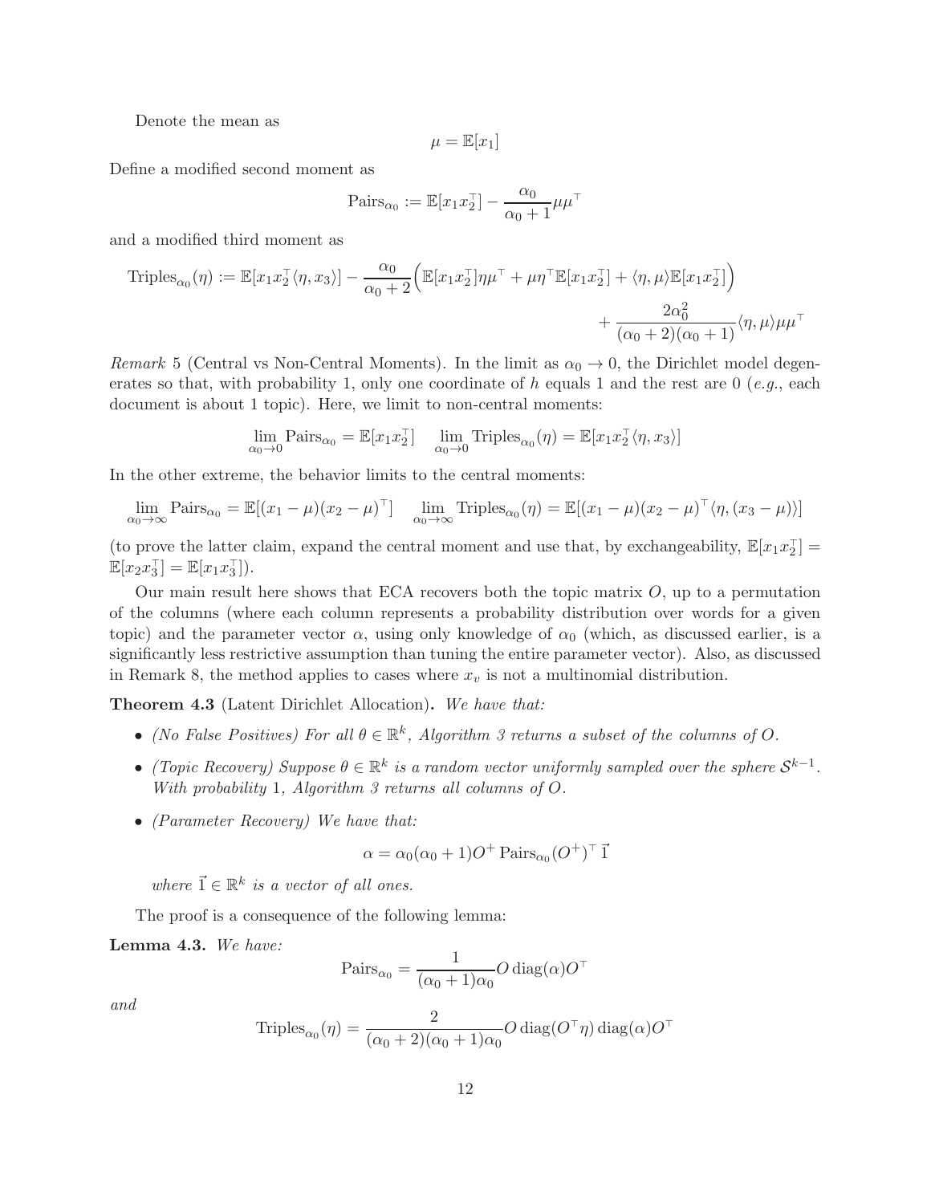Denote the mean as

$$\mu = \mathbb{E}[x_1]$$

Define a modified second moment as

$$\text{Pairs}_{\alpha_0} := \mathbb{E}[x_1 x_2^\top] - \frac{\alpha_0}{\alpha_0 + 1}\mu\mu^\top$$

and a modified third moment as

$$\text{Triples}_{\alpha_0}(\eta) := \mathbb{E}[x_1 x_2^\top \langle \eta, x_3 \rangle] - \frac{\alpha_0}{\alpha_0 + 2}\Big(\mathbb{E}[x_1 x_2^\top]\eta\mu^\top + \mu\eta^\top \mathbb{E}[x_1 x_2^\top] + \langle \eta, \mu \rangle \mathbb{E}[x_1 x_2^\top]\Big) + \frac{2\alpha_0^2}{(\alpha_0+2)(\alpha_0+1)}\langle \eta, \mu \rangle \mu\mu^\top$$

*Remark* 5 (Central vs Non-Central Moments). In the limit as $\alpha_0 \to 0$, the Dirichlet model degenerates so that, with probability 1, only one coordinate of $h$ equals 1 and the rest are 0 (*e.g.*, each document is about 1 topic). Here, we limit to non-central moments:

$$\lim_{\alpha_0 \to 0} \text{Pairs}_{\alpha_0} = \mathbb{E}[x_1 x_2^\top] \quad \lim_{\alpha_0 \to 0} \text{Triples}_{\alpha_0}(\eta) = \mathbb{E}[x_1 x_2^\top \langle \eta, x_3 \rangle]$$

In the other extreme, the behavior limits to the central moments:

$$\lim_{\alpha_0 \to \infty} \text{Pairs}_{\alpha_0} = \mathbb{E}[(x_1 - \mu)(x_2 - \mu)^\top] \quad \lim_{\alpha_0 \to \infty} \text{Triples}_{\alpha_0}(\eta) = \mathbb{E}[(x_1 - \mu)(x_2 - \mu)^\top \langle \eta, (x_3 - \mu) \rangle]$$

(to prove the latter claim, expand the central moment and use that, by exchangeability, $\mathbb{E}[x_1 x_2^\top] = \mathbb{E}[x_2 x_3^\top] = \mathbb{E}[x_1 x_3^\top]$).

Our main result here shows that ECA recovers both the topic matrix $O$, up to a permutation of the columns (where each column represents a probability distribution over words for a given topic) and the parameter vector $\alpha$, using only knowledge of $\alpha_0$ (which, as discussed earlier, is a significantly less restrictive assumption than tuning the entire parameter vector). Also, as discussed in Remark 8, the method applies to cases where $x_v$ is not a multinomial distribution.

**Theorem 4.3** (Latent Dirichlet Allocation)**.** *We have that:*

- *(No False Positives) For all $\theta \in \mathbb{R}^k$, Algorithm 3 returns a subset of the columns of $O$.*
- *(Topic Recovery) Suppose $\theta \in \mathbb{R}^k$ is a random vector uniformly sampled over the sphere $\mathcal{S}^{k-1}$. With probability 1, Algorithm 3 returns all columns of $O$.*
- *(Parameter Recovery) We have that:*

$$\alpha = \alpha_0(\alpha_0 + 1) O^+ \, \text{Pairs}_{\alpha_0} (O^+)^\top \, \vec{1}$$

*where $\vec{1} \in \mathbb{R}^k$ is a vector of all ones.*

The proof is a consequence of the following lemma:

**Lemma 4.3.** *We have:*

$$\text{Pairs}_{\alpha_0} = \frac{1}{(\alpha_0 + 1)\alpha_0} O \, \text{diag}(\alpha) O^\top$$

*and*

$$\text{Triples}_{\alpha_0}(\eta) = \frac{2}{(\alpha_0+2)(\alpha_0+1)\alpha_0} O \, \text{diag}(O^\top \eta) \, \text{diag}(\alpha) O^\top$$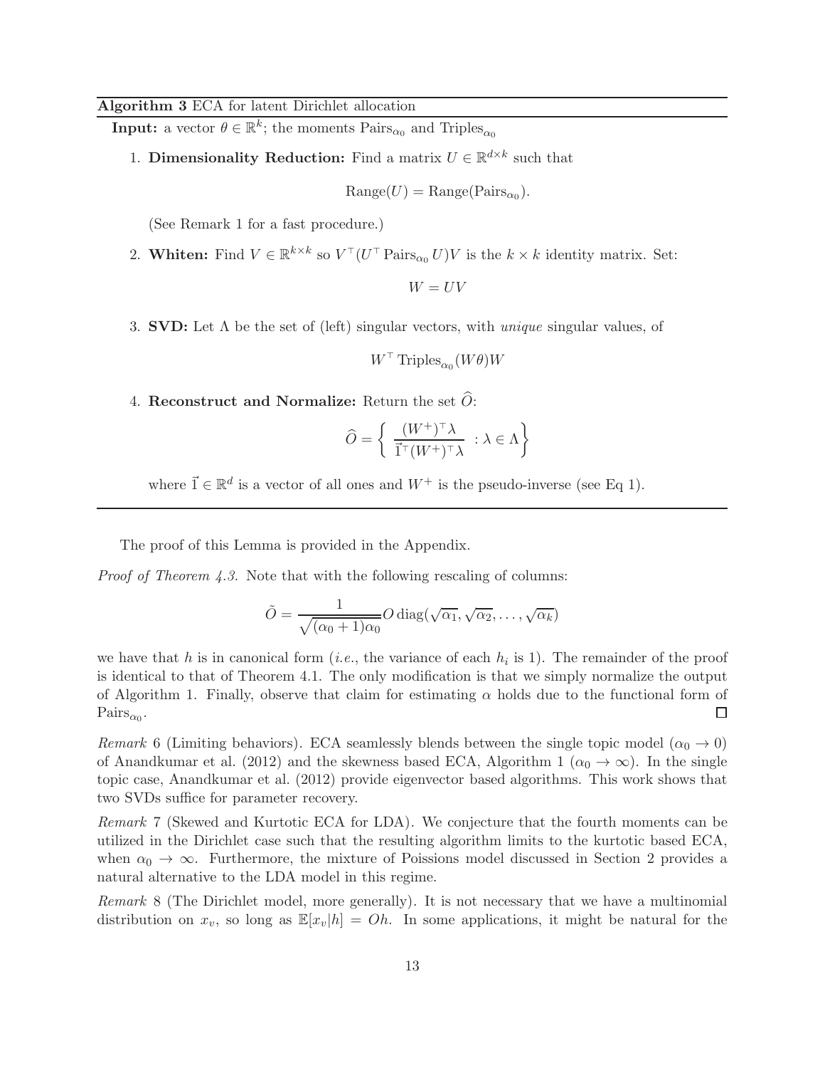**Algorithm 3** ECA for latent Dirichlet allocation

**Input:** a vector $\theta \in \mathbb{R}^k$; the moments $\mathrm{Pairs}_{\alpha_0}$ and $\mathrm{Triples}_{\alpha_0}$

1. **Dimensionality Reduction:** Find a matrix $U \in \mathbb{R}^{d \times k}$ such that

$$\mathrm{Range}(U) = \mathrm{Range}(\mathrm{Pairs}_{\alpha_0}).$$

   (See Remark 1 for a fast procedure.)

2. **Whiten:** Find $V \in \mathbb{R}^{k \times k}$ so $V^\top (U^\top \mathrm{Pairs}_{\alpha_0} U) V$ is the $k \times k$ identity matrix. Set:

$$W = UV$$

3. **SVD:** Let $\Lambda$ be the set of (left) singular vectors, with *unique* singular values, of

$$W^\top \mathrm{Triples}_{\alpha_0}(W\theta) W$$

4. **Reconstruct and Normalize:** Return the set $\widehat{O}$:

$$\widehat{O} = \left\{ \frac{(W^+)^\top \lambda}{\vec{1}^\top (W^+)^\top \lambda} : \lambda \in \Lambda \right\}$$

   where $\vec{1} \in \mathbb{R}^d$ is a vector of all ones and $W^+$ is the pseudo-inverse (see Eq 1).

The proof of this Lemma is provided in the Appendix.

*Proof of Theorem 4.3.* Note that with the following rescaling of columns:

$$\tilde{O} = \frac{1}{\sqrt{(\alpha_0 + 1)\alpha_0}} O \,\mathrm{diag}(\sqrt{\alpha_1}, \sqrt{\alpha_2}, \ldots, \sqrt{\alpha_k})$$

we have that $h$ is in canonical form (*i.e.*, the variance of each $h_i$ is 1). The remainder of the proof is identical to that of Theorem 4.1. The only modification is that we simply normalize the output of Algorithm 1. Finally, observe that claim for estimating $\alpha$ holds due to the functional form of $\mathrm{Pairs}_{\alpha_0}$. $\square$

*Remark* 6 (Limiting behaviors). ECA seamlessly blends between the single topic model ($\alpha_0 \to 0$) of Anandkumar et al. (2012) and the skewness based ECA, Algorithm 1 ($\alpha_0 \to \infty$). In the single topic case, Anandkumar et al. (2012) provide eigenvector based algorithms. This work shows that two SVDs suffice for parameter recovery.

*Remark* 7 (Skewed and Kurtotic ECA for LDA). We conjecture that the fourth moments can be utilized in the Dirichlet case such that the resulting algorithm limits to the kurtotic based ECA, when $\alpha_0 \to \infty$. Furthermore, the mixture of Poissions model discussed in Section 2 provides a natural alternative to the LDA model in this regime.

*Remark* 8 (The Dirichlet model, more generally). It is not necessary that we have a multinomial distribution on $x_v$, so long as $\mathbb{E}[x_v|h] = Oh$. In some applications, it might be natural for the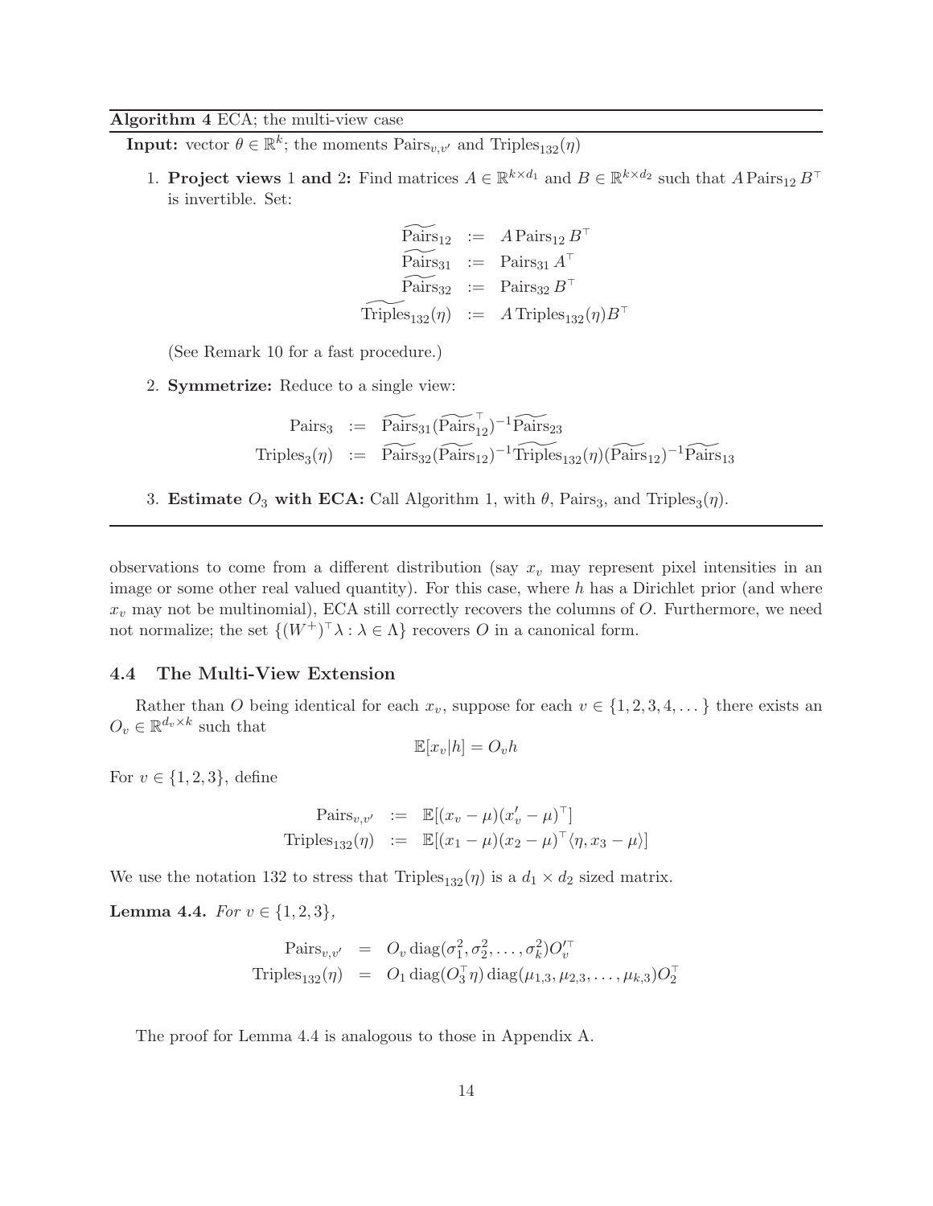**Algorithm 4** ECA; the multi-view case

**Input:** vector $\theta \in \mathbb{R}^k$; the moments $\mathrm{Pairs}_{v,v'}$ and $\mathrm{Triples}_{132}(\eta)$

1. **Project views** 1 **and** 2**:** Find matrices $A \in \mathbb{R}^{k \times d_1}$ and $B \in \mathbb{R}^{k \times d_2}$ such that $A\,\mathrm{Pairs}_{12}\,B^\top$ is invertible. Set:

$$
\begin{aligned}
\widetilde{\mathrm{Pairs}}_{12} &:= A\,\mathrm{Pairs}_{12}\,B^\top \\
\widetilde{\mathrm{Pairs}}_{31} &:= \mathrm{Pairs}_{31}\,A^\top \\
\widetilde{\mathrm{Pairs}}_{32} &:= \mathrm{Pairs}_{32}\,B^\top \\
\widetilde{\mathrm{Triples}}_{132}(\eta) &:= A\,\mathrm{Triples}_{132}(\eta) B^\top
\end{aligned}
$$

   (See Remark 10 for a fast procedure.)

2. **Symmetrize:** Reduce to a single view:

$$
\begin{aligned}
\mathrm{Pairs}_3 &:= \widetilde{\mathrm{Pairs}}_{31}(\widetilde{\mathrm{Pairs}}_{12}^\top)^{-1}\widetilde{\mathrm{Pairs}}_{23} \\
\mathrm{Triples}_3(\eta) &:= \widetilde{\mathrm{Pairs}}_{32}(\widetilde{\mathrm{Pairs}}_{12})^{-1}\widetilde{\mathrm{Triples}}_{132}(\eta)(\widetilde{\mathrm{Pairs}}_{12})^{-1}\widetilde{\mathrm{Pairs}}_{13}
\end{aligned}
$$

3. **Estimate $O_3$ with ECA:** Call Algorithm 1, with $\theta$, $\mathrm{Pairs}_3$, and $\mathrm{Triples}_3(\eta)$.

---

observations to come from a different distribution (say $x_v$ may represent pixel intensities in an image or some other real valued quantity). For this case, where $h$ has a Dirichlet prior (and where $x_v$ may not be multinomial), ECA still correctly recovers the columns of $O$. Furthermore, we need not normalize; the set $\{(W^+)^\top \lambda : \lambda \in \Lambda\}$ recovers $O$ in a canonical form.

### 4.4 The Multi-View Extension

Rather than $O$ being identical for each $x_v$, suppose for each $v \in \{1, 2, 3, 4, \dots\}$ there exists an $O_v \in \mathbb{R}^{d_v \times k}$ such that

$$
\mathbb{E}[x_v | h] = O_v h
$$

For $v \in \{1, 2, 3\}$, define

$$
\begin{aligned}
\mathrm{Pairs}_{v,v'} &:= \mathbb{E}[(x_v - \mu)(x'_v - \mu)^\top] \\
\mathrm{Triples}_{132}(\eta) &:= \mathbb{E}[(x_1 - \mu)(x_2 - \mu)^\top \langle \eta, x_3 - \mu \rangle]
\end{aligned}
$$

We use the notation 132 to stress that $\mathrm{Triples}_{132}(\eta)$ is a $d_1 \times d_2$ sized matrix.

**Lemma 4.4.** *For $v \in \{1, 2, 3\}$,*

$$
\begin{aligned}
\mathrm{Pairs}_{v,v'} &= O_v\,\mathrm{diag}(\sigma_1^2, \sigma_2^2, \dots, \sigma_k^2) O_v'^\top \\
\mathrm{Triples}_{132}(\eta) &= O_1\,\mathrm{diag}(O_3^\top \eta)\,\mathrm{diag}(\mu_{1,3}, \mu_{2,3}, \dots, \mu_{k,3}) O_2^\top
\end{aligned}
$$

The proof for Lemma 4.4 is analogous to those in Appendix A.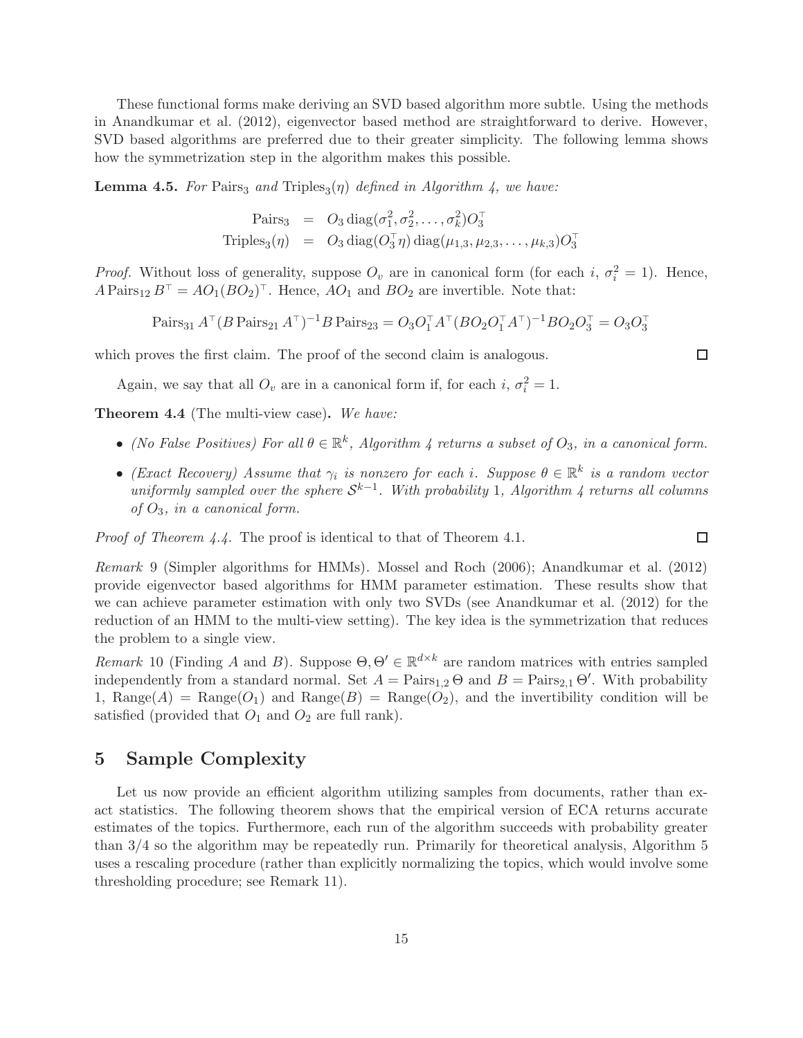These functional forms make deriving an SVD based algorithm more subtle. Using the methods in Anandkumar et al. (2012), eigenvector based method are straightforward to derive. However, SVD based algorithms are preferred due to their greater simplicity. The following lemma shows how the symmetrization step in the algorithm makes this possible.

**Lemma 4.5.** *For* $\mathrm{Pairs}_3$ *and* $\mathrm{Triples}_3(\eta)$ *defined in Algorithm 4, we have:*

$$
\begin{aligned}
\mathrm{Pairs}_3 &= O_3 \operatorname{diag}(\sigma_1^2, \sigma_2^2, \ldots, \sigma_k^2) O_3^\top \\
\mathrm{Triples}_3(\eta) &= O_3 \operatorname{diag}(O_3^\top \eta) \operatorname{diag}(\mu_{1,3}, \mu_{2,3}, \ldots, \mu_{k,3}) O_3^\top
\end{aligned}
$$

*Proof.* Without loss of generality, suppose $O_v$ are in canonical form (for each $i$, $\sigma_i^2 = 1$). Hence, $A \,\mathrm{Pairs}_{12}\, B^\top = AO_1(BO_2)^\top$. Hence, $AO_1$ and $BO_2$ are invertible. Note that:

$$
\mathrm{Pairs}_{31}\, A^\top (B \,\mathrm{Pairs}_{21}\, A^\top)^{-1} B \,\mathrm{Pairs}_{23} = O_3 O_1^\top A^\top (B O_2 O_1^\top A^\top)^{-1} B O_2 O_3^\top = O_3 O_3^\top
$$

which proves the first claim. The proof of the second claim is analogous. □

Again, we say that all $O_v$ are in a canonical form if, for each $i$, $\sigma_i^2 = 1$.

**Theorem 4.4** (The multi-view case)**.** *We have:*

- *(No False Positives) For all $\theta \in \mathbb{R}^k$, Algorithm 4 returns a subset of $O_3$, in a canonical form.*
- *(Exact Recovery) Assume that $\gamma_i$ is nonzero for each $i$. Suppose $\theta \in \mathbb{R}^k$ is a random vector uniformly sampled over the sphere $\mathcal{S}^{k-1}$. With probability 1, Algorithm 4 returns all columns of $O_3$, in a canonical form.*

*Proof of Theorem 4.4.* The proof is identical to that of Theorem 4.1. □

*Remark* 9 (Simpler algorithms for HMMs). Mossel and Roch (2006); Anandkumar et al. (2012) provide eigenvector based algorithms for HMM parameter estimation. These results show that we can achieve parameter estimation with only two SVDs (see Anandkumar et al. (2012) for the reduction of an HMM to the multi-view setting). The key idea is the symmetrization that reduces the problem to a single view.

*Remark* 10 (Finding $A$ and $B$). Suppose $\Theta, \Theta' \in \mathbb{R}^{d\times k}$ are random matrices with entries sampled independently from a standard normal. Set $A = \mathrm{Pairs}_{1,2}\,\Theta$ and $B = \mathrm{Pairs}_{2,1}\,\Theta'$. With probability 1, $\mathrm{Range}(A) = \mathrm{Range}(O_1)$ and $\mathrm{Range}(B) = \mathrm{Range}(O_2)$, and the invertibility condition will be satisfied (provided that $O_1$ and $O_2$ are full rank).

## 5 Sample Complexity

Let us now provide an efficient algorithm utilizing samples from documents, rather than exact statistics. The following theorem shows that the empirical version of ECA returns accurate estimates of the topics. Furthermore, each run of the algorithm succeeds with probability greater than 3/4 so the algorithm may be repeatedly run. Primarily for theoretical analysis, Algorithm 5 uses a rescaling procedure (rather than explicitly normalizing the topics, which would involve some thresholding procedure; see Remark 11).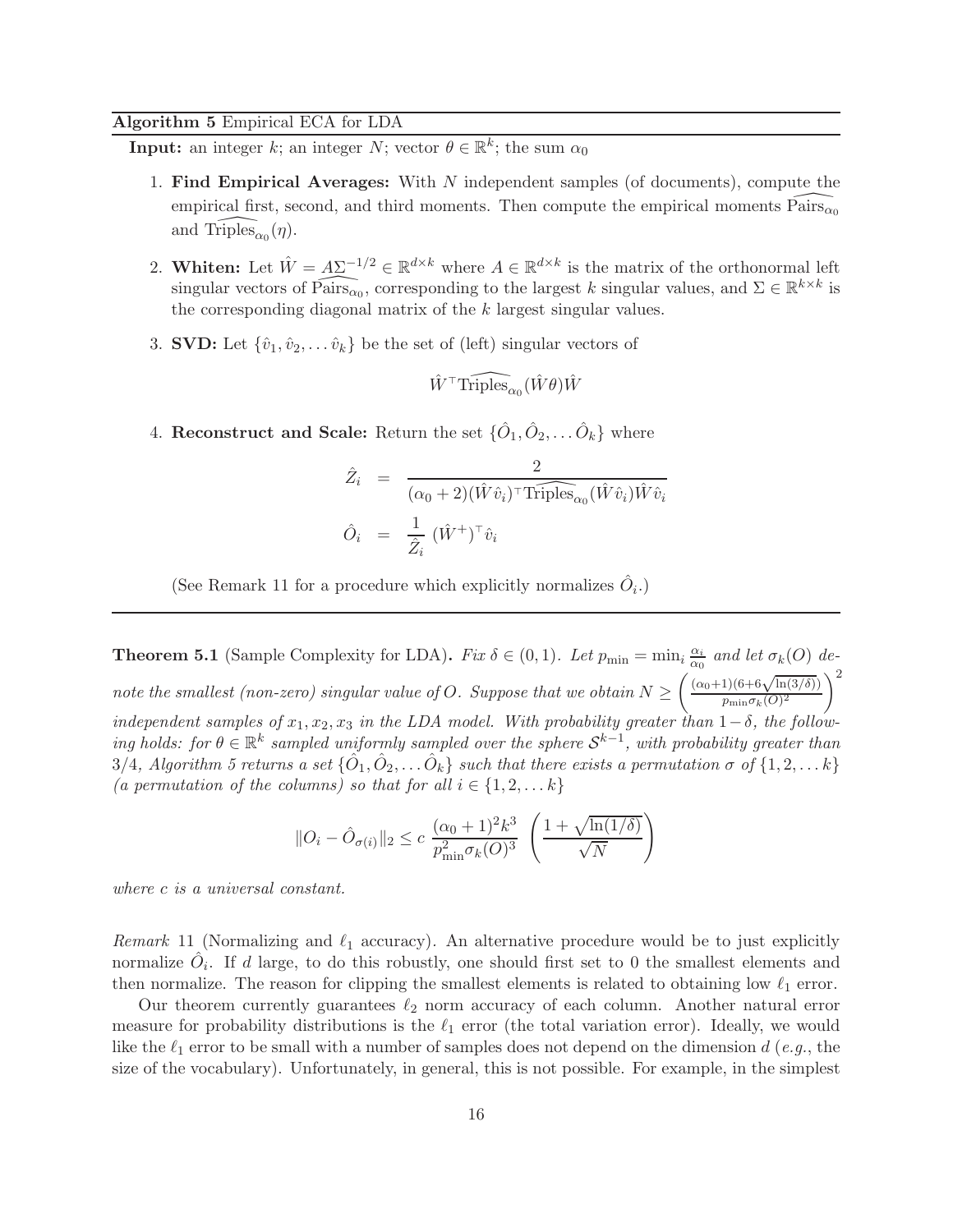**Algorithm 5** Empirical ECA for LDA

**Input:** an integer $k$; an integer $N$; vector $\theta \in \mathbb{R}^k$; the sum $\alpha_0$

1. **Find Empirical Averages:** With $N$ independent samples (of documents), compute the empirical first, second, and third moments. Then compute the empirical moments $\widehat{\text{Pairs}_{\alpha_0}}$ and $\widehat{\text{Triples}_{\alpha_0}}(\eta)$.

2. **Whiten:** Let $\hat{W} = A\Sigma^{-1/2} \in \mathbb{R}^{d \times k}$ where $A \in \mathbb{R}^{d \times k}$ is the matrix of the orthonormal left singular vectors of $\widehat{\text{Pairs}_{\alpha_0}}$, corresponding to the largest $k$ singular values, and $\Sigma \in \mathbb{R}^{k \times k}$ is the corresponding diagonal matrix of the $k$ largest singular values.

3. **SVD:** Let $\{\hat{v}_1, \hat{v}_2, \ldots \hat{v}_k\}$ be the set of (left) singular vectors of

$$\hat{W}^\top \widehat{\text{Triples}_{\alpha_0}}(\hat{W}\theta)\hat{W}$$

4. **Reconstruct and Scale:** Return the set $\{\hat{O}_1, \hat{O}_2, \ldots \hat{O}_k\}$ where

$$\begin{aligned}
\hat{Z}_i &= \frac{2}{(\alpha_0+2)(\hat{W}\hat{v}_i)^\top \widehat{\text{Triples}_{\alpha_0}}(\hat{W}\hat{v}_i)\hat{W}\hat{v}_i} \\
\hat{O}_i &= \frac{1}{\hat{Z}_i}\, (\hat{W}^+)^\top \hat{v}_i
\end{aligned}$$

(See Remark 11 for a procedure which explicitly normalizes $\hat{O}_i$.)

---

**Theorem 5.1** (Sample Complexity for LDA)**.** *Fix $\delta \in (0,1)$. Let $p_{\min} = \min_i \frac{\alpha_i}{\alpha_0}$ and let $\sigma_k(O)$ denote the smallest (non-zero) singular value of $O$. Suppose that we obtain $N \geq \left(\frac{(\alpha_0+1)(6+6\sqrt{\ln(3/\delta)})}{p_{\min}\sigma_k(O)^2}\right)^2$ independent samples of $x_1, x_2, x_3$ in the LDA model. With probability greater than $1-\delta$, the following holds: for $\theta \in \mathbb{R}^k$ sampled uniformly sampled over the sphere $\mathcal{S}^{k-1}$, with probability greater than $3/4$, Algorithm 5 returns a set $\{\hat{O}_1, \hat{O}_2, \ldots \hat{O}_k\}$ such that there exists a permutation $\sigma$ of $\{1, 2, \ldots k\}$ (a permutation of the columns) so that for all $i \in \{1, 2, \ldots k\}$*

$$\|O_i - \hat{O}_{\sigma(i)}\|_2 \leq c\, \frac{(\alpha_0+1)^2 k^3}{p_{\min}^2 \sigma_k(O)^3} \left(\frac{1+\sqrt{\ln(1/\delta)}}{\sqrt{N}}\right)$$

*where $c$ is a universal constant.*

*Remark* 11 (Normalizing and $\ell_1$ accuracy). An alternative procedure would be to just explicitly normalize $\hat{O}_i$. If $d$ large, to do this robustly, one should first set to 0 the smallest elements and then normalize. The reason for clipping the smallest elements is related to obtaining low $\ell_1$ error.

Our theorem currently guarantees $\ell_2$ norm accuracy of each column. Another natural error measure for probability distributions is the $\ell_1$ error (the total variation error). Ideally, we would like the $\ell_1$ error to be small with a number of samples does not depend on the dimension $d$ (*e.g.*, the size of the vocabulary). Unfortunately, in general, this is not possible. For example, in the simplest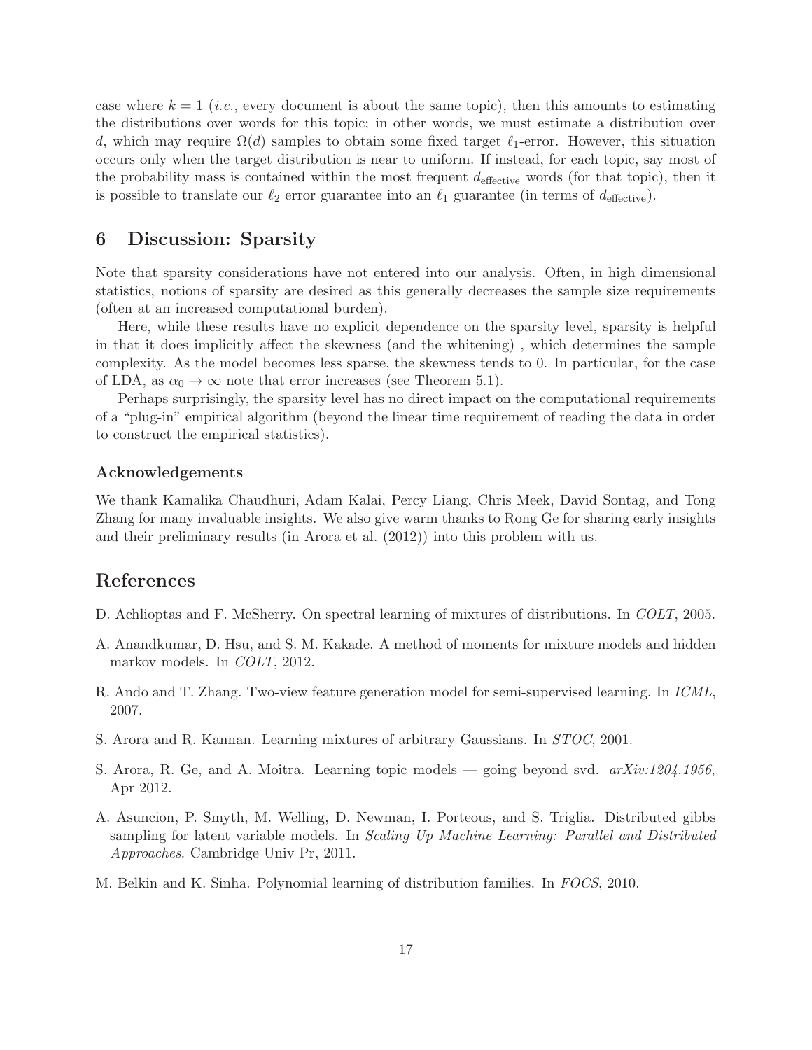case where $k = 1$ (*i.e.*, every document is about the same topic), then this amounts to estimating the distributions over words for this topic; in other words, we must estimate a distribution over $d$, which may require $\Omega(d)$ samples to obtain some fixed target $\ell_1$-error. However, this situation occurs only when the target distribution is near to uniform. If instead, for each topic, say most of the probability mass is contained within the most frequent $d_{\text{effective}}$ words (for that topic), then it is possible to translate our $\ell_2$ error guarantee into an $\ell_1$ guarantee (in terms of $d_{\text{effective}}$).

## 6 Discussion: Sparsity

Note that sparsity considerations have not entered into our analysis. Often, in high dimensional statistics, notions of sparsity are desired as this generally decreases the sample size requirements (often at an increased computational burden).

Here, while these results have no explicit dependence on the sparsity level, sparsity is helpful in that it does implicitly affect the skewness (and the whitening) , which determines the sample complexity. As the model becomes less sparse, the skewness tends to 0. In particular, for the case of LDA, as $\alpha_0 \to \infty$ note that error increases (see Theorem 5.1).

Perhaps surprisingly, the sparsity level has no direct impact on the computational requirements of a "plug-in" empirical algorithm (beyond the linear time requirement of reading the data in order to construct the empirical statistics).

### Acknowledgements

We thank Kamalika Chaudhuri, Adam Kalai, Percy Liang, Chris Meek, David Sontag, and Tong Zhang for many invaluable insights. We also give warm thanks to Rong Ge for sharing early insights and their preliminary results (in Arora et al. (2012)) into this problem with us.

## References

D. Achlioptas and F. McSherry. On spectral learning of mixtures of distributions. In *COLT*, 2005.

A. Anandkumar, D. Hsu, and S. M. Kakade. A method of moments for mixture models and hidden markov models. In *COLT*, 2012.

R. Ando and T. Zhang. Two-view feature generation model for semi-supervised learning. In *ICML*, 2007.

S. Arora and R. Kannan. Learning mixtures of arbitrary Gaussians. In *STOC*, 2001.

S. Arora, R. Ge, and A. Moitra. Learning topic models — going beyond svd. *arXiv:1204.1956*, Apr 2012.

A. Asuncion, P. Smyth, M. Welling, D. Newman, I. Porteous, and S. Triglia. Distributed gibbs sampling for latent variable models. In *Scaling Up Machine Learning: Parallel and Distributed Approaches*. Cambridge Univ Pr, 2011.

M. Belkin and K. Sinha. Polynomial learning of distribution families. In *FOCS*, 2010.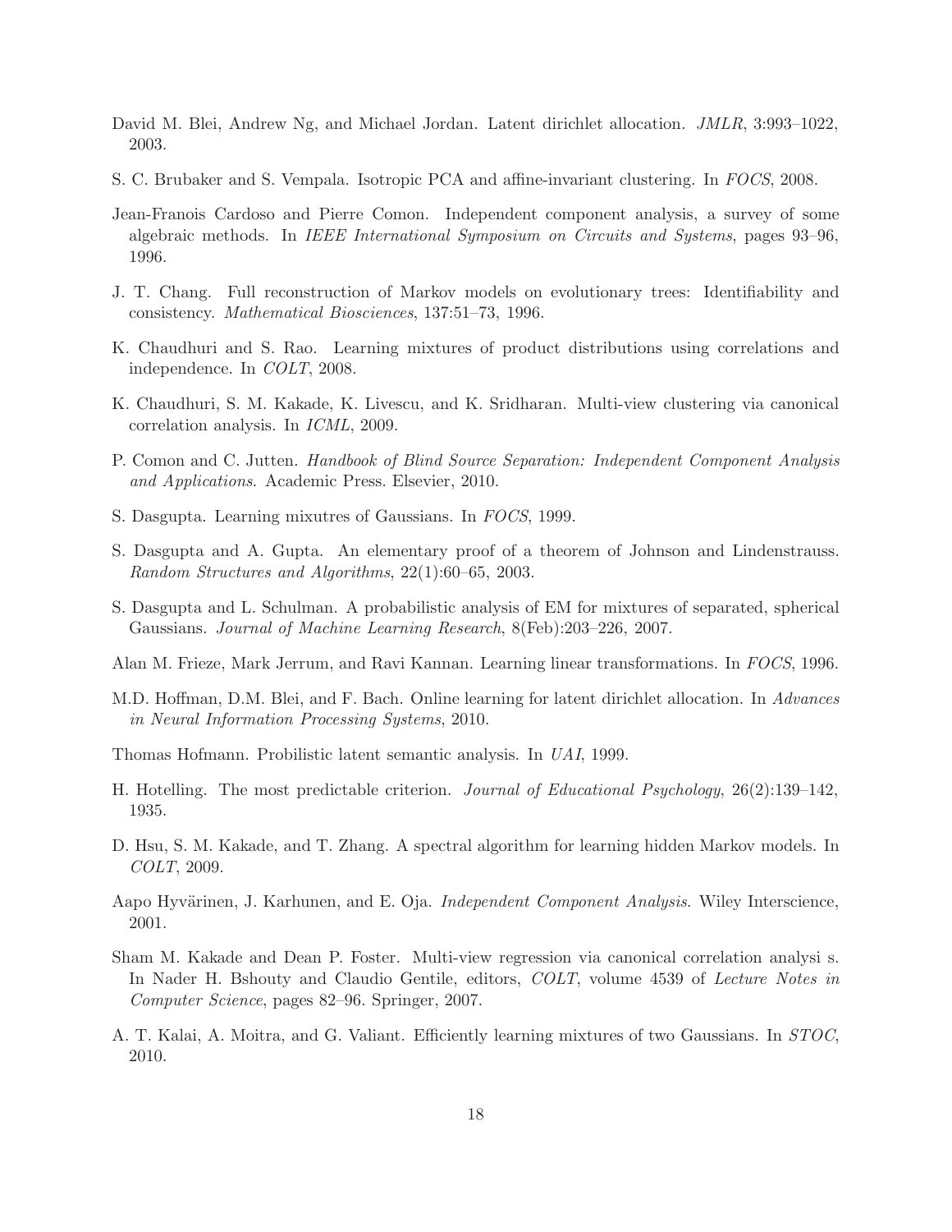David M. Blei, Andrew Ng, and Michael Jordan. Latent dirichlet allocation. *JMLR*, 3:993–1022, 2003.

S. C. Brubaker and S. Vempala. Isotropic PCA and affine-invariant clustering. In *FOCS*, 2008.

Jean-Franois Cardoso and Pierre Comon. Independent component analysis, a survey of some algebraic methods. In *IEEE International Symposium on Circuits and Systems*, pages 93–96, 1996.

J. T. Chang. Full reconstruction of Markov models on evolutionary trees: Identifiability and consistency. *Mathematical Biosciences*, 137:51–73, 1996.

K. Chaudhuri and S. Rao. Learning mixtures of product distributions using correlations and independence. In *COLT*, 2008.

K. Chaudhuri, S. M. Kakade, K. Livescu, and K. Sridharan. Multi-view clustering via canonical correlation analysis. In *ICML*, 2009.

P. Comon and C. Jutten. *Handbook of Blind Source Separation: Independent Component Analysis and Applications*. Academic Press. Elsevier, 2010.

S. Dasgupta. Learning mixutres of Gaussians. In *FOCS*, 1999.

S. Dasgupta and A. Gupta. An elementary proof of a theorem of Johnson and Lindenstrauss. *Random Structures and Algorithms*, 22(1):60–65, 2003.

S. Dasgupta and L. Schulman. A probabilistic analysis of EM for mixtures of separated, spherical Gaussians. *Journal of Machine Learning Research*, 8(Feb):203–226, 2007.

Alan M. Frieze, Mark Jerrum, and Ravi Kannan. Learning linear transformations. In *FOCS*, 1996.

M.D. Hoffman, D.M. Blei, and F. Bach. Online learning for latent dirichlet allocation. In *Advances in Neural Information Processing Systems*, 2010.

Thomas Hofmann. Probilistic latent semantic analysis. In *UAI*, 1999.

H. Hotelling. The most predictable criterion. *Journal of Educational Psychology*, 26(2):139–142, 1935.

D. Hsu, S. M. Kakade, and T. Zhang. A spectral algorithm for learning hidden Markov models. In *COLT*, 2009.

Aapo Hyvärinen, J. Karhunen, and E. Oja. *Independent Component Analysis*. Wiley Interscience, 2001.

Sham M. Kakade and Dean P. Foster. Multi-view regression via canonical correlation analysi s. In Nader H. Bshouty and Claudio Gentile, editors, *COLT*, volume 4539 of *Lecture Notes in Computer Science*, pages 82–96. Springer, 2007.

A. T. Kalai, A. Moitra, and G. Valiant. Efficiently learning mixtures of two Gaussians. In *STOC*, 2010.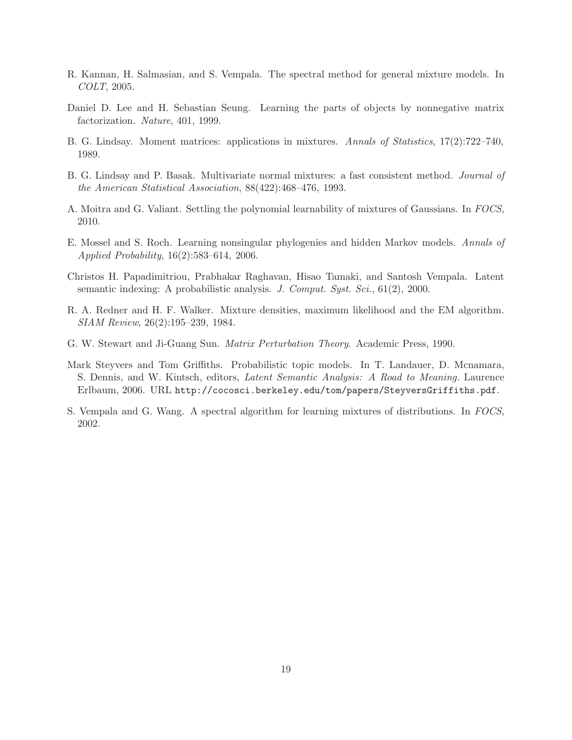R. Kannan, H. Salmasian, and S. Vempala. The spectral method for general mixture models. In *COLT*, 2005.

Daniel D. Lee and H. Sebastian Seung. Learning the parts of objects by nonnegative matrix factorization. *Nature*, 401, 1999.

B. G. Lindsay. Moment matrices: applications in mixtures. *Annals of Statistics*, 17(2):722–740, 1989.

B. G. Lindsay and P. Basak. Multivariate normal mixtures: a fast consistent method. *Journal of the American Statistical Association*, 88(422):468–476, 1993.

A. Moitra and G. Valiant. Settling the polynomial learnability of mixtures of Gaussians. In *FOCS*, 2010.

E. Mossel and S. Roch. Learning nonsingular phylogenies and hidden Markov models. *Annals of Applied Probability*, 16(2):583–614, 2006.

Christos H. Papadimitriou, Prabhakar Raghavan, Hisao Tamaki, and Santosh Vempala. Latent semantic indexing: A probabilistic analysis. *J. Comput. Syst. Sci.*, 61(2), 2000.

R. A. Redner and H. F. Walker. Mixture densities, maximum likelihood and the EM algorithm. *SIAM Review*, 26(2):195–239, 1984.

G. W. Stewart and Ji-Guang Sun. *Matrix Perturbation Theory*. Academic Press, 1990.

Mark Steyvers and Tom Griffiths. Probabilistic topic models. In T. Landauer, D. Mcnamara, S. Dennis, and W. Kintsch, editors, *Latent Semantic Analysis: A Road to Meaning.* Laurence Erlbaum, 2006. URL `http://cocosci.berkeley.edu/tom/papers/SteyversGriffiths.pdf`.

S. Vempala and G. Wang. A spectral algorithm for learning mixtures of distributions. In *FOCS*, 2002.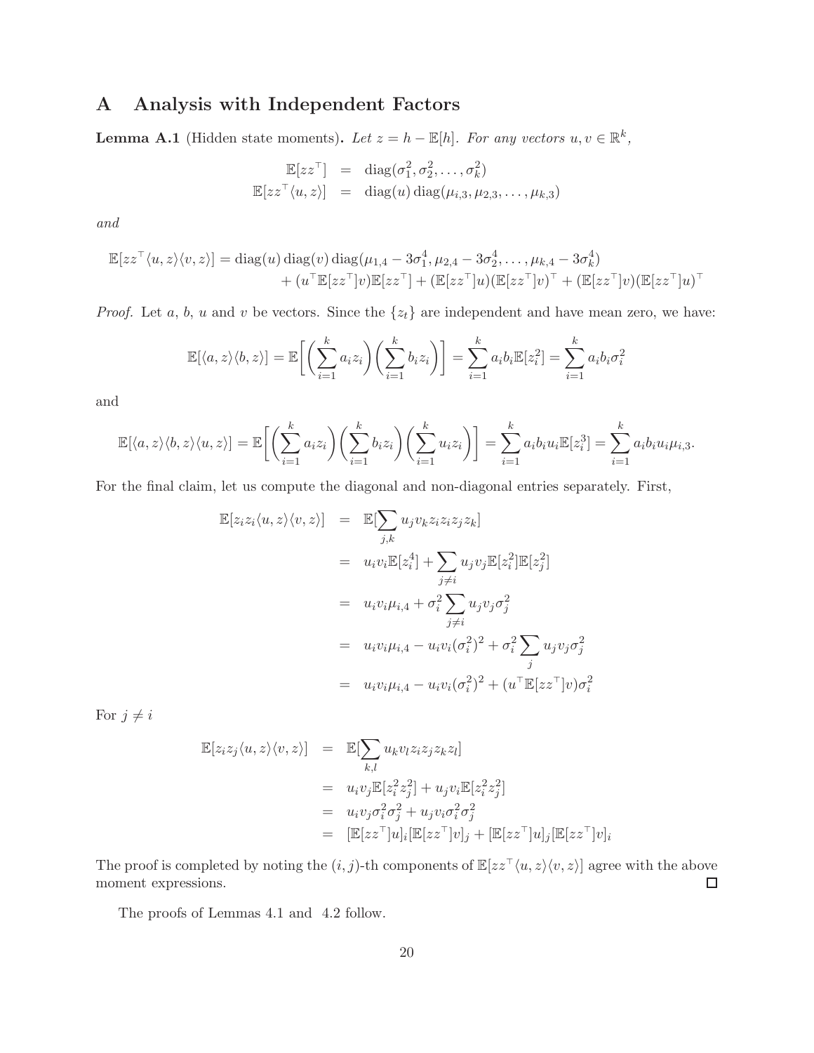# A Analysis with Independent Factors

**Lemma A.1** (Hidden state moments)**.** *Let $z = h - \mathbb{E}[h]$. For any vectors $u, v \in \mathbb{R}^k$,*

$$
\begin{aligned}
\mathbb{E}[zz^\top] &= \operatorname{diag}(\sigma_1^2, \sigma_2^2, \ldots, \sigma_k^2) \\
\mathbb{E}[zz^\top \langle u, z\rangle] &= \operatorname{diag}(u) \operatorname{diag}(\mu_{i,3}, \mu_{2,3}, \ldots, \mu_{k,3})
\end{aligned}
$$

*and*

$$
\begin{aligned}
\mathbb{E}[zz^\top \langle u, z\rangle \langle v, z\rangle] = \operatorname{diag}(u) \operatorname{diag}(v) \operatorname{diag}(\mu_{1,4} - 3\sigma_1^4, \mu_{2,4} - 3\sigma_2^4, \ldots, \mu_{k,4} - 3\sigma_k^4) \\
+ (u^\top \mathbb{E}[zz^\top] v) \mathbb{E}[zz^\top] + (\mathbb{E}[zz^\top] u)(\mathbb{E}[zz^\top] v)^\top + (\mathbb{E}[zz^\top] v)(\mathbb{E}[zz^\top] u)^\top
\end{aligned}
$$

*Proof.* Let $a$, $b$, $u$ and $v$ be vectors. Since the $\{z_t\}$ are independent and have mean zero, we have:

$$
\mathbb{E}[\langle a, z\rangle \langle b, z\rangle] = \mathbb{E}\Big[\Big(\sum_{i=1}^k a_i z_i\Big)\Big(\sum_{i=1}^k b_i z_i\Big)\Big] = \sum_{i=1}^k a_i b_i \mathbb{E}[z_i^2] = \sum_{i=1}^k a_i b_i \sigma_i^2
$$

and

$$
\mathbb{E}[\langle a, z\rangle \langle b, z\rangle \langle u, z\rangle] = \mathbb{E}\Big[\Big(\sum_{i=1}^k a_i z_i\Big)\Big(\sum_{i=1}^k b_i z_i\Big)\Big(\sum_{i=1}^k u_i z_i\Big)\Big] = \sum_{i=1}^k a_i b_i u_i \mathbb{E}[z_i^3] = \sum_{i=1}^k a_i b_i u_i \mu_{i,3}.
$$

For the final claim, let us compute the diagonal and non-diagonal entries separately. First,

$$
\begin{aligned}
\mathbb{E}[z_i z_i \langle u, z\rangle \langle v, z\rangle] &= \mathbb{E}[\sum_{j,k} u_j v_k z_i z_i z_j z_k] \\
&= u_i v_i \mathbb{E}[z_i^4] + \sum_{j \neq i} u_j v_j \mathbb{E}[z_i^2] \mathbb{E}[z_j^2] \\
&= u_i v_i \mu_{i,4} + \sigma_i^2 \sum_{j \neq i} u_j v_j \sigma_j^2 \\
&= u_i v_i \mu_{i,4} - u_i v_i (\sigma_i^2)^2 + \sigma_i^2 \sum_j u_j v_j \sigma_j^2 \\
&= u_i v_i \mu_{i,4} - u_i v_i (\sigma_i^2)^2 + (u^\top \mathbb{E}[zz^\top] v) \sigma_i^2
\end{aligned}
$$

For $j \neq i$

$$
\begin{aligned}
\mathbb{E}[z_i z_j \langle u, z\rangle \langle v, z\rangle] &= \mathbb{E}[\sum_{k,l} u_k v_l z_i z_j z_k z_l] \\
&= u_i v_j \mathbb{E}[z_i^2 z_j^2] + u_j v_i \mathbb{E}[z_i^2 z_j^2] \\
&= u_i v_j \sigma_i^2 \sigma_j^2 + u_j v_i \sigma_i^2 \sigma_j^2 \\
&= [\mathbb{E}[zz^\top] u]_i [\mathbb{E}[zz^\top] v]_j + [\mathbb{E}[zz^\top] u]_j [\mathbb{E}[zz^\top] v]_i
\end{aligned}
$$

The proof is completed by noting the $(i, j)$-th components of $\mathbb{E}[zz^\top \langle u, z\rangle \langle v, z\rangle]$ agree with the above moment expressions. □

The proofs of Lemmas 4.1 and 4.2 follow.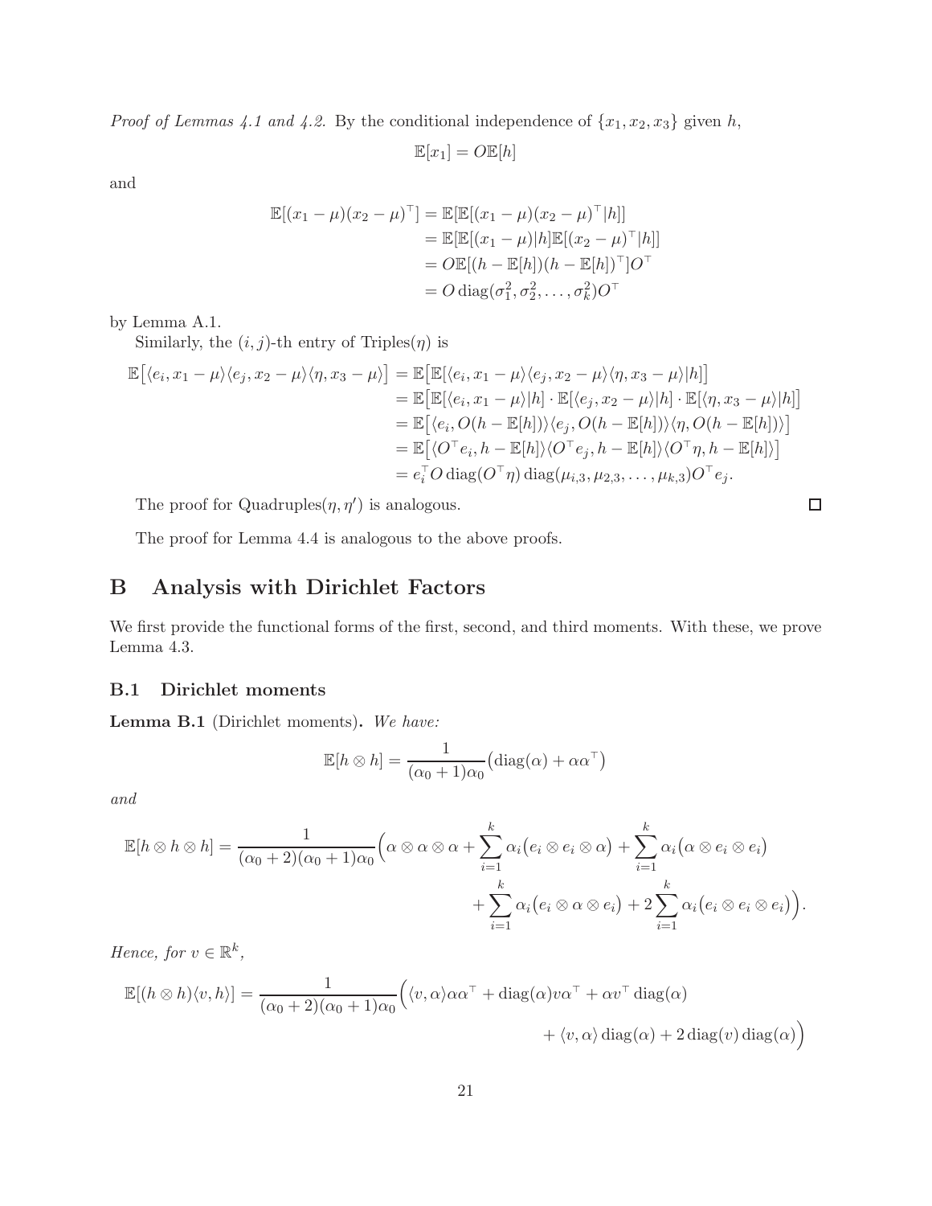*Proof of Lemmas 4.1 and 4.2.* By the conditional independence of $\{x_1, x_2, x_3\}$ given $h$,

$$\mathbb{E}[x_1] = O\mathbb{E}[h]$$

and

$$\begin{aligned}
\mathbb{E}[(x_1 - \mu)(x_2 - \mu)^\top] &= \mathbb{E}[\mathbb{E}[(x_1 - \mu)(x_2 - \mu)^\top | h]] \\
&= \mathbb{E}[\mathbb{E}[(x_1 - \mu)|h]\mathbb{E}[(x_2 - \mu)^\top | h]] \\
&= O\mathbb{E}[(h - \mathbb{E}[h])(h - \mathbb{E}[h])^\top]O^\top \\
&= O\,\mathrm{diag}(\sigma_1^2, \sigma_2^2, \ldots, \sigma_k^2)O^\top
\end{aligned}$$

by Lemma A.1.

Similarly, the $(i, j)$-th entry of $\mathrm{Triples}(\eta)$ is

$$\begin{aligned}
\mathbb{E}\big[\langle e_i, x_1 - \mu\rangle\langle e_j, x_2 - \mu\rangle\langle \eta, x_3 - \mu\rangle\big] &= \mathbb{E}\big[\mathbb{E}[\langle e_i, x_1 - \mu\rangle\langle e_j, x_2 - \mu\rangle\langle \eta, x_3 - \mu\rangle|h]\big] \\
&= \mathbb{E}\big[\mathbb{E}[\langle e_i, x_1 - \mu\rangle|h] \cdot \mathbb{E}[\langle e_j, x_2 - \mu\rangle|h] \cdot \mathbb{E}[\langle \eta, x_3 - \mu\rangle|h]\big] \\
&= \mathbb{E}\big[\langle e_i, O(h - \mathbb{E}[h])\rangle\langle e_j, O(h - \mathbb{E}[h])\rangle\langle \eta, O(h - \mathbb{E}[h])\rangle\big] \\
&= \mathbb{E}\big[\langle O^\top e_i, h - \mathbb{E}[h]\rangle\langle O^\top e_j, h - \mathbb{E}[h]\rangle\langle O^\top \eta, h - \mathbb{E}[h]\rangle\big] \\
&= e_i^\top O\,\mathrm{diag}(O^\top \eta)\,\mathrm{diag}(\mu_{i,3}, \mu_{2,3}, \ldots, \mu_{k,3})O^\top e_j.
\end{aligned}$$

The proof for $\mathrm{Quadruples}(\eta, \eta')$ is analogous. ☐

The proof for Lemma 4.4 is analogous to the above proofs.

# B Analysis with Dirichlet Factors

We first provide the functional forms of the first, second, and third moments. With these, we prove Lemma 4.3.

## B.1 Dirichlet moments

**Lemma B.1** (Dirichlet moments)**.** *We have:*

$$\mathbb{E}[h \otimes h] = \frac{1}{(\alpha_0 + 1)\alpha_0}\big(\mathrm{diag}(\alpha) + \alpha\alpha^\top\big)$$

*and*

$$\begin{aligned}
\mathbb{E}[h \otimes h \otimes h] = \frac{1}{(\alpha_0 + 2)(\alpha_0 + 1)\alpha_0}\Big(&\alpha \otimes \alpha \otimes \alpha + \sum_{i=1}^k \alpha_i\big(e_i \otimes e_i \otimes \alpha\big) + \sum_{i=1}^k \alpha_i\big(\alpha \otimes e_i \otimes e_i\big) \\
&+ \sum_{i=1}^k \alpha_i\big(e_i \otimes \alpha \otimes e_i\big) + 2\sum_{i=1}^k \alpha_i\big(e_i \otimes e_i \otimes e_i\big)\Big).
\end{aligned}$$

*Hence, for $v \in \mathbb{R}^k$,*

$$\begin{aligned}
\mathbb{E}[(h \otimes h)\langle v, h\rangle] = \frac{1}{(\alpha_0 + 2)(\alpha_0 + 1)\alpha_0}\Big(&\langle v, \alpha\rangle\alpha\alpha^\top + \mathrm{diag}(\alpha)v\alpha^\top + \alpha v^\top \mathrm{diag}(\alpha) \\
&+ \langle v, \alpha\rangle\,\mathrm{diag}(\alpha) + 2\,\mathrm{diag}(v)\,\mathrm{diag}(\alpha)\Big)
\end{aligned}$$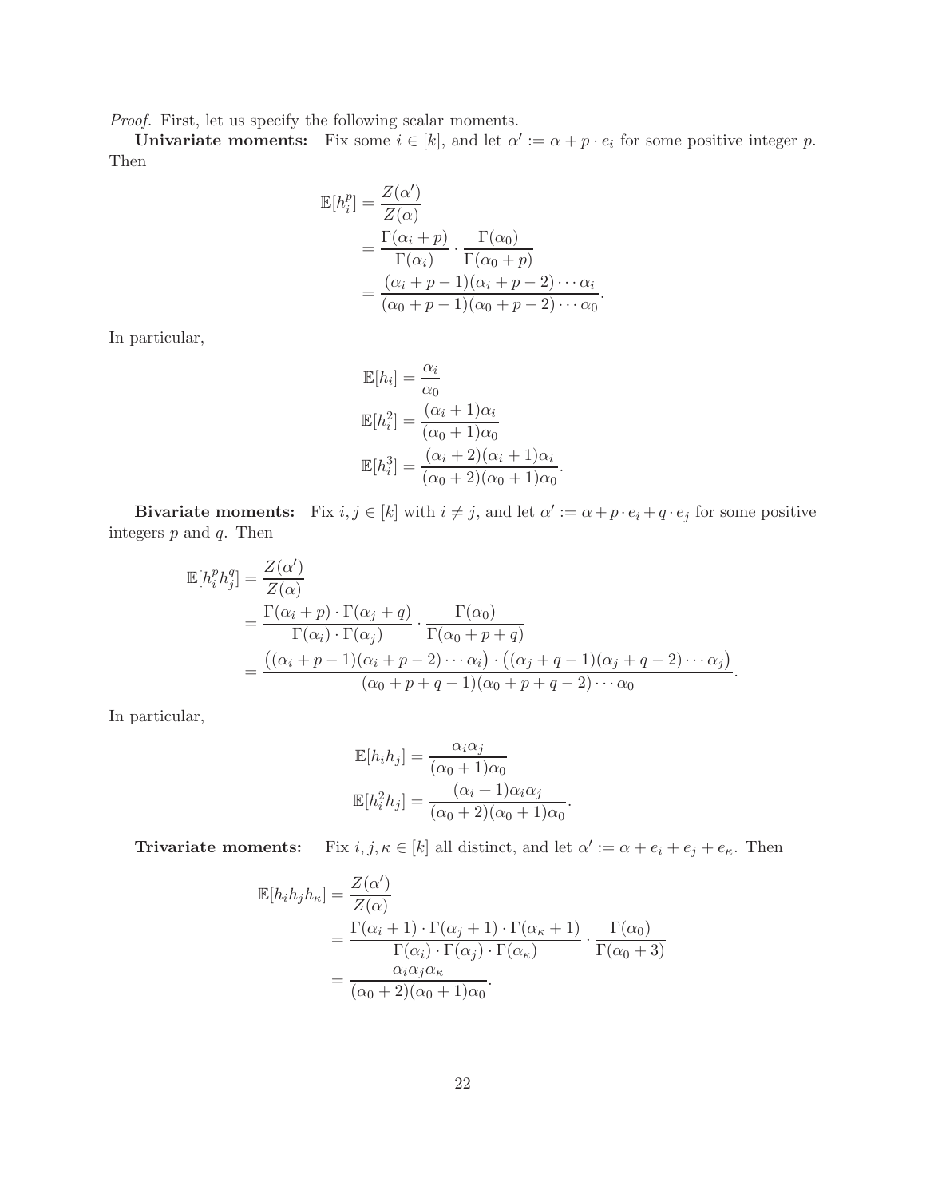*Proof.* First, let us specify the following scalar moments.

**Univariate moments:** Fix some $i \in [k]$, and let $\alpha' := \alpha + p \cdot e_i$ for some positive integer $p$. Then

$$
\begin{aligned}
\mathbb{E}[h_i^p] &= \frac{Z(\alpha')}{Z(\alpha)} \\
&= \frac{\Gamma(\alpha_i + p)}{\Gamma(\alpha_i)} \cdot \frac{\Gamma(\alpha_0)}{\Gamma(\alpha_0 + p)} \\
&= \frac{(\alpha_i + p - 1)(\alpha_i + p - 2) \cdots \alpha_i}{(\alpha_0 + p - 1)(\alpha_0 + p - 2) \cdots \alpha_0}.
\end{aligned}
$$

In particular,

$$
\begin{aligned}
\mathbb{E}[h_i] &= \frac{\alpha_i}{\alpha_0} \\
\mathbb{E}[h_i^2] &= \frac{(\alpha_i + 1)\alpha_i}{(\alpha_0 + 1)\alpha_0} \\
\mathbb{E}[h_i^3] &= \frac{(\alpha_i + 2)(\alpha_i + 1)\alpha_i}{(\alpha_0 + 2)(\alpha_0 + 1)\alpha_0}.
\end{aligned}
$$

**Bivariate moments:** Fix $i, j \in [k]$ with $i \neq j$, and let $\alpha' := \alpha + p \cdot e_i + q \cdot e_j$ for some positive integers $p$ and $q$. Then

$$
\begin{aligned}
\mathbb{E}[h_i^p h_j^q] &= \frac{Z(\alpha')}{Z(\alpha)} \\
&= \frac{\Gamma(\alpha_i + p) \cdot \Gamma(\alpha_j + q)}{\Gamma(\alpha_i) \cdot \Gamma(\alpha_j)} \cdot \frac{\Gamma(\alpha_0)}{\Gamma(\alpha_0 + p + q)} \\
&= \frac{\big((\alpha_i + p - 1)(\alpha_i + p - 2) \cdots \alpha_i\big) \cdot \big((\alpha_j + q - 1)(\alpha_j + q - 2) \cdots \alpha_j\big)}{(\alpha_0 + p + q - 1)(\alpha_0 + p + q - 2) \cdots \alpha_0}.
\end{aligned}
$$

In particular,

$$
\begin{aligned}
\mathbb{E}[h_i h_j] &= \frac{\alpha_i \alpha_j}{(\alpha_0 + 1)\alpha_0} \\
\mathbb{E}[h_i^2 h_j] &= \frac{(\alpha_i + 1)\alpha_i \alpha_j}{(\alpha_0 + 2)(\alpha_0 + 1)\alpha_0}.
\end{aligned}
$$

**Trivariate moments:** Fix $i, j, \kappa \in [k]$ all distinct, and let $\alpha' := \alpha + e_i + e_j + e_\kappa$. Then

$$
\begin{aligned}
\mathbb{E}[h_i h_j h_\kappa] &= \frac{Z(\alpha')}{Z(\alpha)} \\
&= \frac{\Gamma(\alpha_i + 1) \cdot \Gamma(\alpha_j + 1) \cdot \Gamma(\alpha_\kappa + 1)}{\Gamma(\alpha_i) \cdot \Gamma(\alpha_j) \cdot \Gamma(\alpha_\kappa)} \cdot \frac{\Gamma(\alpha_0)}{\Gamma(\alpha_0 + 3)} \\
&= \frac{\alpha_i \alpha_j \alpha_\kappa}{(\alpha_0 + 2)(\alpha_0 + 1)\alpha_0}.
\end{aligned}
$$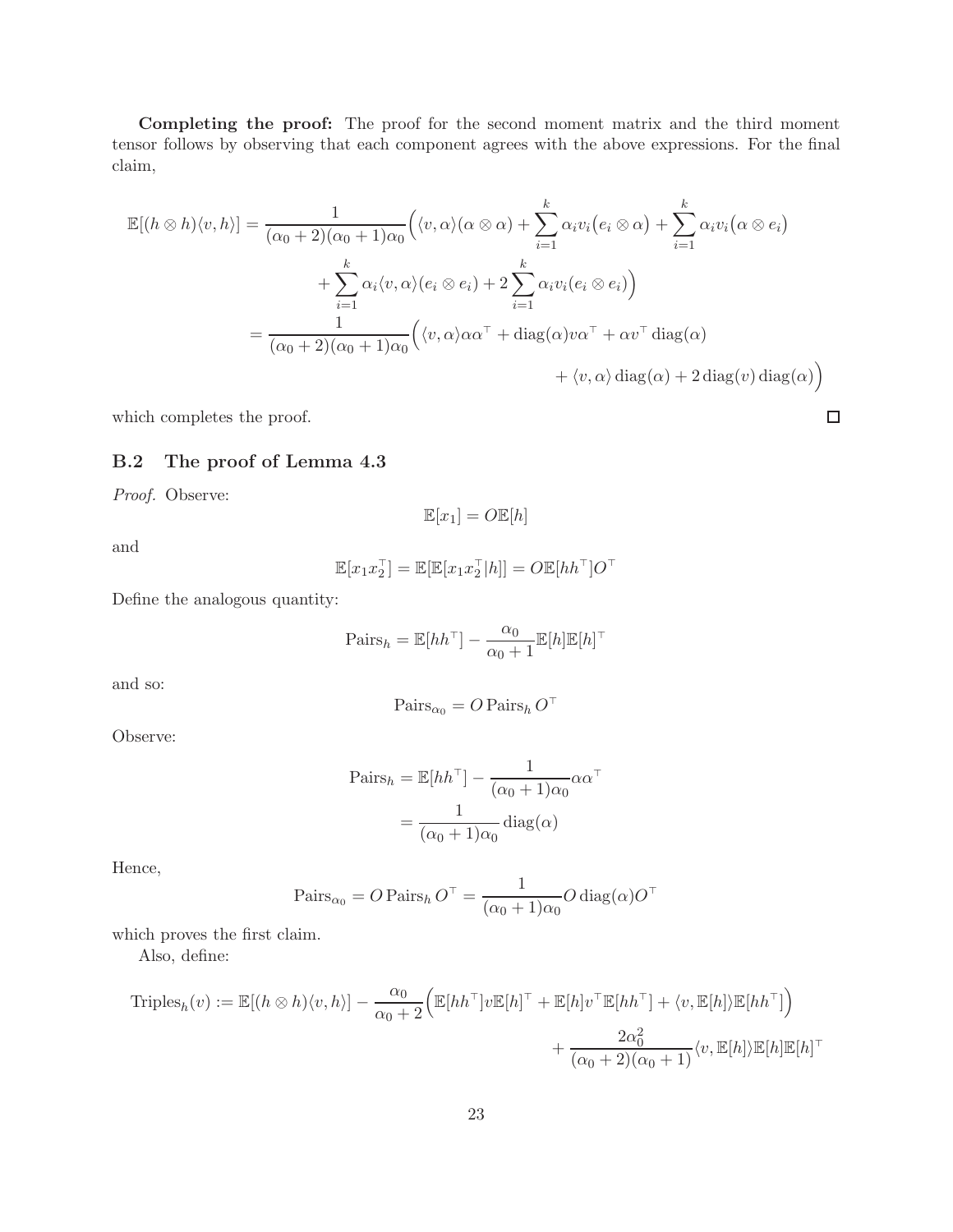**Completing the proof:** The proof for the second moment matrix and the third moment tensor follows by observing that each component agrees with the above expressions. For the final claim,

$$
\begin{aligned}
\mathbb{E}[(h \otimes h)\langle v, h\rangle] &= \frac{1}{(\alpha_0+2)(\alpha_0+1)\alpha_0}\Big(\langle v, \alpha\rangle(\alpha \otimes \alpha) + \sum_{i=1}^{k} \alpha_i v_i \big(e_i \otimes \alpha\big) + \sum_{i=1}^{k} \alpha_i v_i \big(\alpha \otimes e_i\big) \\
&\qquad + \sum_{i=1}^{k} \alpha_i \langle v, \alpha\rangle (e_i \otimes e_i) + 2\sum_{i=1}^{k} \alpha_i v_i (e_i \otimes e_i)\Big) \\
&= \frac{1}{(\alpha_0+2)(\alpha_0+1)\alpha_0}\Big(\langle v, \alpha\rangle \alpha\alpha^\top + \operatorname{diag}(\alpha) v \alpha^\top + \alpha v^\top \operatorname{diag}(\alpha) \\
&\qquad + \langle v, \alpha\rangle \operatorname{diag}(\alpha) + 2\operatorname{diag}(v)\operatorname{diag}(\alpha)\Big)
\end{aligned}
$$

which completes the proof. □

### B.2 The proof of Lemma 4.3

*Proof.* Observe:

$$
\mathbb{E}[x_1] = O\mathbb{E}[h]
$$

and

$$
\mathbb{E}[x_1 x_2^\top] = \mathbb{E}[\mathbb{E}[x_1 x_2^\top | h]] = O\mathbb{E}[hh^\top]O^\top
$$

Define the analogous quantity:

$$
\mathrm{Pairs}_h = \mathbb{E}[hh^\top] - \frac{\alpha_0}{\alpha_0+1}\mathbb{E}[h]\mathbb{E}[h]^\top
$$

and so:

$$
\mathrm{Pairs}_{\alpha_0} = O\,\mathrm{Pairs}_h\, O^\top
$$

Observe:

$$
\begin{aligned}
\mathrm{Pairs}_h &= \mathbb{E}[hh^\top] - \frac{1}{(\alpha_0+1)\alpha_0}\alpha\alpha^\top \\
&= \frac{1}{(\alpha_0+1)\alpha_0}\operatorname{diag}(\alpha)
\end{aligned}
$$

Hence,

$$
\mathrm{Pairs}_{\alpha_0} = O\,\mathrm{Pairs}_h\, O^\top = \frac{1}{(\alpha_0+1)\alpha_0} O \operatorname{diag}(\alpha) O^\top
$$

which proves the first claim.

Also, define:

$$
\begin{aligned}
\mathrm{Triples}_h(v) := \mathbb{E}[(h \otimes h)\langle v, h\rangle] &- \frac{\alpha_0}{\alpha_0+2}\Big(\mathbb{E}[hh^\top]v\mathbb{E}[h]^\top + \mathbb{E}[h]v^\top\mathbb{E}[hh^\top] + \langle v, \mathbb{E}[h]\rangle\mathbb{E}[hh^\top]\Big) \\
&+ \frac{2\alpha_0^2}{(\alpha_0+2)(\alpha_0+1)}\langle v, \mathbb{E}[h]\rangle \mathbb{E}[h]\mathbb{E}[h]^\top
\end{aligned}
$$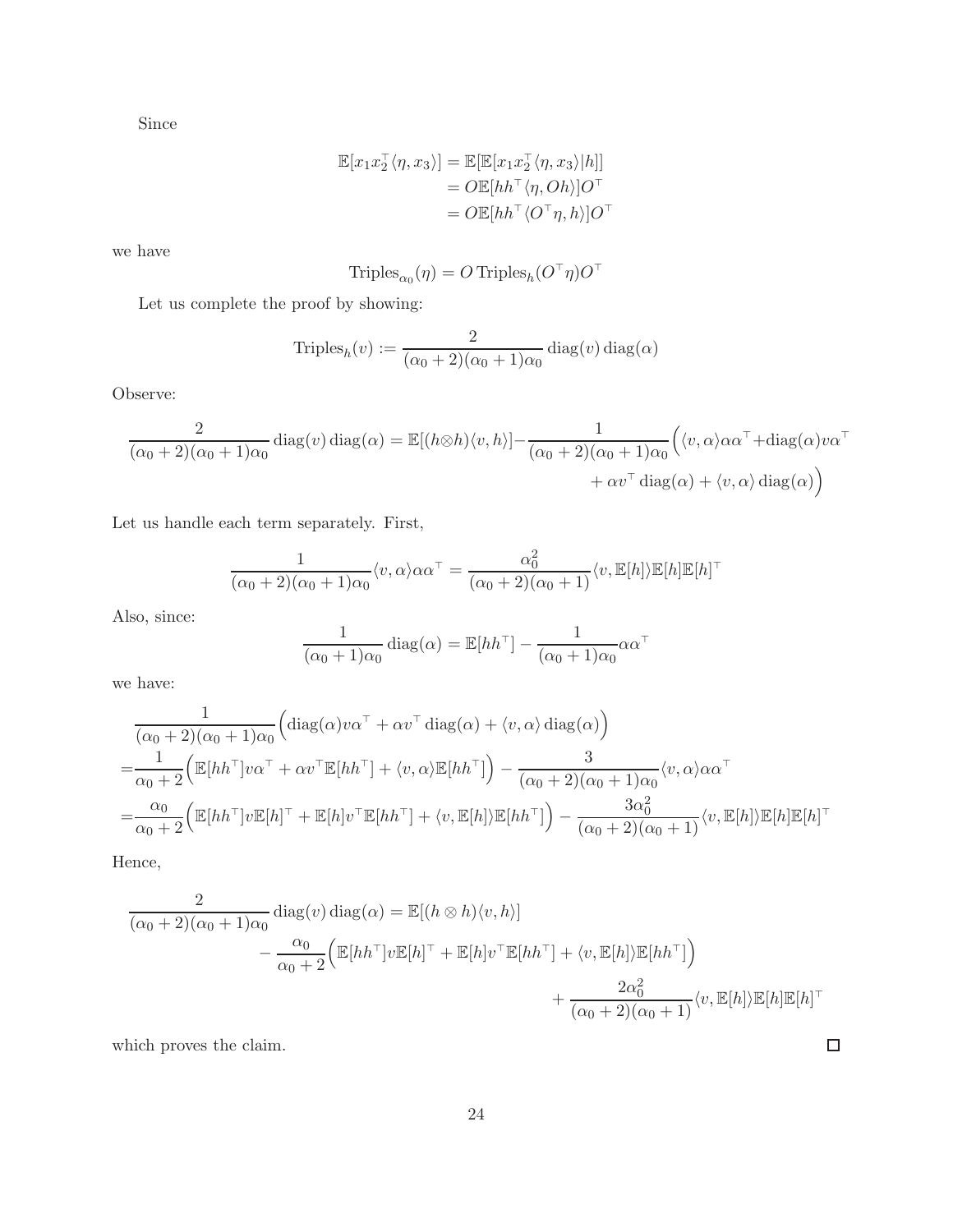Since

$$
\begin{aligned}
\mathbb{E}[x_1 x_2^\top \langle \eta, x_3 \rangle] &= \mathbb{E}[\mathbb{E}[x_1 x_2^\top \langle \eta, x_3 \rangle | h]] \\
&= O\mathbb{E}[hh^\top \langle \eta, Oh \rangle] O^\top \\
&= O\mathbb{E}[hh^\top \langle O^\top \eta, h \rangle] O^\top
\end{aligned}
$$

we have

$$
\mathrm{Triples}_{\alpha_0}(\eta) = O \, \mathrm{Triples}_h(O^\top \eta) O^\top
$$

Let us complete the proof by showing:

$$
\mathrm{Triples}_h(v) := \frac{2}{(\alpha_0+2)(\alpha_0+1)\alpha_0} \operatorname{diag}(v) \operatorname{diag}(\alpha)
$$

Observe:

$$
\begin{aligned}
\frac{2}{(\alpha_0+2)(\alpha_0+1)\alpha_0} \operatorname{diag}(v) \operatorname{diag}(\alpha) = \mathbb{E}[(h \otimes h)\langle v, h \rangle] - \frac{1}{(\alpha_0+2)(\alpha_0+1)\alpha_0} \Big( \langle v, \alpha \rangle \alpha \alpha^\top + \operatorname{diag}(\alpha) v \alpha^\top \\
+ \alpha v^\top \operatorname{diag}(\alpha) + \langle v, \alpha \rangle \operatorname{diag}(\alpha) \Big)
\end{aligned}
$$

Let us handle each term separately. First,

$$
\frac{1}{(\alpha_0+2)(\alpha_0+1)\alpha_0} \langle v, \alpha \rangle \alpha \alpha^\top = \frac{\alpha_0^2}{(\alpha_0+2)(\alpha_0+1)} \langle v, \mathbb{E}[h] \rangle \mathbb{E}[h] \mathbb{E}[h]^\top
$$

Also, since:

$$
\frac{1}{(\alpha_0+1)\alpha_0} \operatorname{diag}(\alpha) = \mathbb{E}[hh^\top] - \frac{1}{(\alpha_0+1)\alpha_0} \alpha \alpha^\top
$$

we have:

$$
\begin{aligned}
&\frac{1}{(\alpha_0+2)(\alpha_0+1)\alpha_0} \Big( \operatorname{diag}(\alpha) v \alpha^\top + \alpha v^\top \operatorname{diag}(\alpha) + \langle v, \alpha \rangle \operatorname{diag}(\alpha) \Big) \\
=& \frac{1}{\alpha_0+2} \Big( \mathbb{E}[hh^\top] v \alpha^\top + \alpha v^\top \mathbb{E}[hh^\top] + \langle v, \alpha \rangle \mathbb{E}[hh^\top] \Big) - \frac{3}{(\alpha_0+2)(\alpha_0+1)\alpha_0} \langle v, \alpha \rangle \alpha \alpha^\top \\
=& \frac{\alpha_0}{\alpha_0+2} \Big( \mathbb{E}[hh^\top] v \mathbb{E}[h]^\top + \mathbb{E}[h] v^\top \mathbb{E}[hh^\top] + \langle v, \mathbb{E}[h] \rangle \mathbb{E}[hh^\top] \Big) - \frac{3\alpha_0^2}{(\alpha_0+2)(\alpha_0+1)} \langle v, \mathbb{E}[h] \rangle \mathbb{E}[h] \mathbb{E}[h]^\top
\end{aligned}
$$

Hence,

$$
\begin{aligned}
\frac{2}{(\alpha_0+2)(\alpha_0+1)\alpha_0} \operatorname{diag}(v) \operatorname{diag}(\alpha) = \mathbb{E}[(h \otimes h)\langle v, h \rangle] \\
- \frac{\alpha_0}{\alpha_0+2} \Big( \mathbb{E}[hh^\top] v \mathbb{E}[h]^\top + \mathbb{E}[h] v^\top \mathbb{E}[hh^\top] + \langle v, \mathbb{E}[h] \rangle \mathbb{E}[hh^\top] \Big) \\
+ \frac{2\alpha_0^2}{(\alpha_0+2)(\alpha_0+1)} \langle v, \mathbb{E}[h] \rangle \mathbb{E}[h] \mathbb{E}[h]^\top
\end{aligned}
$$

which proves the claim. □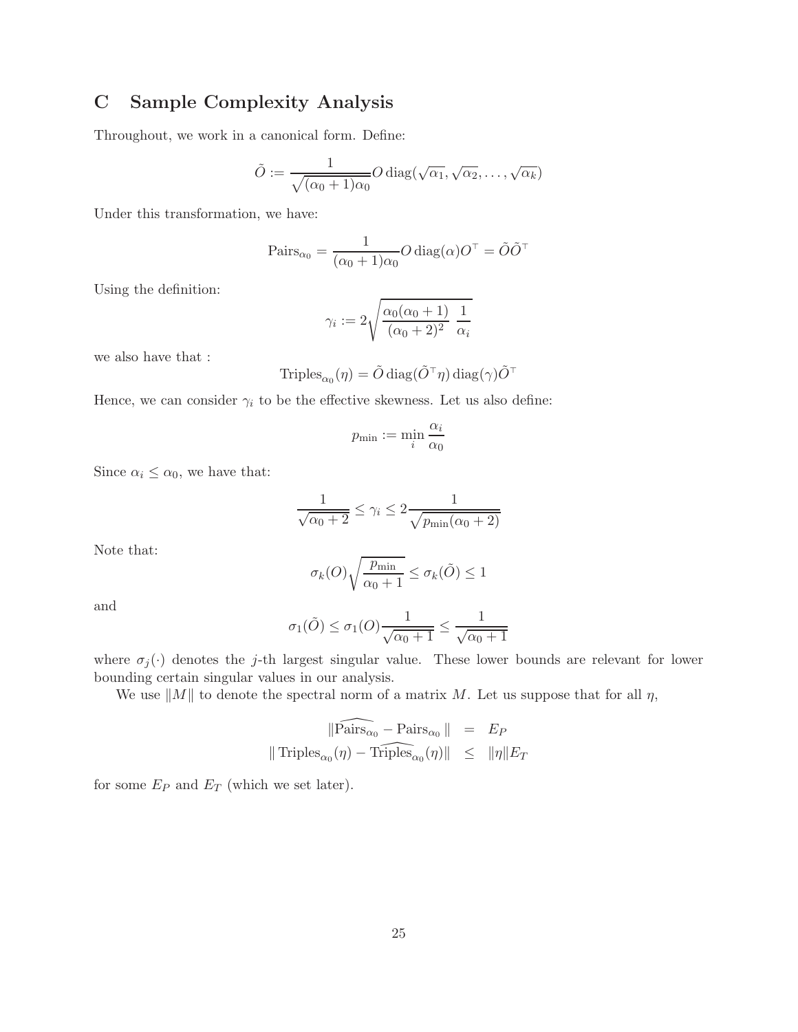## C Sample Complexity Analysis

Throughout, we work in a canonical form. Define:

$$\tilde{O} := \frac{1}{\sqrt{(\alpha_0+1)\alpha_0}} O \operatorname{diag}(\sqrt{\alpha_1}, \sqrt{\alpha_2}, \ldots, \sqrt{\alpha_k})$$

Under this transformation, we have:

$$\operatorname{Pairs}_{\alpha_0} = \frac{1}{(\alpha_0+1)\alpha_0} O \operatorname{diag}(\alpha) O^\top = \tilde{O}\tilde{O}^\top$$

Using the definition:

$$\gamma_i := 2\sqrt{\frac{\alpha_0(\alpha_0+1)}{(\alpha_0+2)^2}\ \frac{1}{\alpha_i}}$$

we also have that :

$$\operatorname{Triples}_{\alpha_0}(\eta) = \tilde{O} \operatorname{diag}(\tilde{O}^\top \eta) \operatorname{diag}(\gamma) \tilde{O}^\top$$

Hence, we can consider $\gamma_i$ to be the effective skewness. Let us also define:

$$p_{\min} := \min_i \frac{\alpha_i}{\alpha_0}$$

Since $\alpha_i \leq \alpha_0$, we have that:

$$\frac{1}{\sqrt{\alpha_0+2}} \leq \gamma_i \leq 2\frac{1}{\sqrt{p_{\min}(\alpha_0+2)}}$$

Note that:

$$\sigma_k(O)\sqrt{\frac{p_{\min}}{\alpha_0+1}} \leq \sigma_k(\tilde{O}) \leq 1$$

and

$$\sigma_1(\tilde{O}) \leq \sigma_1(O)\frac{1}{\sqrt{\alpha_0+1}} \leq \frac{1}{\sqrt{\alpha_0+1}}$$

where $\sigma_j(\cdot)$ denotes the $j$-th largest singular value. These lower bounds are relevant for lower bounding certain singular values in our analysis.

We use $\|M\|$ to denote the spectral norm of a matrix $M$. Let us suppose that for all $\eta$,

$$\begin{aligned}
\|\widehat{\operatorname{Pairs}_{\alpha_0}} - \operatorname{Pairs}_{\alpha_0}\| &= E_P \\
\|\operatorname{Triples}_{\alpha_0}(\eta) - \widehat{\operatorname{Triples}_{\alpha_0}}(\eta)\| &\leq \|\eta\| E_T
\end{aligned}$$

for some $E_P$ and $E_T$ (which we set later).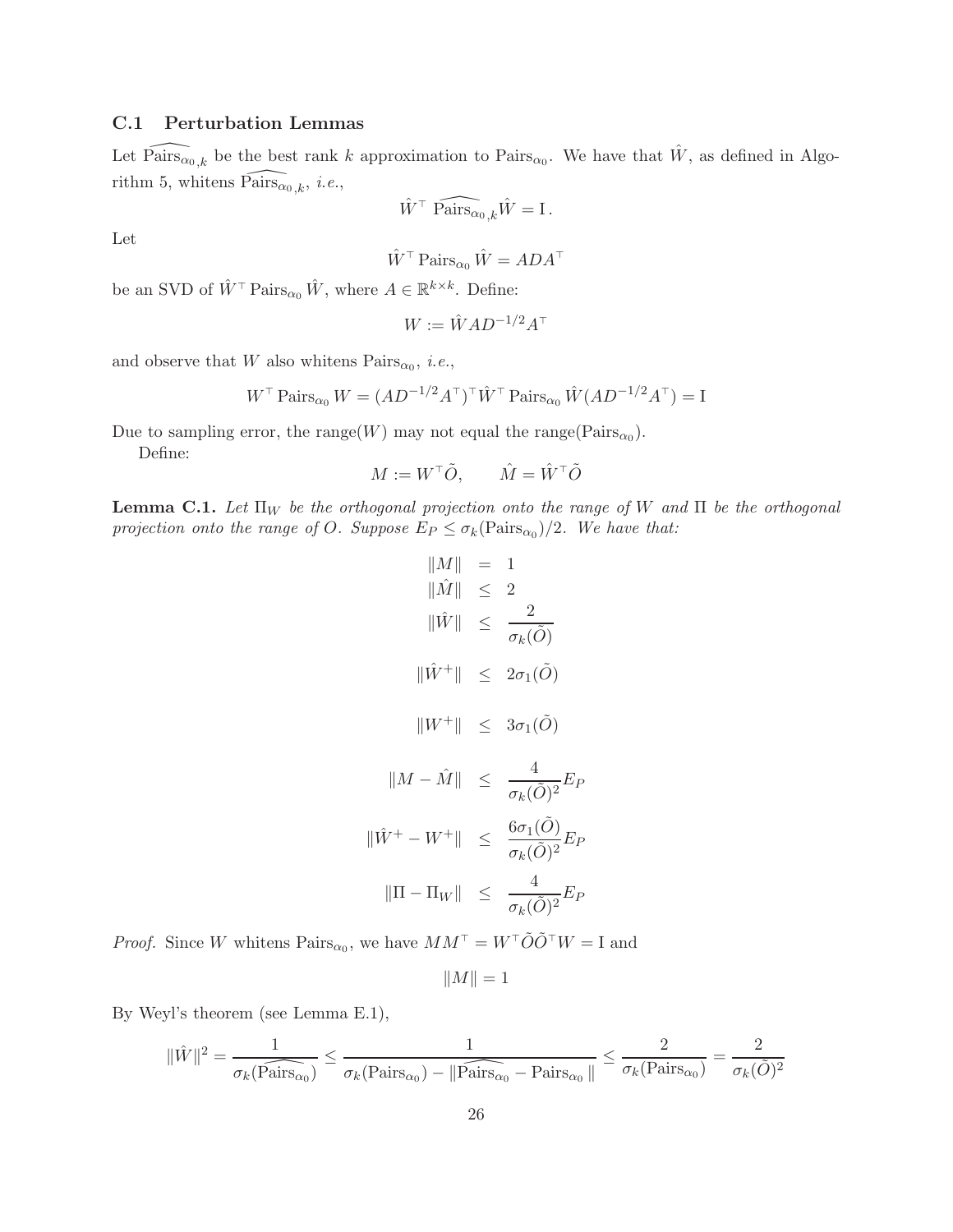### C.1 Perturbation Lemmas

Let $\widehat{\text{Pairs}}_{\alpha_0,k}$ be the best rank $k$ approximation to $\text{Pairs}_{\alpha_0}$. We have that $\hat{W}$, as defined in Algorithm 5, whitens $\widehat{\text{Pairs}}_{\alpha_0,k}$, *i.e.*,

$$\hat{W}^\top \; \widehat{\text{Pairs}}_{\alpha_0,k} \hat{W} = \mathrm{I}\,.$$

Let

$$\hat{W}^\top \text{Pairs}_{\alpha_0} \hat{W} = ADA^\top$$

be an SVD of $\hat{W}^\top \text{Pairs}_{\alpha_0} \hat{W}$, where $A \in \mathbb{R}^{k\times k}$. Define:

$$W := \hat{W} A D^{-1/2} A^\top$$

and observe that $W$ also whitens $\text{Pairs}_{\alpha_0}$, *i.e.*,

$$W^\top \text{Pairs}_{\alpha_0} W = (AD^{-1/2}A^\top)^\top \hat{W}^\top \text{Pairs}_{\alpha_0} \hat{W}(AD^{-1/2}A^\top) = \mathrm{I}$$

Due to sampling error, the range$(W)$ may not equal the range$(\text{Pairs}_{\alpha_0})$.

Define:

$$M := W^\top \tilde{O}, \qquad \hat{M} = \hat{W}^\top \tilde{O}$$

**Lemma C.1.** *Let $\Pi_W$ be the orthogonal projection onto the range of $W$ and $\Pi$ be the orthogonal projection onto the range of $O$. Suppose $E_P \le \sigma_k(\text{Pairs}_{\alpha_0})/2$. We have that:*

$$\begin{aligned}
\|M\| &= 1 \\
\|\hat{M}\| &\le 2 \\
\|\hat{W}\| &\le \frac{2}{\sigma_k(\tilde{O})} \\
\|\hat{W}^+\| &\le 2\sigma_1(\tilde{O}) \\
\|W^+\| &\le 3\sigma_1(\tilde{O}) \\
\|M - \hat{M}\| &\le \frac{4}{\sigma_k(\tilde{O})^2} E_P \\
\|\hat{W}^+ - W^+\| &\le \frac{6\sigma_1(\tilde{O})}{\sigma_k(\tilde{O})^2} E_P \\
\|\Pi - \Pi_W\| &\le \frac{4}{\sigma_k(\tilde{O})^2} E_P
\end{aligned}$$

*Proof.* Since $W$ whitens $\text{Pairs}_{\alpha_0}$, we have $MM^\top = W^\top \tilde{O}\tilde{O}^\top W = \mathrm{I}$ and

$$\|M\| = 1$$

By Weyl's theorem (see Lemma E.1),

$$\|\hat{W}\|^2 = \frac{1}{\sigma_k(\widehat{\text{Pairs}}_{\alpha_0})} \le \frac{1}{\sigma_k(\text{Pairs}_{\alpha_0}) - \|\widehat{\text{Pairs}}_{\alpha_0} - \text{Pairs}_{\alpha_0}\|} \le \frac{2}{\sigma_k(\text{Pairs}_{\alpha_0})} = \frac{2}{\sigma_k(\tilde{O})^2}$$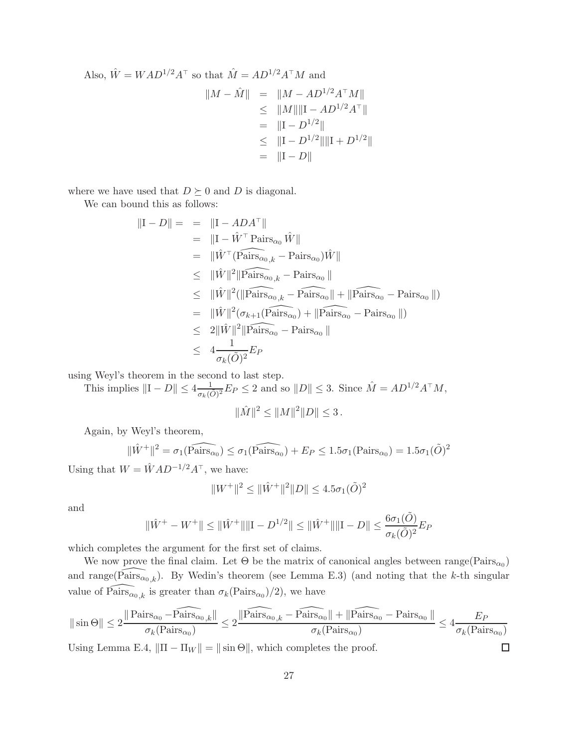Also, $\hat{W} = WAD^{1/2}A^\top$ so that $\hat{M} = AD^{1/2}A^\top M$ and

$$
\begin{aligned}
\|M - \hat{M}\| &= \|M - AD^{1/2}A^\top M\| \\
&\leq \|M\|\|\mathrm{I} - AD^{1/2}A^\top\| \\
&= \|\mathrm{I} - D^{1/2}\| \\
&\leq \|\mathrm{I} - D^{1/2}\|\|\mathrm{I} + D^{1/2}\| \\
&= \|\mathrm{I} - D\|
\end{aligned}
$$

where we have used that $D \succeq 0$ and $D$ is diagonal.

We can bound this as follows:

$$
\begin{aligned}
\|\mathrm{I} - D\| = &= \|\mathrm{I} - ADA^\top\| \\
&= \|\mathrm{I} - \hat{W}^\top \mathrm{Pairs}_{\alpha_0} \hat{W}\| \\
&= \|\hat{W}^\top(\widehat{\mathrm{Pairs}_{\alpha_0,k}} - \mathrm{Pairs}_{\alpha_0})\hat{W}\| \\
&\leq \|\hat{W}\|^2\|\widehat{\mathrm{Pairs}_{\alpha_0,k}} - \mathrm{Pairs}_{\alpha_0}\| \\
&\leq \|\hat{W}\|^2(\|\widehat{\mathrm{Pairs}_{\alpha_0,k}} - \widehat{\mathrm{Pairs}_{\alpha_0}}\| + \|\widehat{\mathrm{Pairs}_{\alpha_0}} - \mathrm{Pairs}_{\alpha_0}\|) \\
&= \|\hat{W}\|^2(\sigma_{k+1}(\widehat{\mathrm{Pairs}_{\alpha_0}}) + \|\widehat{\mathrm{Pairs}_{\alpha_0}} - \mathrm{Pairs}_{\alpha_0}\|) \\
&\leq 2\|\hat{W}\|^2\|\widehat{\mathrm{Pairs}_{\alpha_0}} - \mathrm{Pairs}_{\alpha_0}\| \\
&\leq 4\frac{1}{\sigma_k(\tilde{O})^2}E_P
\end{aligned}
$$

using Weyl's theorem in the second to last step.

This implies $\|\mathrm{I} - D\| \leq 4\frac{1}{\sigma_k(\tilde{O})^2}E_P \leq 2$ and so $\|D\| \leq 3$. Since $\hat{M} = AD^{1/2}A^\top M$,

$$
\|\hat{M}\|^2 \leq \|M\|^2\|D\| \leq 3\,.
$$

Again, by Weyl's theorem,

$$
\|\hat{W}^+\|^2 = \sigma_1(\widehat{\mathrm{Pairs}_{\alpha_0}}) \leq \sigma_1(\widehat{\mathrm{Pairs}_{\alpha_0}}) + E_P \leq 1.5\sigma_1(\mathrm{Pairs}_{\alpha_0}) = 1.5\sigma_1(\tilde{O})^2
$$

Using that $W = \hat{W}AD^{-1/2}A^\top$, we have:

$$
\|W^+\|^2 \leq \|\hat{W}^+\|^2\|D\| \leq 4.5\sigma_1(\tilde{O})^2
$$

and

$$
\|\hat{W}^+ - W^+\| \leq \|\hat{W}^+\|\|\mathrm{I} - D^{1/2}\| \leq \|\hat{W}^+\|\|\mathrm{I} - D\| \leq \frac{6\sigma_1(\tilde{O})}{\sigma_k(\tilde{O})^2}E_P
$$

which completes the argument for the first set of claims.

We now prove the final claim. Let $\Theta$ be the matrix of canonical angles between range($\mathrm{Pairs}_{\alpha_0}$) and range($\widehat{\mathrm{Pairs}_{\alpha_0,k}}$). By Wedin's theorem (see Lemma E.3) (and noting that the $k$-th singular value of $\widehat{\mathrm{Pairs}_{\alpha_0,k}}$ is greater than $\sigma_k(\mathrm{Pairs}_{\alpha_0})/2$), we have

$$
\|\sin\Theta\| \leq 2\frac{\|\mathrm{Pairs}_{\alpha_0} - \widehat{\mathrm{Pairs}_{\alpha_0,k}}\|}{\sigma_k(\mathrm{Pairs}_{\alpha_0})} \leq 2\frac{\|\widehat{\mathrm{Pairs}_{\alpha_0,k}} - \widehat{\mathrm{Pairs}_{\alpha_0}}\| + \|\widehat{\mathrm{Pairs}_{\alpha_0}} - \mathrm{Pairs}_{\alpha_0}\|}{\sigma_k(\mathrm{Pairs}_{\alpha_0})} \leq 4\frac{E_P}{\sigma_k(\mathrm{Pairs}_{\alpha_0})}
$$

Using Lemma E.4, $\|\Pi - \Pi_W\| = \|\sin\Theta\|$, which completes the proof. □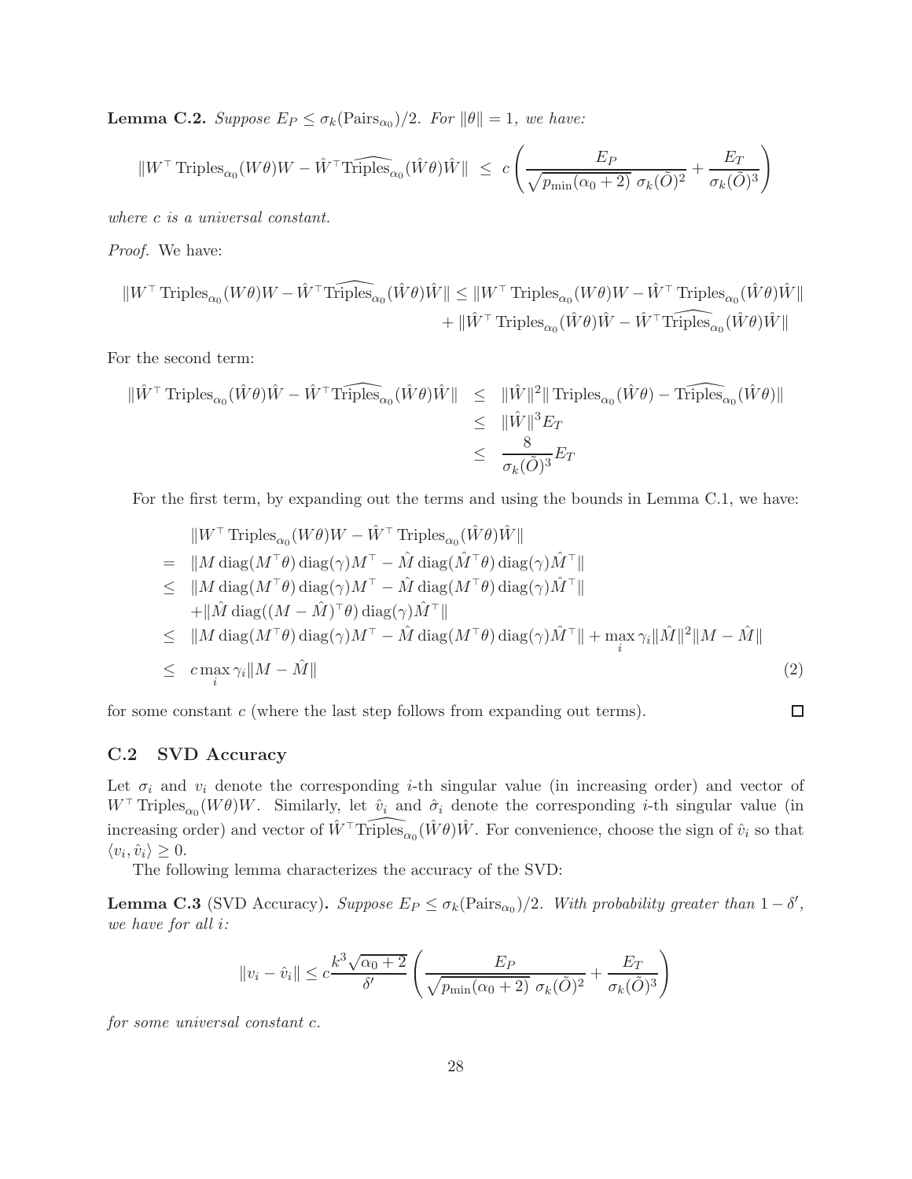**Lemma C.2.** *Suppose $E_P \le \sigma_k(\mathrm{Pairs}_{\alpha_0})/2$. For $\|\theta\| = 1$, we have:*

$$\|W^\top \mathrm{Triples}_{\alpha_0}(W\theta)W - \hat{W}^\top \widehat{\mathrm{Triples}}_{\alpha_0}(\hat{W}\theta)\hat{W}\| \;\le\; c\left(\frac{E_P}{\sqrt{p_{\min}(\alpha_0+2)}\;\sigma_k(\tilde{O})^2} + \frac{E_T}{\sigma_k(\tilde{O})^3}\right)$$

*where $c$ is a universal constant.*

*Proof.* We have:

$$\begin{aligned}\|W^\top \mathrm{Triples}_{\alpha_0}(W\theta)W - \hat{W}^\top \widehat{\mathrm{Triples}}_{\alpha_0}(\hat{W}\theta)\hat{W}\| \le \|W^\top \mathrm{Triples}_{\alpha_0}(W\theta)W - \hat{W}^\top \mathrm{Triples}_{\alpha_0}(\hat{W}\theta)\hat{W}\| \\ + \|\hat{W}^\top \mathrm{Triples}_{\alpha_0}(\hat{W}\theta)\hat{W} - \hat{W}^\top \widehat{\mathrm{Triples}}_{\alpha_0}(\hat{W}\theta)\hat{W}\|\end{aligned}$$

For the second term:

$$\begin{aligned}\|\hat{W}^\top \mathrm{Triples}_{\alpha_0}(\hat{W}\theta)\hat{W} - \hat{W}^\top \widehat{\mathrm{Triples}}_{\alpha_0}(\hat{W}\theta)\hat{W}\| &\le \|\hat{W}\|^2 \|\mathrm{Triples}_{\alpha_0}(\hat{W}\theta) - \widehat{\mathrm{Triples}}_{\alpha_0}(\hat{W}\theta)\| \\ &\le \|\hat{W}\|^3 E_T \\ &\le \frac{8}{\sigma_k(\tilde{O})^3} E_T\end{aligned}$$

For the first term, by expanding out the terms and using the bounds in Lemma C.1, we have:

$$\begin{aligned}&\|W^\top \mathrm{Triples}_{\alpha_0}(W\theta)W - \hat{W}^\top \mathrm{Triples}_{\alpha_0}(\hat{W}\theta)\hat{W}\| \\ =\;& \|M \operatorname{diag}(M^\top\theta)\operatorname{diag}(\gamma)M^\top - \hat{M}\operatorname{diag}(\hat{M}^\top\theta)\operatorname{diag}(\gamma)\hat{M}^\top\| \\ \le\;& \|M \operatorname{diag}(M^\top\theta)\operatorname{diag}(\gamma)M^\top - \hat{M}\operatorname{diag}(M^\top\theta)\operatorname{diag}(\gamma)\hat{M}^\top\| \\ &+ \|\hat{M}\operatorname{diag}((M-\hat{M})^\top\theta)\operatorname{diag}(\gamma)\hat{M}^\top\| \\ \le\;& \|M \operatorname{diag}(M^\top\theta)\operatorname{diag}(\gamma)M^\top - \hat{M}\operatorname{diag}(M^\top\theta)\operatorname{diag}(\gamma)\hat{M}^\top\| + \max_i \gamma_i \|\hat{M}\|^2\|M-\hat{M}\| \\ \le\;& c\max_i \gamma_i \|M - \hat{M}\| \qquad (2)\end{aligned}$$

for some constant $c$ (where the last step follows from expanding out terms). $\square$

## C.2 SVD Accuracy

Let $\sigma_i$ and $v_i$ denote the corresponding $i$-th singular value (in increasing order) and vector of $W^\top \mathrm{Triples}_{\alpha_0}(W\theta)W$. Similarly, let $\hat{v}_i$ and $\hat{\sigma}_i$ denote the corresponding $i$-th singular value (in increasing order) and vector of $\hat{W}^\top \widehat{\mathrm{Triples}}_{\alpha_0}(\hat{W}\theta)\hat{W}$. For convenience, choose the sign of $\hat{v}_i$ so that $\langle v_i, \hat{v}_i\rangle \ge 0$.

The following lemma characterizes the accuracy of the SVD:

**Lemma C.3** (SVD Accuracy)**.** *Suppose $E_P \le \sigma_k(\mathrm{Pairs}_{\alpha_0})/2$. With probability greater than $1-\delta'$, we have for all $i$:*

$$\|v_i - \hat{v}_i\| \le c\frac{k^3\sqrt{\alpha_0+2}}{\delta'}\left(\frac{E_P}{\sqrt{p_{\min}(\alpha_0+2)}\;\sigma_k(\tilde{O})^2} + \frac{E_T}{\sigma_k(\tilde{O})^3}\right)$$

*for some universal constant $c$.*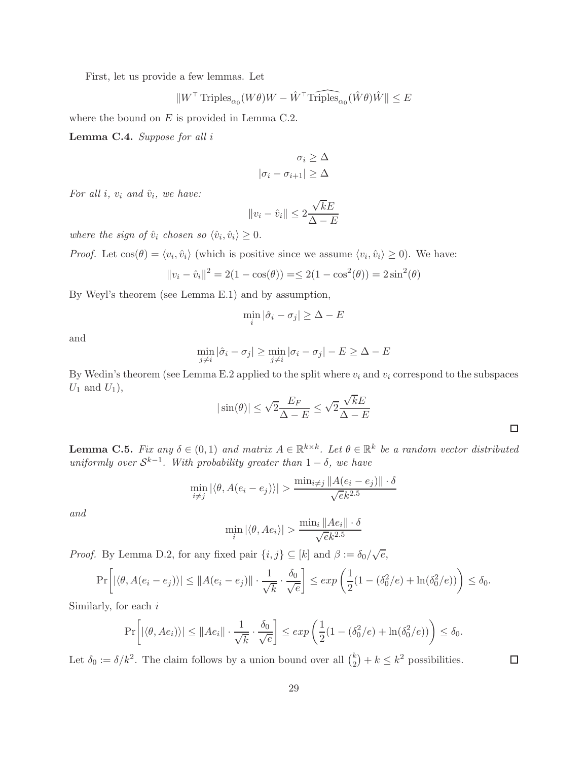First, let us provide a few lemmas. Let

$$\|W^\top \operatorname{Triples}_{\alpha_0}(W\theta)W - \hat{W}^\top \widehat{\operatorname{Triples}}_{\alpha_0}(\hat{W}\theta)\hat{W}\| \le E$$

where the bound on $E$ is provided in Lemma C.2.

**Lemma C.4.** *Suppose for all $i$*

$$\sigma_i \ge \Delta$$
$$|\sigma_i - \sigma_{i+1}| \ge \Delta$$

*For all $i$, $v_i$ and $\hat{v}_i$, we have:*

$$\|v_i - \hat{v}_i\| \le 2\frac{\sqrt{k}E}{\Delta - E}$$

*where the sign of $\hat{v}_i$ chosen so $\langle \hat{v}_i, \hat{v}_i \rangle \ge 0$.*

*Proof.* Let $\cos(\theta) = \langle v_i, \hat{v}_i \rangle$ (which is positive since we assume $\langle v_i, \hat{v}_i \rangle \ge 0$). We have:

$$\|v_i - \hat{v}_i\|^2 = 2(1 - \cos(\theta)) = \le 2(1 - \cos^2(\theta)) = 2\sin^2(\theta)$$

By Weyl's theorem (see Lemma E.1) and by assumption,

$$\min_i |\hat{\sigma}_i - \sigma_j| \ge \Delta - E$$

and

$$\min_{j \ne i} |\hat{\sigma}_i - \sigma_j| \ge \min_{j \ne i} |\sigma_i - \sigma_j| - E \ge \Delta - E$$

By Wedin's theorem (see Lemma E.2 applied to the split where $v_i$ and $v_i$ correspond to the subspaces $U_1$ and $U_1$),

$$|\sin(\theta)| \le \sqrt{2}\frac{E_F}{\Delta - E} \le \sqrt{2}\frac{\sqrt{k}E}{\Delta - E}$$

∎

**Lemma C.5.** *Fix any $\delta \in (0,1)$ and matrix $A \in \mathbb{R}^{k \times k}$. Let $\theta \in \mathbb{R}^k$ be a random vector distributed uniformly over $\mathcal{S}^{k-1}$. With probability greater than $1 - \delta$, we have*

$$\min_{i \ne j} |\langle \theta, A(e_i - e_j) \rangle| > \frac{\min_{i \ne j} \|A(e_i - e_j)\| \cdot \delta}{\sqrt{e}k^{2.5}}$$

*and*

$$\min_i |\langle \theta, Ae_i \rangle| > \frac{\min_i \|Ae_i\| \cdot \delta}{\sqrt{e}k^{2.5}}$$

*Proof.* By Lemma D.2, for any fixed pair $\{i,j\} \subseteq [k]$ and $\beta := \delta_0/\sqrt{e}$,

$$\Pr\left[|\langle \theta, A(e_i - e_j) \rangle| \le \|A(e_i - e_j)\| \cdot \frac{1}{\sqrt{k}} \cdot \frac{\delta_0}{\sqrt{e}}\right] \le exp\left(\frac{1}{2}(1 - (\delta_0^2/e) + \ln(\delta_0^2/e))\right) \le \delta_0.$$

Similarly, for each $i$

$$\Pr\left[|\langle \theta, Ae_i) \rangle| \le \|Ae_i\| \cdot \frac{1}{\sqrt{k}} \cdot \frac{\delta_0}{\sqrt{e}}\right] \le exp\left(\frac{1}{2}(1 - (\delta_0^2/e) + \ln(\delta_0^2/e))\right) \le \delta_0.$$

Let $\delta_0 := \delta/k^2$. The claim follows by a union bound over all $\binom{k}{2} + k \le k^2$ possibilities. ∎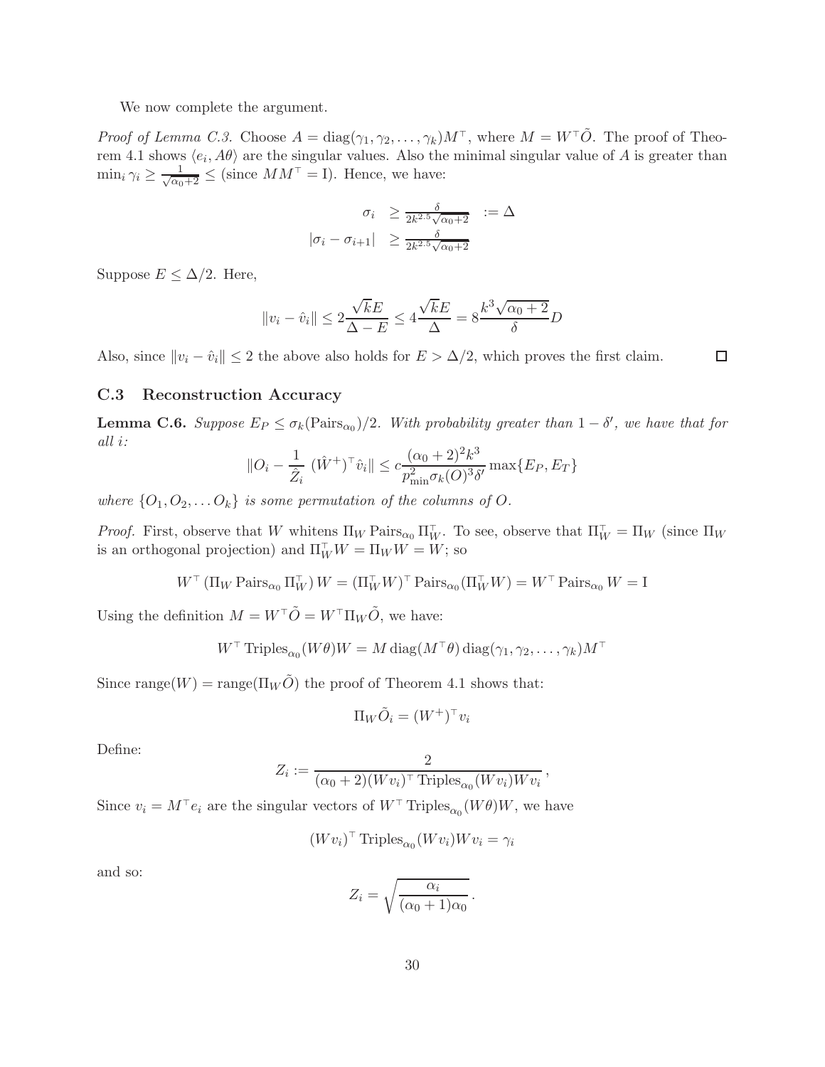We now complete the argument.

*Proof of Lemma C.3.* Choose $A = \operatorname{diag}(\gamma_1, \gamma_2, \dots, \gamma_k)M^\top$, where $M = W^\top \tilde{O}$. The proof of Theorem 4.1 shows $\langle e_i, A\theta \rangle$ are the singular values. Also the minimal singular value of $A$ is greater than $\min_i \gamma_i \geq \frac{1}{\sqrt{\alpha_0+2}} \leq$ (since $MM^\top = \mathrm{I}$). Hence, we have:

$$
\begin{aligned}
\sigma_i &\geq \tfrac{\delta}{2k^{2.5}\sqrt{\alpha_0+2}} \quad := \Delta \\
|\sigma_i - \sigma_{i+1}| &\geq \tfrac{\delta}{2k^{2.5}\sqrt{\alpha_0+2}}
\end{aligned}
$$

Suppose $E \leq \Delta/2$. Here,

$$
\|v_i - \hat{v}_i\| \leq 2\frac{\sqrt{k}E}{\Delta - E} \leq 4\frac{\sqrt{k}E}{\Delta} = 8\frac{k^3\sqrt{\alpha_0+2}}{\delta}D
$$

Also, since $\|v_i - \hat{v}_i\| \leq 2$ the above also holds for $E > \Delta/2$, which proves the first claim. ∎

### C.3 Reconstruction Accuracy

**Lemma C.6.** *Suppose $E_P \leq \sigma_k(\mathrm{Pairs}_{\alpha_0})/2$. With probability greater than $1-\delta'$, we have that for all $i$:*

$$
\|O_i - \frac{1}{\hat{Z}_i}\ (\hat{W}^+)^\top \hat{v}_i\| \leq c\frac{(\alpha_0+2)^2k^3}{p_{\min}^2\sigma_k(O)^3\delta'}\max\{E_P, E_T\}
$$

*where $\{O_1, O_2, \dots O_k\}$ is some permutation of the columns of $O$.*

*Proof.* First, observe that $W$ whitens $\Pi_W \,\mathrm{Pairs}_{\alpha_0}\, \Pi_W^\top$. To see, observe that $\Pi_W^\top = \Pi_W$ (since $\Pi_W$ is an orthogonal projection) and $\Pi_W^\top W = \Pi_W W = W$; so

$$
W^\top (\Pi_W \,\mathrm{Pairs}_{\alpha_0}\, \Pi_W^\top)\, W = (\Pi_W^\top W)^\top \,\mathrm{Pairs}_{\alpha_0} (\Pi_W^\top W) = W^\top \,\mathrm{Pairs}_{\alpha_0}\, W = \mathrm{I}
$$

Using the definition $M = W^\top \tilde{O} = W^\top \Pi_W \tilde{O}$, we have:

$$
W^\top \,\mathrm{Triples}_{\alpha_0}(W\theta) W = M \operatorname{diag}(M^\top \theta) \operatorname{diag}(\gamma_1, \gamma_2, \dots, \gamma_k) M^\top
$$

Since $\mathrm{range}(W) = \mathrm{range}(\Pi_W \tilde{O})$ the proof of Theorem 4.1 shows that:

$$
\Pi_W \tilde{O}_i = (W^+)^\top v_i
$$

Define:

$$
Z_i := \frac{2}{(\alpha_0+2)(Wv_i)^\top \,\mathrm{Triples}_{\alpha_0}(Wv_i) W v_i},
$$

Since $v_i = M^\top e_i$ are the singular vectors of $W^\top \,\mathrm{Triples}_{\alpha_0}(W\theta) W$, we have

$$
(Wv_i)^\top \,\mathrm{Triples}_{\alpha_0}(Wv_i) W v_i = \gamma_i
$$

and so:

$$
Z_i = \sqrt{\frac{\alpha_i}{(\alpha_0+1)\alpha_0}}.
$$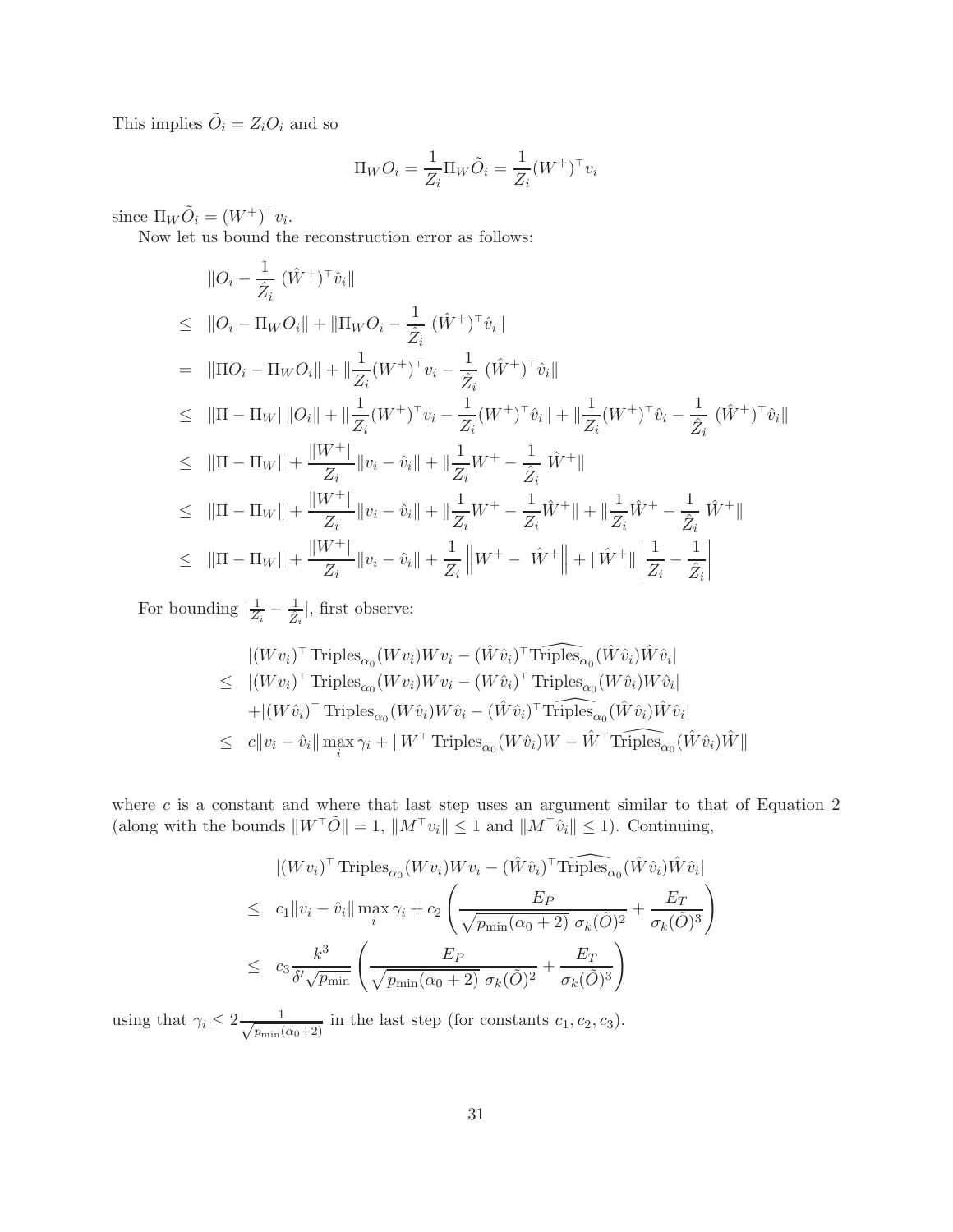This implies $\tilde{O}_i = Z_i O_i$ and so

$$\Pi_W O_i = \frac{1}{Z_i}\Pi_W \tilde{O}_i = \frac{1}{Z_i}(W^+)^\top v_i$$

since $\Pi_W \tilde{O}_i = (W^+)^\top v_i$.

Now let us bound the reconstruction error as follows:

$$\begin{aligned}
& \|O_i - \frac{1}{\hat{Z}_i}\ (\hat{W}^+)^\top \hat{v}_i\| \\
\leq\ & \|O_i - \Pi_W O_i\| + \|\Pi_W O_i - \frac{1}{\hat{Z}_i}\ (\hat{W}^+)^\top \hat{v}_i\| \\
=\ & \|\Pi O_i - \Pi_W O_i\| + \|\frac{1}{Z_i}(W^+)^\top v_i - \frac{1}{\hat{Z}_i}\ (\hat{W}^+)^\top \hat{v}_i\| \\
\leq\ & \|\Pi - \Pi_W\|\|O_i\| + \|\frac{1}{Z_i}(W^+)^\top v_i - \frac{1}{Z_i}(W^+)^\top \hat{v}_i\| + \|\frac{1}{Z_i}(W^+)^\top \hat{v}_i - \frac{1}{\hat{Z}_i}\ (\hat{W}^+)^\top \hat{v}_i\| \\
\leq\ & \|\Pi - \Pi_W\| + \frac{\|W^+\|}{Z_i}\|v_i - \hat{v}_i\| + \|\frac{1}{Z_i}W^+ - \frac{1}{\hat{Z}_i}\ \hat{W}^+\| \\
\leq\ & \|\Pi - \Pi_W\| + \frac{\|W^+\|}{Z_i}\|v_i - \hat{v}_i\| + \|\frac{1}{Z_i}W^+ - \frac{1}{Z_i}\hat{W}^+\| + \|\frac{1}{Z_i}\hat{W}^+ - \frac{1}{\hat{Z}_i}\ \hat{W}^+\| \\
\leq\ & \|\Pi - \Pi_W\| + \frac{\|W^+\|}{Z_i}\|v_i - \hat{v}_i\| + \frac{1}{Z_i}\left\|W^+ -\ \hat{W}^+\right\| + \|\hat{W}^+\|\left|\frac{1}{Z_i} - \frac{1}{\hat{Z}_i}\right|
\end{aligned}$$

For bounding $|\frac{1}{Z_i} - \frac{1}{\hat{Z}_i}|$, first observe:

$$\begin{aligned}
& |(Wv_i)^\top \operatorname{Triples}_{\alpha_0}(Wv_i)Wv_i - (\hat{W}\hat{v}_i)^\top \widehat{\operatorname{Triples}}_{\alpha_0}(\hat{W}\hat{v}_i)\hat{W}\hat{v}_i| \\
\leq\ & |(Wv_i)^\top \operatorname{Triples}_{\alpha_0}(Wv_i)Wv_i - (W\hat{v}_i)^\top \operatorname{Triples}_{\alpha_0}(W\hat{v}_i)W\hat{v}_i| \\
& + |(W\hat{v}_i)^\top \operatorname{Triples}_{\alpha_0}(W\hat{v}_i)W\hat{v}_i - (\hat{W}\hat{v}_i)^\top \widehat{\operatorname{Triples}}_{\alpha_0}(\hat{W}\hat{v}_i)\hat{W}\hat{v}_i| \\
\leq\ & c\|v_i - \hat{v}_i\| \max_i \gamma_i + \|W^\top \operatorname{Triples}_{\alpha_0}(W\hat{v}_i)W - \hat{W}^\top \widehat{\operatorname{Triples}}_{\alpha_0}(\hat{W}\hat{v}_i)\hat{W}\|
\end{aligned}$$

where $c$ is a constant and where that last step uses an argument similar to that of Equation 2 (along with the bounds $\|W^\top \tilde{O}\| = 1$, $\|M^\top v_i\| \leq 1$ and $\|M^\top \hat{v}_i\| \leq 1$). Continuing,

$$\begin{aligned}
& |(Wv_i)^\top \operatorname{Triples}_{\alpha_0}(Wv_i)Wv_i - (\hat{W}\hat{v}_i)^\top \widehat{\operatorname{Triples}}_{\alpha_0}(\hat{W}\hat{v}_i)\hat{W}\hat{v}_i| \\
\leq\ & c_1\|v_i - \hat{v}_i\| \max_i \gamma_i + c_2\left(\frac{E_P}{\sqrt{p_{\min}(\alpha_0+2)}\ \sigma_k(\tilde{O})^2} + \frac{E_T}{\sigma_k(\tilde{O})^3}\right) \\
\leq\ & c_3 \frac{k^3}{\delta' \sqrt{p_{\min}}}\left(\frac{E_P}{\sqrt{p_{\min}(\alpha_0+2)}\ \sigma_k(\tilde{O})^2} + \frac{E_T}{\sigma_k(\tilde{O})^3}\right)
\end{aligned}$$

using that $\gamma_i \leq 2\frac{1}{\sqrt{p_{\min}(\alpha_0+2)}}$ in the last step (for constants $c_1, c_2, c_3$).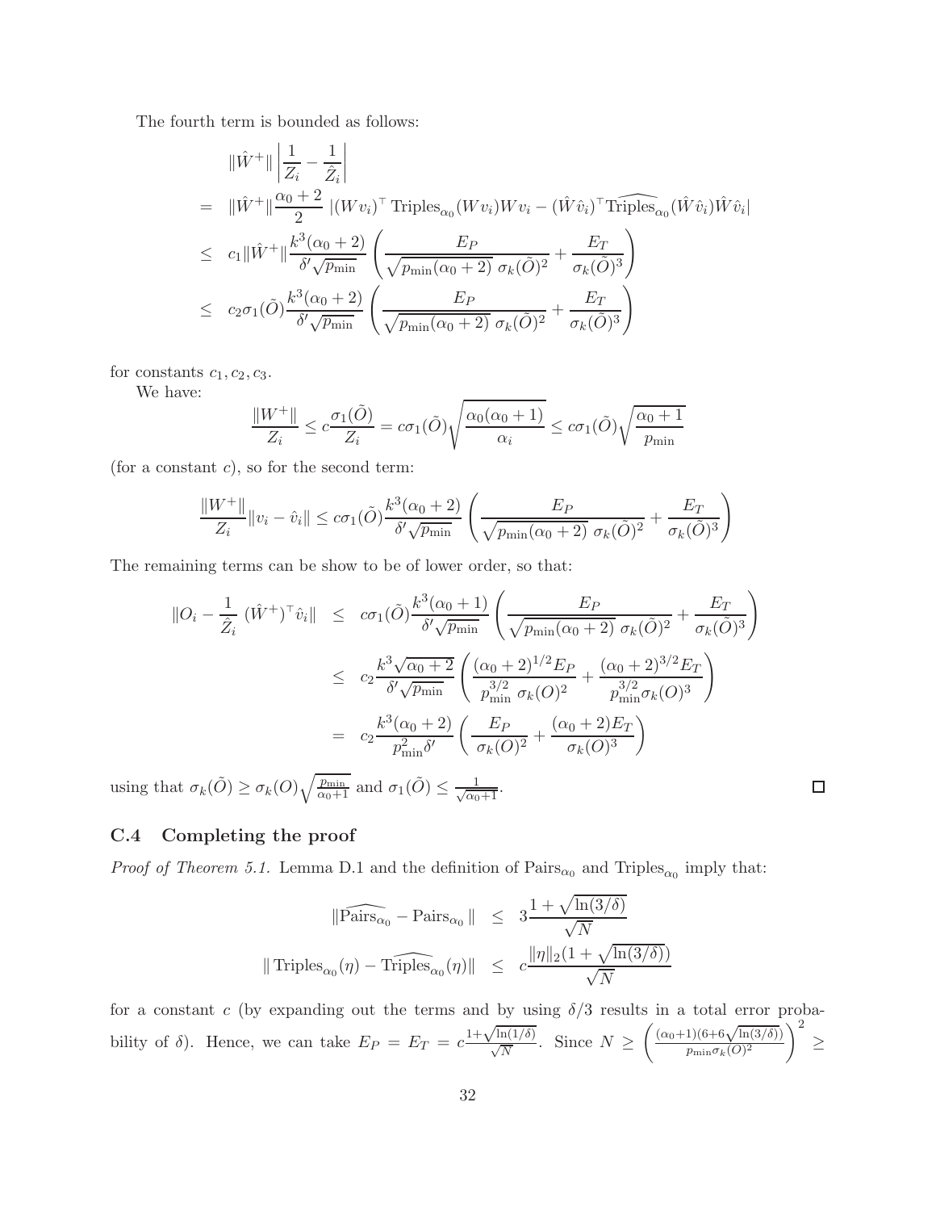The fourth term is bounded as follows:

$$
\begin{aligned}
& \|\hat{W}^{+}\| \left| \frac{1}{Z_i} - \frac{1}{\hat{Z}_i} \right| \\
= \ & \|\hat{W}^{+}\| \frac{\alpha_0 + 2}{2} \left| (W v_i)^\top \operatorname{Triples}_{\alpha_0}(W v_i) W v_i - (\hat{W} \hat{v}_i)^\top \widehat{\operatorname{Triples}}_{\alpha_0}(\hat{W} \hat{v}_i) \hat{W} \hat{v}_i \right| \\
\leq \ & c_1 \|\hat{W}^{+}\| \frac{k^3(\alpha_0+2)}{\delta' \sqrt{p_{\min}}} \left( \frac{E_P}{\sqrt{p_{\min}(\alpha_0+2)}\ \sigma_k(\tilde{O})^2} + \frac{E_T}{\sigma_k(\tilde{O})^3} \right) \\
\leq \ & c_2 \sigma_1(\tilde{O}) \frac{k^3(\alpha_0+2)}{\delta' \sqrt{p_{\min}}} \left( \frac{E_P}{\sqrt{p_{\min}(\alpha_0+2)}\ \sigma_k(\tilde{O})^2} + \frac{E_T}{\sigma_k(\tilde{O})^3} \right)
\end{aligned}
$$

for constants $c_1, c_2, c_3$.

We have:

$$
\frac{\|W^{+}\|}{Z_i} \leq c \frac{\sigma_1(\tilde{O})}{Z_i} = c \sigma_1(\tilde{O}) \sqrt{\frac{\alpha_0(\alpha_0+1)}{\alpha_i}} \leq c \sigma_1(\tilde{O}) \sqrt{\frac{\alpha_0+1}{p_{\min}}}
$$

(for a constant $c$), so for the second term:

$$
\frac{\|W^{+}\|}{Z_i} \|v_i - \hat{v}_i\| \leq c \sigma_1(\tilde{O}) \frac{k^3(\alpha_0+2)}{\delta' \sqrt{p_{\min}}} \left( \frac{E_P}{\sqrt{p_{\min}(\alpha_0+2)}\ \sigma_k(\tilde{O})^2} + \frac{E_T}{\sigma_k(\tilde{O})^3} \right)
$$

The remaining terms can be show to be of lower order, so that:

$$
\begin{aligned}
\|O_i - \frac{1}{\hat{Z}_i} (\hat{W}^{+})^\top \hat{v}_i\| & \leq c \sigma_1(\tilde{O}) \frac{k^3(\alpha_0+1)}{\delta' \sqrt{p_{\min}}} \left( \frac{E_P}{\sqrt{p_{\min}(\alpha_0+2)}\ \sigma_k(\tilde{O})^2} + \frac{E_T}{\sigma_k(\tilde{O})^3} \right) \\
& \leq c_2 \frac{k^3 \sqrt{\alpha_0+2}}{\delta' \sqrt{p_{\min}}} \left( \frac{(\alpha_0+2)^{1/2} E_P}{p_{\min}^{3/2}\ \sigma_k(O)^2} + \frac{(\alpha_0+2)^{3/2} E_T}{p_{\min}^{3/2} \sigma_k(O)^3} \right) \\
& = c_2 \frac{k^3(\alpha_0+2)}{p_{\min}^2 \delta'} \left( \frac{E_P}{\sigma_k(O)^2} + \frac{(\alpha_0+2) E_T}{\sigma_k(O)^3} \right)
\end{aligned}
$$

using that $\sigma_k(\tilde{O}) \geq \sigma_k(O) \sqrt{\frac{p_{\min}}{\alpha_0+1}}$ and $\sigma_1(\tilde{O}) \leq \frac{1}{\sqrt{\alpha_0+1}}$. □

### C.4 Completing the proof

*Proof of Theorem 5.1.* Lemma D.1 and the definition of $\operatorname{Pairs}_{\alpha_0}$ and $\operatorname{Triples}_{\alpha_0}$ imply that:

$$
\begin{aligned}
\|\widehat{\operatorname{Pairs}}_{\alpha_0} - \operatorname{Pairs}_{\alpha_0}\| & \leq 3 \frac{1 + \sqrt{\ln(3/\delta)}}{\sqrt{N}} \\
\|\operatorname{Triples}_{\alpha_0}(\eta) - \widehat{\operatorname{Triples}}_{\alpha_0}(\eta)\| & \leq c \frac{\|\eta\|_2 (1 + \sqrt{\ln(3/\delta)})}{\sqrt{N}}
\end{aligned}
$$

for a constant $c$ (by expanding out the terms and by using $\delta/3$ results in a total error probability of $\delta$). Hence, we can take $E_P = E_T = c\frac{1+\sqrt{\ln(1/\delta)}}{\sqrt{N}}$. Since $N \geq \left( \frac{(\alpha_0+1)(6+6\sqrt{\ln(3/\delta)})}{p_{\min} \sigma_k(O)^2} \right)^2 \geq$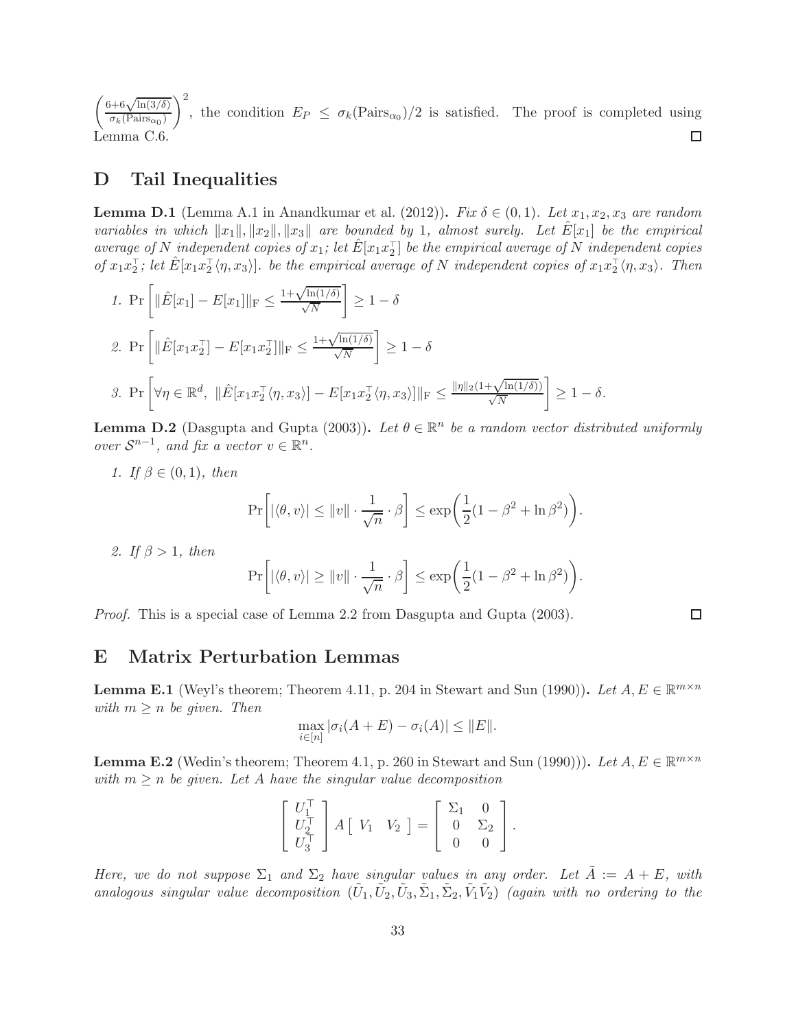$\left(\frac{6+6\sqrt{\ln(3/\delta)}}{\sigma_k(\text{Pairs}_{\alpha_0})}\right)^2$, the condition $E_P \leq \sigma_k(\text{Pairs}_{\alpha_0})/2$ is satisfied. The proof is completed using Lemma C.6. □

# D Tail Inequalities

**Lemma D.1** (Lemma A.1 in Anandkumar et al. (2012)). *Fix $\delta \in (0,1)$. Let $x_1, x_2, x_3$ are random variables in which $\|x_1\|, \|x_2\|, \|x_3\|$ are bounded by 1, almost surely. Let $\hat{E}[x_1]$ be the empirical average of $N$ independent copies of $x_1$; let $\hat{E}[x_1 x_2^\top]$ be the empirical average of $N$ independent copies of $x_1 x_2^\top$; let $\hat{E}[x_1 x_2^\top \langle \eta, x_3 \rangle]$. be the empirical average of $N$ independent copies of $x_1 x_2^\top \langle \eta, x_3 \rangle$. Then*

1. $\Pr\left[\|\hat{E}[x_1] - E[x_1]\|_{\text{F}} \leq \frac{1+\sqrt{\ln(1/\delta)}}{\sqrt{N}}\right] \geq 1 - \delta$

2. $\Pr\left[\|\hat{E}[x_1 x_2^\top] - E[x_1 x_2^\top]\|_{\text{F}} \leq \frac{1+\sqrt{\ln(1/\delta)}}{\sqrt{N}}\right] \geq 1 - \delta$

3. $\Pr\left[\forall \eta \in \mathbb{R}^d,\ \|\hat{E}[x_1 x_2^\top \langle \eta, x_3 \rangle] - E[x_1 x_2^\top \langle \eta, x_3 \rangle]\|_{\text{F}} \leq \frac{\|\eta\|_2 (1+\sqrt{\ln(1/\delta)})}{\sqrt{N}}\right] \geq 1 - \delta.$

**Lemma D.2** (Dasgupta and Gupta (2003)). *Let $\theta \in \mathbb{R}^n$ be a random vector distributed uniformly over $\mathcal{S}^{n-1}$, and fix a vector $v \in \mathbb{R}^n$.*

1. *If $\beta \in (0,1)$, then*
$$\Pr\left[|\langle \theta, v \rangle| \leq \|v\| \cdot \frac{1}{\sqrt{n}} \cdot \beta\right] \leq \exp\left(\frac{1}{2}(1 - \beta^2 + \ln \beta^2)\right).$$

2. *If $\beta > 1$, then*
$$\Pr\left[|\langle \theta, v \rangle| \geq \|v\| \cdot \frac{1}{\sqrt{n}} \cdot \beta\right] \leq \exp\left(\frac{1}{2}(1 - \beta^2 + \ln \beta^2)\right).$$

*Proof.* This is a special case of Lemma 2.2 from Dasgupta and Gupta (2003). □

# E Matrix Perturbation Lemmas

**Lemma E.1** (Weyl's theorem; Theorem 4.11, p. 204 in Stewart and Sun (1990)). *Let $A, E \in \mathbb{R}^{m \times n}$ with $m \geq n$ be given. Then*
$$\max_{i \in [n]} |\sigma_i(A + E) - \sigma_i(A)| \leq \|E\|.$$

**Lemma E.2** (Wedin's theorem; Theorem 4.1, p. 260 in Stewart and Sun (1990))). *Let $A, E \in \mathbb{R}^{m \times n}$ with $m \geq n$ be given. Let $A$ have the singular value decomposition*
$$\begin{bmatrix} U_1^\top \\ U_2^\top \\ U_3^\top \end{bmatrix} A \begin{bmatrix} V_1 & V_2 \end{bmatrix} = \begin{bmatrix} \Sigma_1 & 0 \\ 0 & \Sigma_2 \\ 0 & 0 \end{bmatrix}.$$

*Here, we do not suppose $\Sigma_1$ and $\Sigma_2$ have singular values in any order. Let $\tilde{A} := A + E$, with analogous singular value decomposition $(\tilde{U}_1, \tilde{U}_2, \tilde{U}_3, \tilde{\Sigma}_1, \tilde{\Sigma}_2, \tilde{V}_1 \tilde{V}_2)$ (again with no ordering to the*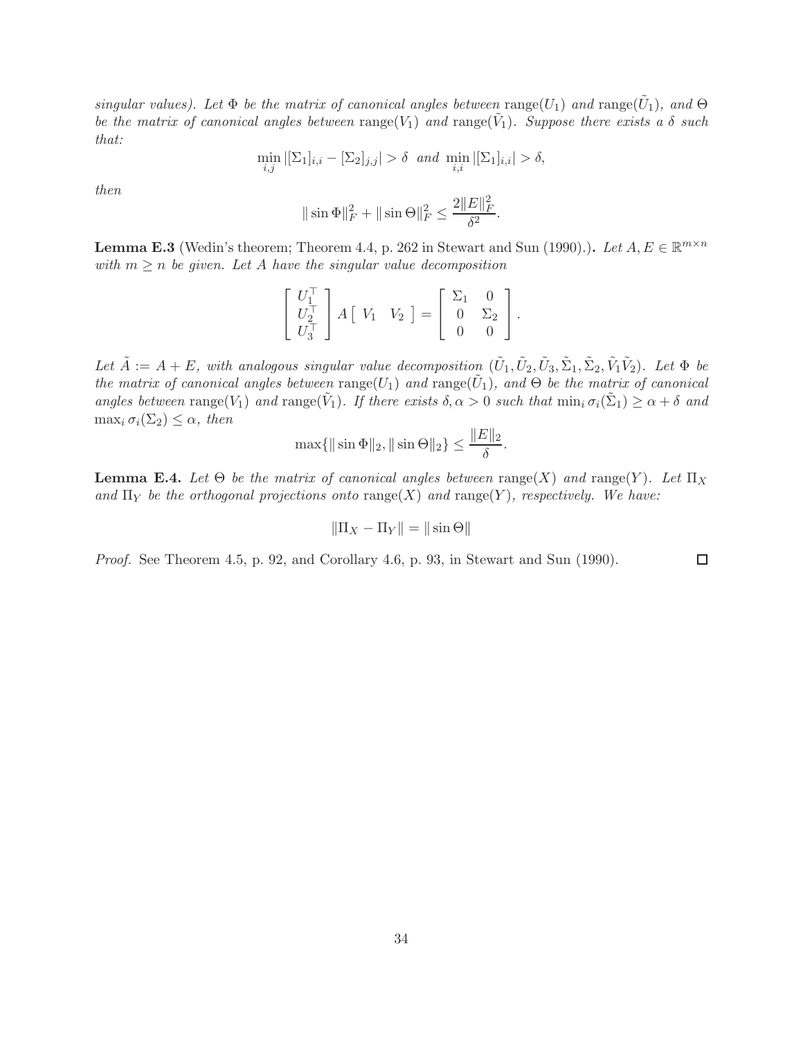*singular values). Let $\Phi$ be the matrix of canonical angles between* $\mathrm{range}(U_1)$ *and* $\mathrm{range}(\tilde{U}_1)$*, and* $\Theta$ *be the matrix of canonical angles between* $\mathrm{range}(V_1)$ *and* $\mathrm{range}(\tilde{V}_1)$*. Suppose there exists a* $\delta$ *such that:*

$$\min_{i,j} |[\Sigma_1]_{i,i} - [\Sigma_2]_{j,j}| > \delta \ \ and \ \min_{i,i} |[\Sigma_1]_{i,i}| > \delta,$$

*then*

$$\|\sin\Phi\|_F^2 + \|\sin\Theta\|_F^2 \le \frac{2\|E\|_F^2}{\delta^2}.$$

**Lemma E.3** (Wedin's theorem; Theorem 4.4, p. 262 in Stewart and Sun (1990).)**.** *Let* $A, E \in \mathbb{R}^{m\times n}$ *with* $m \ge n$ *be given. Let* $A$ *have the singular value decomposition*

$$\begin{bmatrix} U_1^\top \\ U_2^\top \\ U_3^\top \end{bmatrix} A \begin{bmatrix} V_1 & V_2 \end{bmatrix} = \begin{bmatrix} \Sigma_1 & 0 \\ 0 & \Sigma_2 \\ 0 & 0 \end{bmatrix}.$$

*Let* $\tilde{A} := A + E$*, with analogous singular value decomposition* $(\tilde{U}_1, \tilde{U}_2, \tilde{U}_3, \tilde{\Sigma}_1, \tilde{\Sigma}_2, \tilde{V}_1 \tilde{V}_2)$*. Let* $\Phi$ *be the matrix of canonical angles between* $\mathrm{range}(U_1)$ *and* $\mathrm{range}(\tilde{U}_1)$*, and* $\Theta$ *be the matrix of canonical angles between* $\mathrm{range}(V_1)$ *and* $\mathrm{range}(\tilde{V}_1)$*. If there exists* $\delta, \alpha > 0$ *such that* $\min_i \sigma_i(\tilde{\Sigma}_1) \ge \alpha + \delta$ *and* $\max_i \sigma_i(\Sigma_2) \le \alpha$*, then*

$$\max\{\|\sin\Phi\|_2, \|\sin\Theta\|_2\} \le \frac{\|E\|_2}{\delta}.$$

**Lemma E.4.** *Let* $\Theta$ *be the matrix of canonical angles between* $\mathrm{range}(X)$ *and* $\mathrm{range}(Y)$*. Let* $\Pi_X$ *and* $\Pi_Y$ *be the orthogonal projections onto* $\mathrm{range}(X)$ *and* $\mathrm{range}(Y)$*, respectively. We have:*

$$\|\Pi_X - \Pi_Y\| = \|\sin\Theta\|$$

*Proof.* See Theorem 4.5, p. 92, and Corollary 4.6, p. 93, in Stewart and Sun (1990). ∎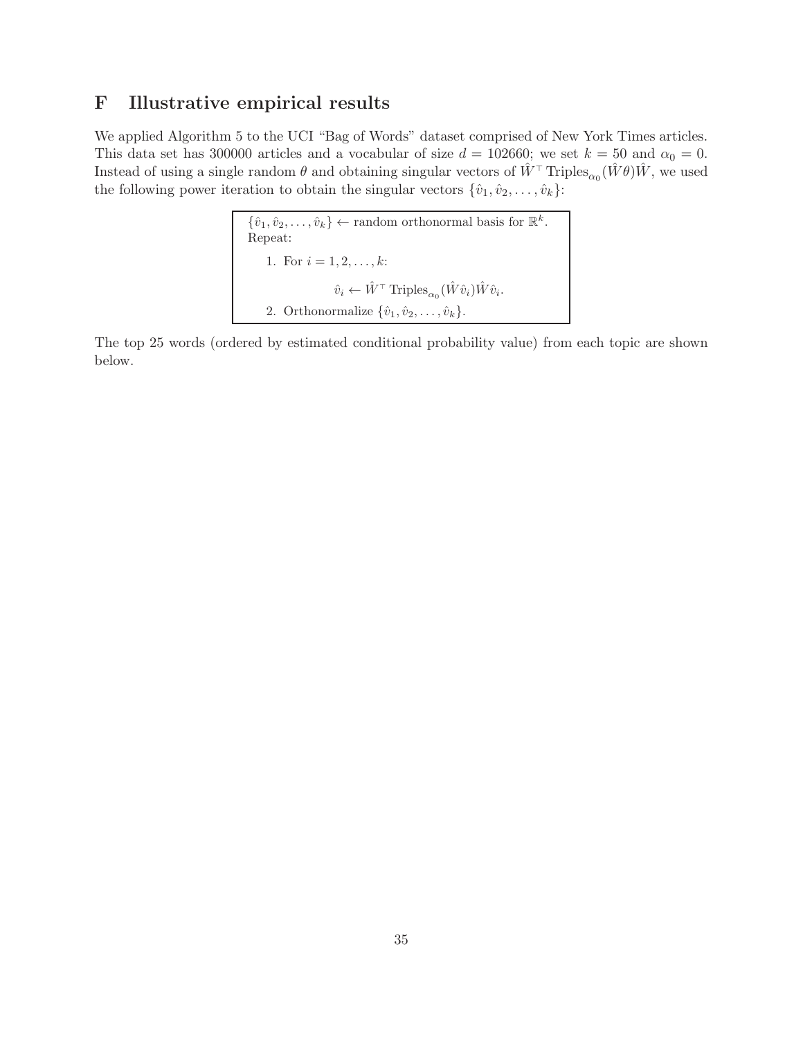# F Illustrative empirical results

We applied Algorithm 5 to the UCI "Bag of Words" dataset comprised of New York Times articles. This data set has 300000 articles and a vocabular of size $d = 102660$; we set $k = 50$ and $\alpha_0 = 0$. Instead of using a single random $\theta$ and obtaining singular vectors of $\hat{W}^\top \operatorname{Triples}_{\alpha_0}(\hat{W}\theta)\hat{W}$, we used the following power iteration to obtain the singular vectors $\{\hat{v}_1, \hat{v}_2, \ldots, \hat{v}_k\}$:

> $\{\hat{v}_1, \hat{v}_2, \ldots, \hat{v}_k\} \leftarrow$ random orthonormal basis for $\mathbb{R}^k$.
>
> Repeat:
>
> 1. For $i = 1, 2, \ldots, k$:
>
> $$\hat{v}_i \leftarrow \hat{W}^\top \operatorname{Triples}_{\alpha_0}(\hat{W}\hat{v}_i)\hat{W}\hat{v}_i.$$
>
> 2. Orthonormalize $\{\hat{v}_1, \hat{v}_2, \ldots, \hat{v}_k\}$.

The top 25 words (ordered by estimated conditional probability value) from each topic are shown below.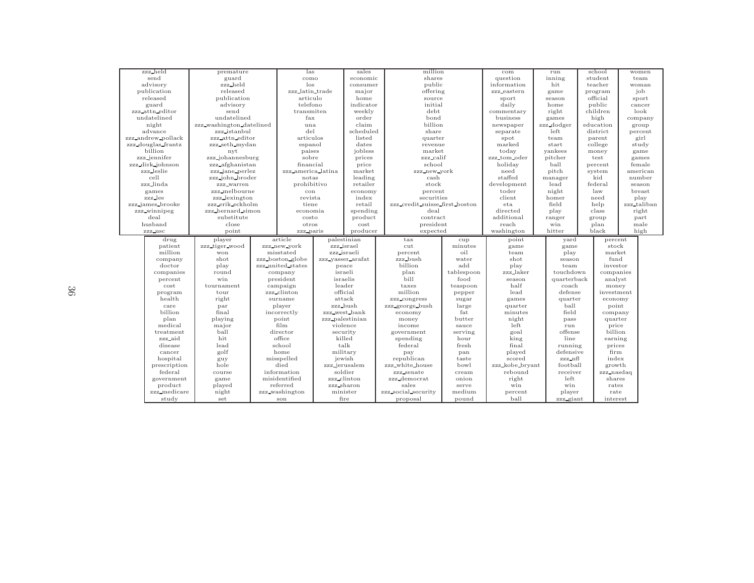| zzz_held | premature | las | sales | million | com | run | school | women |
|---|---|---|---|---|---|---|---|---|
| send | guard | como | economic | shares | question | inning | student | team |
| advisory | zzz_held | los | consumer | public | information | hit | teacher | woman |
| publication | released | zzz_latin_trade | major | offering | zzz_eastern | game | program | job |
| released | publication | articulo | home | source | sport | season | official | sport |
| guard | advisory | telefono | indicator | initial | daily | home | public | cancer |
| zzz_attn_editor | send | transmiten | weekly | debt | commentary | right | children | look |
| undatelined | undatelined | fax | order | bond | business | games | high | company |
| night | zzz_washington_datelined | una | claim | billion | newspaper | zzz_dodger | education | group |
| advance | zzz_istanbul | del | scheduled | share | separate | left | district | percent |
| zzz_andrew_pollack | zzz_attn_editor | articulos | listed | quarter | spot | team | parent | girl |
| zzz_douglas_frantz | zzz_seth_mydan | espanol | dates | revenue | marked | start | college | study |
| billion | nyt | paises | jobless | market | today | yankees | money | game |
| zzz_jennifer | zzz_johannesburg | sobre | prices | zzz_calif | zzz_tom_oder | pitcher | test | games |
| zzz_dirk_johnson | zzz_afghanistan | financial | price | school | holiday | ball | percent | female |
| zzz_leslie | zzz_jane_perlez | zzz_america_latina | market | zzz_new_york | need | pitch | system | american |
| cell | zzz_john_broder | notas | leading | cash | staffed | manager | kid | number |
| zzz_linda | zzz_warren | prohibitivo | retailer | stock | development | lead | federal | season |
| games | zzz_melbourne | con | economy | percent | toder | night | law | breast |
| zzz_lee | zzz_lexington | revista | index | securities | client | homer | need | play |
| zzz_james_brooke | zzz_erik_eckholm | tiene | retail | zzz_credit_suisse_first_boston | eta | field | help | zzz_taliban |
| zzz_winnipeg | zzz_bernard_simon | economia | spending | deal | directed | play | class | right |
| deal | substitute | costo | product | contract | additional | ranger | group | part |
| husband | close | otros | cost | president | reach | win | plan | male |
| zzz_usc | point | zzz_paris | producer | expected | washington | hitter | black | high |

| drug | player | article | palestinian | tax | cup | point | yard | percent |
|---|---|---|---|---|---|---|---|---|
| patient | zzz_tiger_wood | zzz_new_york | zzz_israel | cut | minutes | game | game | stock |
| million | won | misstated | zzz_israeli | percent | oil | team | play | market |
| company | shot | zzz_boston_globe | zzz_yasser_arafat | zzz_bush | water | shot | season | fund |
| doctor | play | zzz_united_states | peace | billion | add | play | team | investor |
| companies | round | company | israeli | plan | tablespoon | zzz_laker | touchdown | companies |
| percent | win | president | israelis | bill | food | season | quarterback | analyst |
| cost | tournament | campaign | leader | taxes | teaspoon | half | coach | money |
| program | tour | zzz_clinton | official | million | pepper | lead | defense | investment |
| health | right | surname | attack | zzz_congress | sugar | games | quarter | economy |
| care | par | player | zzz_bush | zzz_george_bush | large | quarter | ball | point |
| billion | final | incorrectly | zzz_west_bank | economy | fat | minutes | field | company |
| plan | playing | point | zzz_palestinian | money | butter | night | pass | quarter |
| medical | major | film | violence | income | sauce | left | run | price |
| treatment | ball | director | security | government | serving | goal | offense | billion |
| zzz_aid | hit | office | killed | spending | hour | king | line | earning |
| disease | lead | school | talk | federal | fresh | final | running | prices |
| cancer | golf | home | military | pay | pan | played | defensive | firm |
| hospital | guy | misspelled | jewish | republican | taste | scored | zzz_nfl | index |
| prescription | hole | died | zzz_jerusalem | zzz_white_house | cream | zzz_kobe_bryant | football | growth |
| federal | course | information | soldier | zzz_senate | bowl | rebound | receiver | zzz_nasdaq |
| government | game | misidentified | zzz_clinton | zzz_democrat | onion | right | left | shares |
| product | played | referred | zzz_sharon | sales | serve | win | win | rates |
| zzz_medicare | night | zzz_washington | minister | zzz_social_security | medium | percent | player | rate |
| study | set | son | fire | proposal | pound | ball | zzz_giant | interest |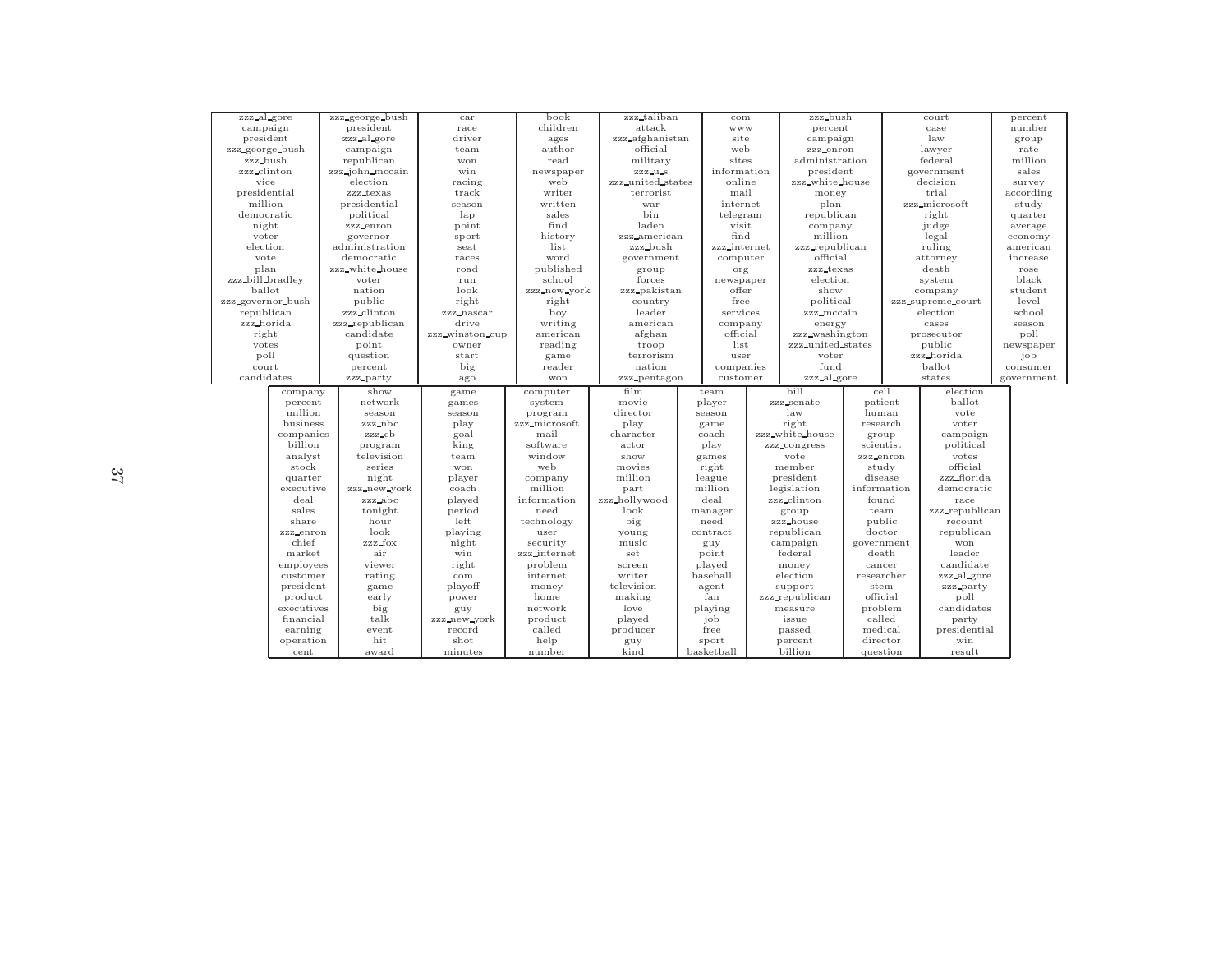| zzz_al_gore | zzz_george_bush | car | book | zzz_taliban | com | zzz_bush | court | percent |
|---|---|---|---|---|---|---|---|---|
| campaign | president | race | children | attack | www | percent | case | number |
| president | zzz_al_gore | driver | ages | zzz_afghanistan | site | campaign | law | group |
| zzz_george_bush | campaign | team | author | official | web | zzz_enron | lawyer | rate |
| zzz_bush | republican | won | read | military | sites | administration | federal | million |
| zzz_clinton | zzz_john_mccain | win | newspaper | zzz_u_s | information | president | government | sales |
| vice | election | racing | web | zzz_united_states | online | zzz_white_house | decision | survey |
| presidential | zzz_texas | track | writer | terrorist | mail | money | trial | according |
| million | presidential | season | written | war | internet | plan | zzz_microsoft | study |
| democratic | political | lap | sales | bin | telegram | republican | right | quarter |
| night | zzz_enron | point | find | laden | visit | company | judge | average |
| voter | governor | sport | history | zzz_american | find | million | legal | economy |
| election | administration | seat | list | zzz_bush | zzz_internet | zzz_republican | ruling | american |
| vote | democratic | races | word | government | computer | official | attorney | increase |
| plan | zzz_white_house | road | published | group | org | zzz_texas | death | rose |
| zzz_bill_bradley | voter | run | school | forces | newspaper | election | system | black |
| ballot | nation | look | zzz_new_york | zzz_pakistan | offer | show | company | student |
| zzz_governor_bush | public | right | right | country | free | political | zzz_supreme_court | level |
| republican | zzz_clinton | zzz_nascar | boy | leader | services | zzz_mccain | election | school |
| zzz_florida | zzz_republican | drive | writing | american | company | energy | cases | season |
| right | candidate | zzz_winston_cup | american | afghan | official | zzz_washington | prosecutor | poll |
| votes | point | owner | reading | troop | list | zzz_united_states | public | newspaper |
| poll | question | start | game | terrorism | user | voter | zzz_florida | job |
| court | percent | big | reader | nation | companies | fund | ballot | consumer |
| candidates | zzz_party | ago | won | zzz_pentagon | customer | zzz_al_gore | states | government |

| company | show | game | computer | film | team | bill | cell | election |
|---|---|---|---|---|---|---|---|---|
| percent | network | games | system | movie | player | zzz_senate | patient | ballot |
| million | season | season | program | director | season | law | human | vote |
| business | zzz_nbc | play | zzz_microsoft | play | game | right | research | voter |
| companies | zzz_cb | goal | mail | character | coach | zzz_white_house | group | campaign |
| billion | program | king | software | actor | play | zzz_congress | scientist | political |
| analyst | television | team | window | show | games | vote | zzz_enron | votes |
| stock | series | won | web | movies | right | member | study | official |
| quarter | night | player | company | million | league | president | disease | zzz_florida |
| executive | zzz_new_york | coach | million | part | million | legislation | information | democratic |
| deal | zzz_abc | played | information | zzz_hollywood | deal | zzz_clinton | found | race |
| sales | tonight | period | need | look | manager | group | team | zzz_republican |
| share | hour | left | technology | big | need | zzz_house | public | recount |
| zzz_enron | look | playing | user | young | contract | republican | doctor | republican |
| chief | zzz_fox | night | security | music | guy | campaign | government | won |
| market | air | win | zzz_internet | set | point | federal | death | leader |
| employees | viewer | right | problem | screen | played | money | cancer | candidate |
| customer | rating | com | internet | writer | baseball | election | researcher | zzz_al_gore |
| president | game | playoff | money | television | agent | support | stem | zzz_party |
| product | early | power | home | making | fan | zzz_republican | official | poll |
| executives | big | guy | network | love | playing | measure | problem | candidates |
| financial | talk | zzz_new_york | product | played | job | issue | called | party |
| earning | event | record | called | producer | free | passed | medical | presidential |
| operation | hit | shot | help | guy | sport | percent | director | win |
| cent | award | minutes | number | kind | basketball | billion | question | result |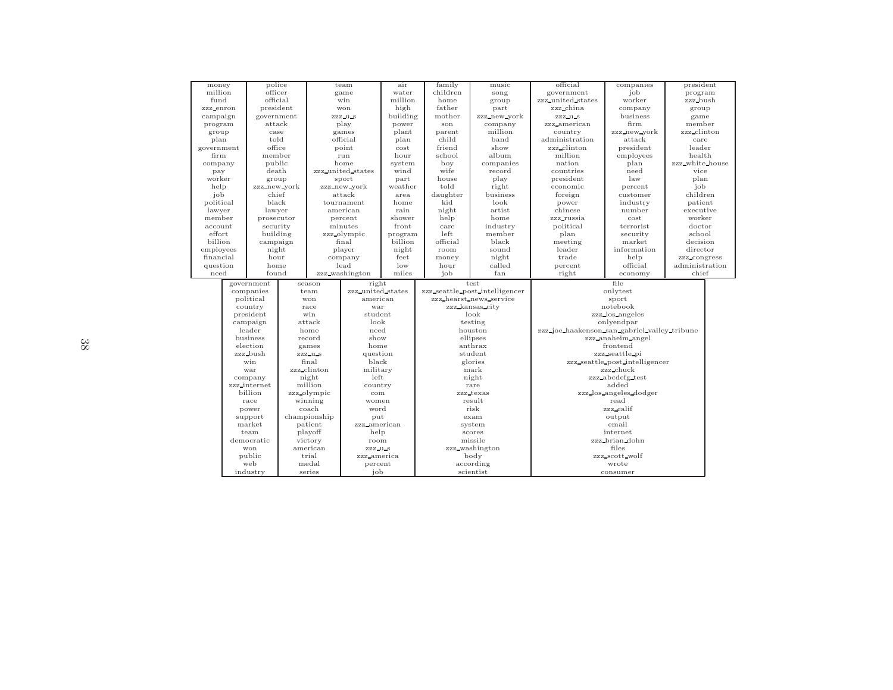| | | | | | | | | |
|---|---|---|---|---|---|---|---|---|
| money | police | team | air | family | music | official | companies | president |
| million | officer | game | water | children | song | government | job | program |
| fund | official | win | million | home | group | zzz_united_states | worker | zzz_bush |
| zzz_enron | president | won | high | father | part | zzz_china | company | group |
| campaign | government | zzz_u_s | building | mother | zzz_new_york | zzz_u_s | business | game |
| program | attack | play | power | son | company | zzz_american | firm | member |
| group | case | games | plant | parent | million | country | zzz_new_york | zzz_clinton |
| plan | told | official | plan | child | band | administration | attack | care |
| government | office | point | cost | friend | show | zzz_clinton | president | leader |
| firm | member | run | hour | school | album | million | employees | health |
| company | public | home | system | boy | companies | nation | plan | zzz_white_house |
| pay | death | zzz_united_states | wind | wife | record | countries | need | vice |
| worker | group | sport | part | house | play | president | law | plan |
| help | zzz_new_york | zzz_new_york | weather | told | right | economic | percent | job |
| job | chief | attack | area | daughter | business | foreign | customer | children |
| political | black | tournament | home | kid | look | power | industry | patient |
| lawyer | lawyer | american | rain | night | artist | chinese | number | executive |
| member | prosecutor | percent | shower | help | home | zzz_russia | cost | worker |
| account | security | minutes | front | care | industry | political | terrorist | doctor |
| effort | building | zzz_olympic | program | left | member | plan | security | school |
| billion | campaign | final | billion | official | black | meeting | market | decision |
| employees | night | player | night | room | sound | leader | information | director |
| financial | hour | company | feet | money | night | trade | help | zzz_congress |
| question | home | lead | low | hour | called | percent | official | administration |
| need | found | zzz_washington | miles | job | fan | right | economy | chief |

| | | | | |
|---|---|---|---|---|
| government | season | right | test | file |
| companies | team | zzz_united_states | zzz_seattle_post_intelligencer | onlytest |
| political | won | american | zzz_hearst_news_service | sport |
| country | race | war | zzz_kansas_city | notebook |
| president | win | student | look | zzz_los_angeles |
| campaign | attack | look | testing | onlyendpar |
| leader | home | need | houston | zzz_joe_haakenson_san_gabriel_valley_tribune |
| business | record | show | ellipses | zzz_anaheim_angel |
| election | games | home | anthrax | frontend |
| zzz_bush | zzz_u_s | question | student | zzz_seattle_pi |
| win | final | black | glories | zzz_seattle_post_intelligencer |
| war | zzz_clinton | military | mark | zzz_chuck |
| company | night | left | night | zzz_abcdefg_test |
| zzz_internet | million | country | rare | added |
| billion | zzz_olympic | com | zzz_texas | zzz_los_angeles_dodger |
| race | winning | women | result | read |
| power | coach | word | risk | zzz_calif |
| support | championship | put | exam | output |
| market | patient | zzz_american | system | email |
| team | playoff | help | scores | internet |
| democratic | victory | room | missile | zzz_brian_dohn |
| won | american | zzz_u_s | zzz_washington | files |
| public | trial | zzz_america | body | zzz_scott_wolf |
| web | medal | percent | according | wrote |
| industry | series | job | scientist | consumer |